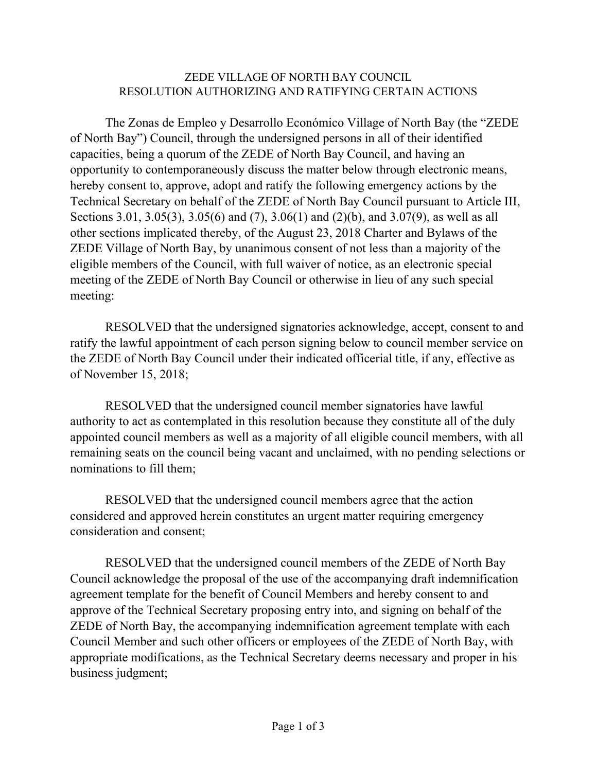ZEDE VILLAGE OF NORTH BAY COUNCIL
RESOLUTION AUTHORIZING AND RATIFYING CERTAIN ACTIONS

The Zonas de Empleo y Desarrollo Económico Village of North Bay (the "ZEDE of North Bay") Council, through the undersigned persons in all of their identified capacities, being a quorum of the ZEDE of North Bay Council, and having an opportunity to contemporaneously discuss the matter below through electronic means, hereby consent to, approve, adopt and ratify the following emergency actions by the Technical Secretary on behalf of the ZEDE of North Bay Council pursuant to Article III, Sections 3.01, 3.05(3), 3.05(6) and (7), 3.06(1) and (2)(b), and 3.07(9), as well as all other sections implicated thereby, of the August 23, 2018 Charter and Bylaws of the ZEDE Village of North Bay, by unanimous consent of not less than a majority of the eligible members of the Council, with full waiver of notice, as an electronic special meeting of the ZEDE of North Bay Council or otherwise in lieu of any such special meeting:

RESOLVED that the undersigned signatories acknowledge, accept, consent to and ratify the lawful appointment of each person signing below to council member service on the ZEDE of North Bay Council under their indicated officerial title, if any, effective as of November 15, 2018;

RESOLVED that the undersigned council member signatories have lawful authority to act as contemplated in this resolution because they constitute all of the duly appointed council members as well as a majority of all eligible council members, with all remaining seats on the council being vacant and unclaimed, with no pending selections or nominations to fill them;

RESOLVED that the undersigned council members agree that the action considered and approved herein constitutes an urgent matter requiring emergency consideration and consent;

RESOLVED that the undersigned council members of the ZEDE of North Bay Council acknowledge the proposal of the use of the accompanying draft indemnification agreement template for the benefit of Council Members and hereby consent to and approve of the Technical Secretary proposing entry into, and signing on behalf of the ZEDE of North Bay, the accompanying indemnification agreement template with each Council Member and such other officers or employees of the ZEDE of North Bay, with appropriate modifications, as the Technical Secretary deems necessary and proper in his business judgment;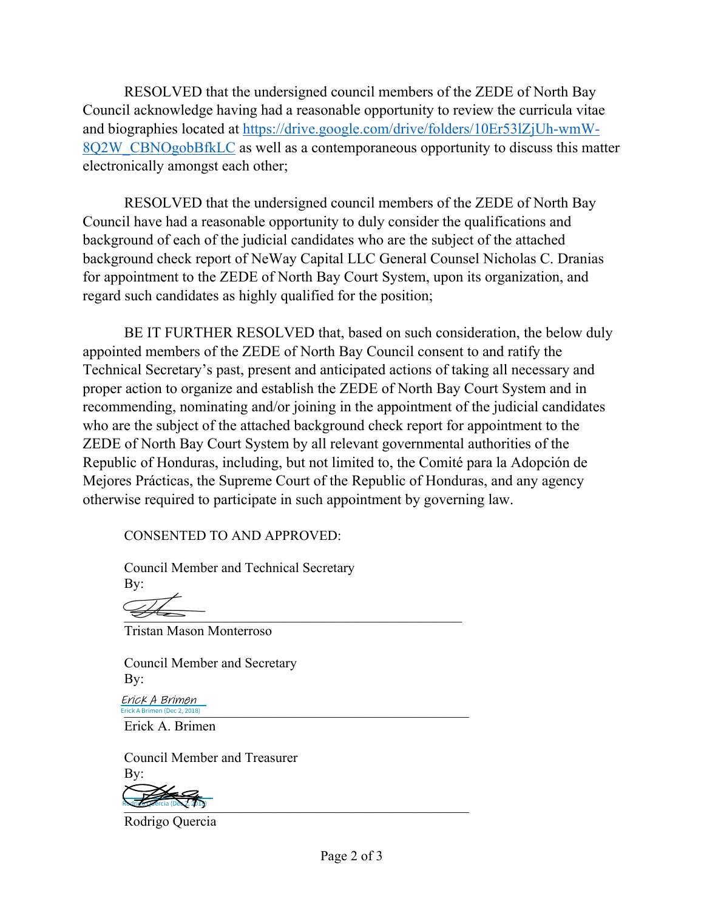RESOLVED that the undersigned council members of the ZEDE of North Bay Council acknowledge having had a reasonable opportunity to review the curricula vitae and biographies located at https://drive.google.com/drive/folders/10Er53lZjUh-wmW-8Q2W_CBNOgobBfkLC as well as a contemporaneous opportunity to discuss this matter electronically amongst each other;

RESOLVED that the undersigned council members of the ZEDE of North Bay Council have had a reasonable opportunity to duly consider the qualifications and background of each of the judicial candidates who are the subject of the attached background check report of NeWay Capital LLC General Counsel Nicholas C. Dranias for appointment to the ZEDE of North Bay Court System, upon its organization, and regard such candidates as highly qualified for the position;

BE IT FURTHER RESOLVED that, based on such consideration, the below duly appointed members of the ZEDE of North Bay Council consent to and ratify the Technical Secretary's past, present and anticipated actions of taking all necessary and proper action to organize and establish the ZEDE of North Bay Court System and in recommending, nominating and/or joining in the appointment of the judicial candidates who are the subject of the attached background check report for appointment to the ZEDE of North Bay Court System by all relevant governmental authorities of the Republic of Honduras, including, but not limited to, the Comité para la Adopción de Mejores Prácticas, the Supreme Court of the Republic of Honduras, and any agency otherwise required to participate in such appointment by governing law.

CONSENTED TO AND APPROVED:

Council Member and Technical Secretary
By:

_______________________________
Tristan Mason Monterroso

Council Member and Secretary
By:

Erick A Brimen
Erick A Brimen (Dec 2, 2018)
_______________________________
Erick A. Brimen

Council Member and Treasurer
By:

Rodrigo Quercia (Dec 2, 2018)
_______________________________
Rodrigo Quercia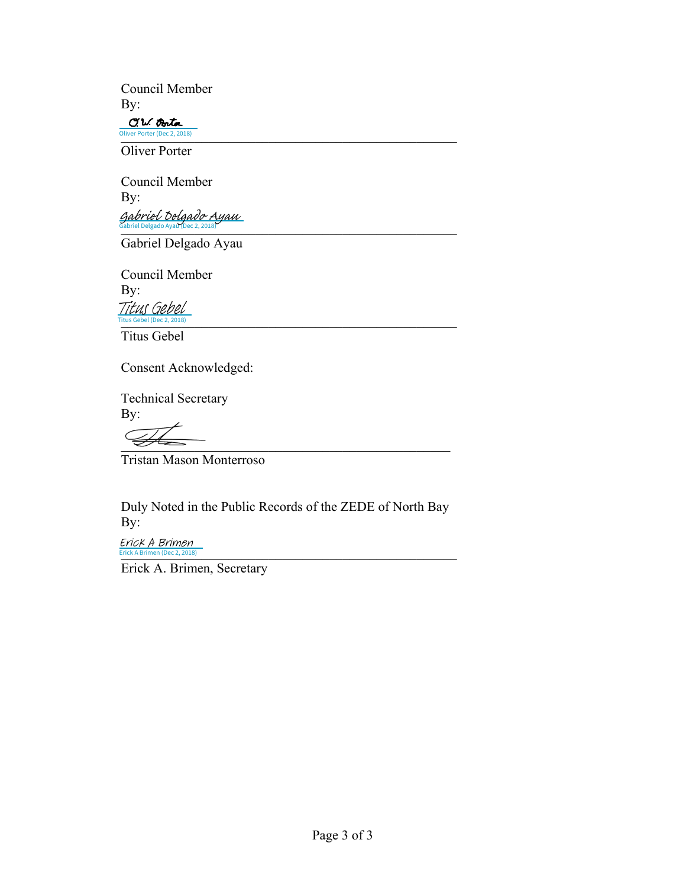Council Member
By:

O.W. Porter
Oliver Porter (Dec 2, 2018)

Oliver Porter

Council Member
By:

Gabriel Delgado Ayau
Gabriel Delgado Ayau (Dec 2, 2018)

Gabriel Delgado Ayau

Council Member
By:

Titus Gebel
Titus Gebel (Dec 2, 2018)

Titus Gebel

Consent Acknowledged:

Technical Secretary
By:

Tristan Mason Monterroso

Duly Noted in the Public Records of the ZEDE of North Bay
By:

Erick A Brimen
Erick A Brimen (Dec 2, 2018)

Erick A. Brimen, Secretary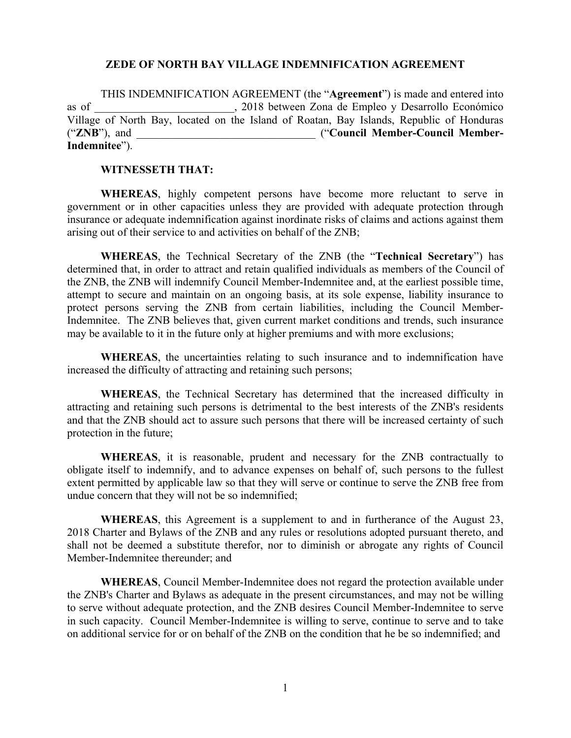## ZEDE OF NORTH BAY VILLAGE INDEMNIFICATION AGREEMENT

THIS INDEMNIFICATION AGREEMENT (the "**Agreement**") is made and entered into as of \_\_\_\_\_\_\_\_\_\_\_\_\_\_\_\_\_\_\_\_\_\_\_\_\_, 2018 between Zona de Empleo y Desarrollo Económico Village of North Bay, located on the Island of Roatan, Bay Islands, Republic of Honduras ("**ZNB**"), and \_\_\_\_\_\_\_\_\_\_\_\_\_\_\_\_\_\_\_\_\_\_\_\_\_\_\_\_\_\_\_\_\_\_ ("**Council Member-Council Member-Indemnitee**").

**WITNESSETH THAT:**

**WHEREAS**, highly competent persons have become more reluctant to serve in government or in other capacities unless they are provided with adequate protection through insurance or adequate indemnification against inordinate risks of claims and actions against them arising out of their service to and activities on behalf of the ZNB;

**WHEREAS**, the Technical Secretary of the ZNB (the "**Technical Secretary**") has determined that, in order to attract and retain qualified individuals as members of the Council of the ZNB, the ZNB will indemnify Council Member-Indemnitee and, at the earliest possible time, attempt to secure and maintain on an ongoing basis, at its sole expense, liability insurance to protect persons serving the ZNB from certain liabilities, including the Council Member-Indemnitee. The ZNB believes that, given current market conditions and trends, such insurance may be available to it in the future only at higher premiums and with more exclusions;

**WHEREAS**, the uncertainties relating to such insurance and to indemnification have increased the difficulty of attracting and retaining such persons;

**WHEREAS**, the Technical Secretary has determined that the increased difficulty in attracting and retaining such persons is detrimental to the best interests of the ZNB's residents and that the ZNB should act to assure such persons that there will be increased certainty of such protection in the future;

**WHEREAS**, it is reasonable, prudent and necessary for the ZNB contractually to obligate itself to indemnify, and to advance expenses on behalf of, such persons to the fullest extent permitted by applicable law so that they will serve or continue to serve the ZNB free from undue concern that they will not be so indemnified;

**WHEREAS**, this Agreement is a supplement to and in furtherance of the August 23, 2018 Charter and Bylaws of the ZNB and any rules or resolutions adopted pursuant thereto, and shall not be deemed a substitute therefor, nor to diminish or abrogate any rights of Council Member-Indemnitee thereunder; and

**WHEREAS**, Council Member-Indemnitee does not regard the protection available under the ZNB's Charter and Bylaws as adequate in the present circumstances, and may not be willing to serve without adequate protection, and the ZNB desires Council Member-Indemnitee to serve in such capacity. Council Member-Indemnitee is willing to serve, continue to serve and to take on additional service for or on behalf of the ZNB on the condition that he be so indemnified; and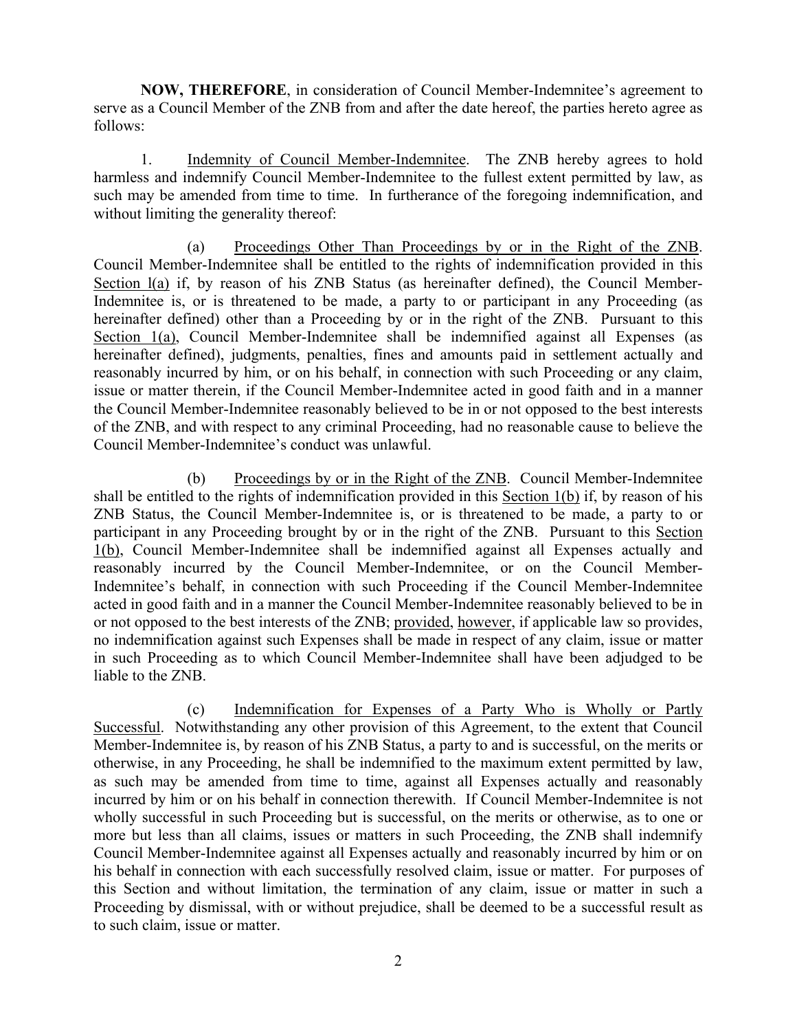**NOW, THEREFORE**, in consideration of Council Member-Indemnitee's agreement to serve as a Council Member of the ZNB from and after the date hereof, the parties hereto agree as follows:

1. Indemnity of Council Member-Indemnitee. The ZNB hereby agrees to hold harmless and indemnify Council Member-Indemnitee to the fullest extent permitted by law, as such may be amended from time to time. In furtherance of the foregoing indemnification, and without limiting the generality thereof:

(a) Proceedings Other Than Proceedings by or in the Right of the ZNB. Council Member-Indemnitee shall be entitled to the rights of indemnification provided in this Section l(a) if, by reason of his ZNB Status (as hereinafter defined), the Council Member-Indemnitee is, or is threatened to be made, a party to or participant in any Proceeding (as hereinafter defined) other than a Proceeding by or in the right of the ZNB. Pursuant to this Section 1(a), Council Member-Indemnitee shall be indemnified against all Expenses (as hereinafter defined), judgments, penalties, fines and amounts paid in settlement actually and reasonably incurred by him, or on his behalf, in connection with such Proceeding or any claim, issue or matter therein, if the Council Member-Indemnitee acted in good faith and in a manner the Council Member-Indemnitee reasonably believed to be in or not opposed to the best interests of the ZNB, and with respect to any criminal Proceeding, had no reasonable cause to believe the Council Member-Indemnitee's conduct was unlawful.

(b) Proceedings by or in the Right of the ZNB. Council Member-Indemnitee shall be entitled to the rights of indemnification provided in this Section 1(b) if, by reason of his ZNB Status, the Council Member-Indemnitee is, or is threatened to be made, a party to or participant in any Proceeding brought by or in the right of the ZNB. Pursuant to this Section 1(b), Council Member-Indemnitee shall be indemnified against all Expenses actually and reasonably incurred by the Council Member-Indemnitee, or on the Council Member-Indemnitee's behalf, in connection with such Proceeding if the Council Member-Indemnitee acted in good faith and in a manner the Council Member-Indemnitee reasonably believed to be in or not opposed to the best interests of the ZNB; provided, however, if applicable law so provides, no indemnification against such Expenses shall be made in respect of any claim, issue or matter in such Proceeding as to which Council Member-Indemnitee shall have been adjudged to be liable to the ZNB.

(c) Indemnification for Expenses of a Party Who is Wholly or Partly Successful. Notwithstanding any other provision of this Agreement, to the extent that Council Member-Indemnitee is, by reason of his ZNB Status, a party to and is successful, on the merits or otherwise, in any Proceeding, he shall be indemnified to the maximum extent permitted by law, as such may be amended from time to time, against all Expenses actually and reasonably incurred by him or on his behalf in connection therewith. If Council Member-Indemnitee is not wholly successful in such Proceeding but is successful, on the merits or otherwise, as to one or more but less than all claims, issues or matters in such Proceeding, the ZNB shall indemnify Council Member-Indemnitee against all Expenses actually and reasonably incurred by him or on his behalf in connection with each successfully resolved claim, issue or matter. For purposes of this Section and without limitation, the termination of any claim, issue or matter in such a Proceeding by dismissal, with or without prejudice, shall be deemed to be a successful result as to such claim, issue or matter.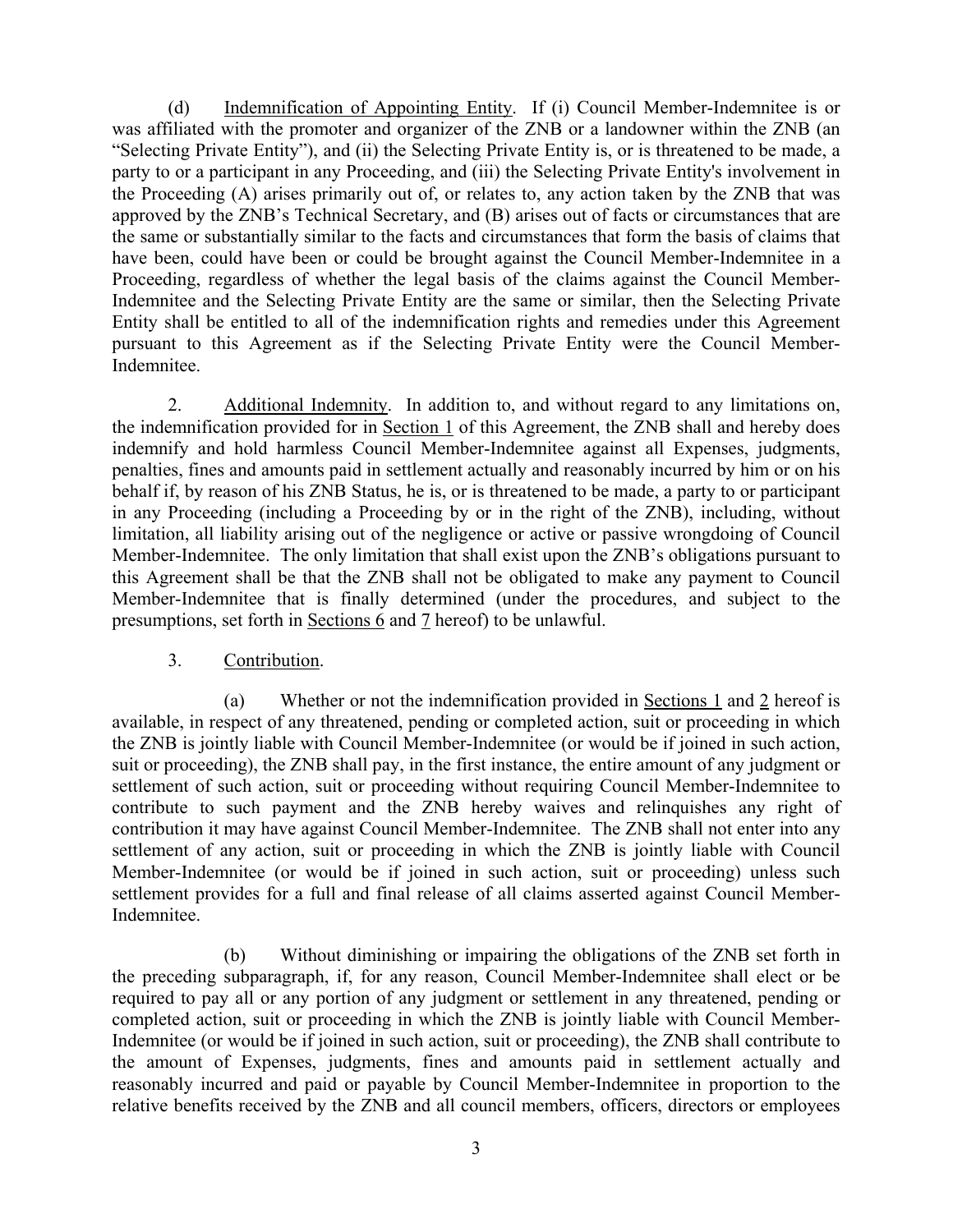(d) Indemnification of Appointing Entity. If (i) Council Member-Indemnitee is or was affiliated with the promoter and organizer of the ZNB or a landowner within the ZNB (an "Selecting Private Entity"), and (ii) the Selecting Private Entity is, or is threatened to be made, a party to or a participant in any Proceeding, and (iii) the Selecting Private Entity's involvement in the Proceeding (A) arises primarily out of, or relates to, any action taken by the ZNB that was approved by the ZNB's Technical Secretary, and (B) arises out of facts or circumstances that are the same or substantially similar to the facts and circumstances that form the basis of claims that have been, could have been or could be brought against the Council Member-Indemnitee in a Proceeding, regardless of whether the legal basis of the claims against the Council Member-Indemnitee and the Selecting Private Entity are the same or similar, then the Selecting Private Entity shall be entitled to all of the indemnification rights and remedies under this Agreement pursuant to this Agreement as if the Selecting Private Entity were the Council Member-Indemnitee.

2. Additional Indemnity. In addition to, and without regard to any limitations on, the indemnification provided for in Section 1 of this Agreement, the ZNB shall and hereby does indemnify and hold harmless Council Member-Indemnitee against all Expenses, judgments, penalties, fines and amounts paid in settlement actually and reasonably incurred by him or on his behalf if, by reason of his ZNB Status, he is, or is threatened to be made, a party to or participant in any Proceeding (including a Proceeding by or in the right of the ZNB), including, without limitation, all liability arising out of the negligence or active or passive wrongdoing of Council Member-Indemnitee. The only limitation that shall exist upon the ZNB's obligations pursuant to this Agreement shall be that the ZNB shall not be obligated to make any payment to Council Member-Indemnitee that is finally determined (under the procedures, and subject to the presumptions, set forth in Sections 6 and 7 hereof) to be unlawful.

3. Contribution.

(a) Whether or not the indemnification provided in Sections 1 and 2 hereof is available, in respect of any threatened, pending or completed action, suit or proceeding in which the ZNB is jointly liable with Council Member-Indemnitee (or would be if joined in such action, suit or proceeding), the ZNB shall pay, in the first instance, the entire amount of any judgment or settlement of such action, suit or proceeding without requiring Council Member-Indemnitee to contribute to such payment and the ZNB hereby waives and relinquishes any right of contribution it may have against Council Member-Indemnitee. The ZNB shall not enter into any settlement of any action, suit or proceeding in which the ZNB is jointly liable with Council Member-Indemnitee (or would be if joined in such action, suit or proceeding) unless such settlement provides for a full and final release of all claims asserted against Council Member-Indemnitee.

(b) Without diminishing or impairing the obligations of the ZNB set forth in the preceding subparagraph, if, for any reason, Council Member-Indemnitee shall elect or be required to pay all or any portion of any judgment or settlement in any threatened, pending or completed action, suit or proceeding in which the ZNB is jointly liable with Council Member-Indemnitee (or would be if joined in such action, suit or proceeding), the ZNB shall contribute to the amount of Expenses, judgments, fines and amounts paid in settlement actually and reasonably incurred and paid or payable by Council Member-Indemnitee in proportion to the relative benefits received by the ZNB and all council members, officers, directors or employees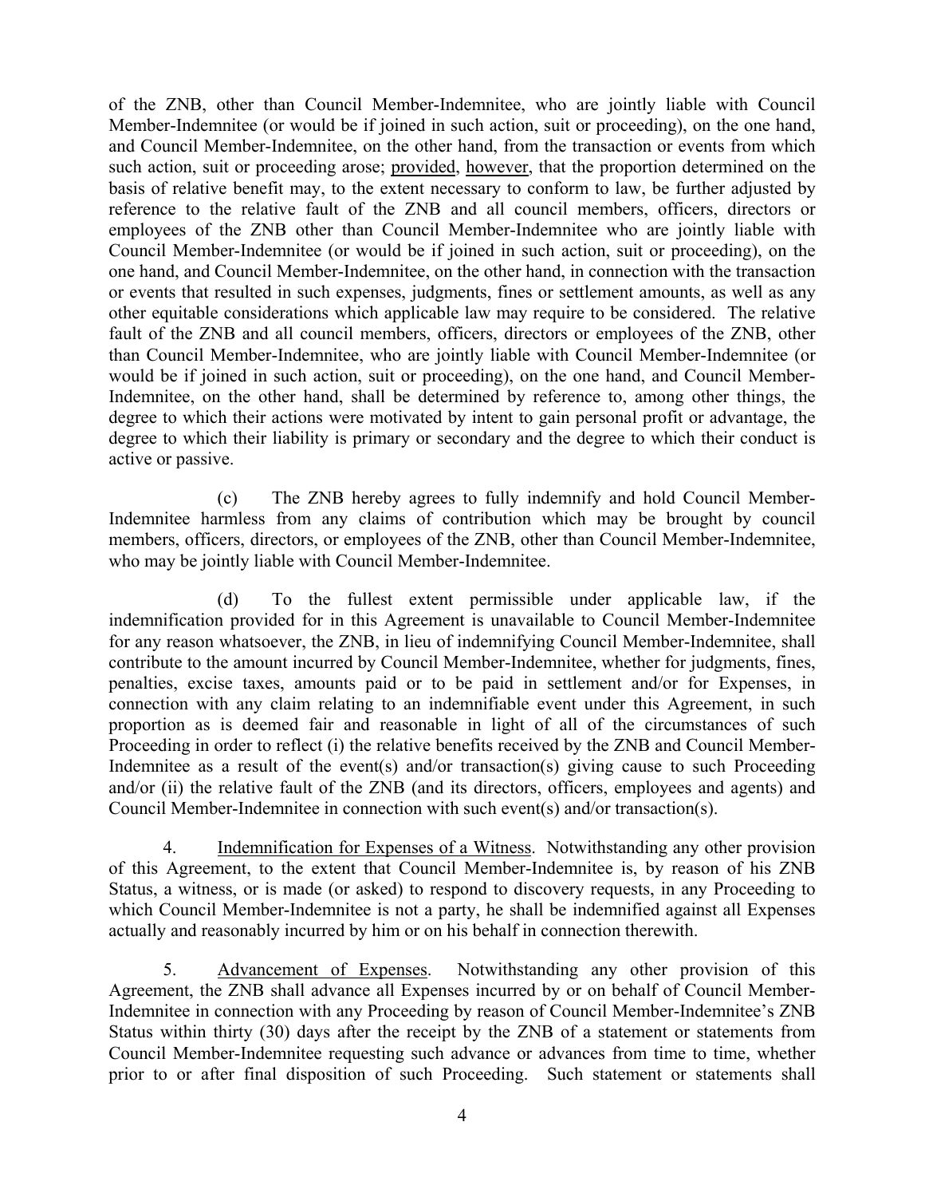of the ZNB, other than Council Member-Indemnitee, who are jointly liable with Council Member-Indemnitee (or would be if joined in such action, suit or proceeding), on the one hand, and Council Member-Indemnitee, on the other hand, from the transaction or events from which such action, suit or proceeding arose; provided, however, that the proportion determined on the basis of relative benefit may, to the extent necessary to conform to law, be further adjusted by reference to the relative fault of the ZNB and all council members, officers, directors or employees of the ZNB other than Council Member-Indemnitee who are jointly liable with Council Member-Indemnitee (or would be if joined in such action, suit or proceeding), on the one hand, and Council Member-Indemnitee, on the other hand, in connection with the transaction or events that resulted in such expenses, judgments, fines or settlement amounts, as well as any other equitable considerations which applicable law may require to be considered. The relative fault of the ZNB and all council members, officers, directors or employees of the ZNB, other than Council Member-Indemnitee, who are jointly liable with Council Member-Indemnitee (or would be if joined in such action, suit or proceeding), on the one hand, and Council Member-Indemnitee, on the other hand, shall be determined by reference to, among other things, the degree to which their actions were motivated by intent to gain personal profit or advantage, the degree to which their liability is primary or secondary and the degree to which their conduct is active or passive.

(c) The ZNB hereby agrees to fully indemnify and hold Council Member-Indemnitee harmless from any claims of contribution which may be brought by council members, officers, directors, or employees of the ZNB, other than Council Member-Indemnitee, who may be jointly liable with Council Member-Indemnitee.

(d) To the fullest extent permissible under applicable law, if the indemnification provided for in this Agreement is unavailable to Council Member-Indemnitee for any reason whatsoever, the ZNB, in lieu of indemnifying Council Member-Indemnitee, shall contribute to the amount incurred by Council Member-Indemnitee, whether for judgments, fines, penalties, excise taxes, amounts paid or to be paid in settlement and/or for Expenses, in connection with any claim relating to an indemnifiable event under this Agreement, in such proportion as is deemed fair and reasonable in light of all of the circumstances of such Proceeding in order to reflect (i) the relative benefits received by the ZNB and Council Member-Indemnitee as a result of the event(s) and/or transaction(s) giving cause to such Proceeding and/or (ii) the relative fault of the ZNB (and its directors, officers, employees and agents) and Council Member-Indemnitee in connection with such event(s) and/or transaction(s).

4. Indemnification for Expenses of a Witness. Notwithstanding any other provision of this Agreement, to the extent that Council Member-Indemnitee is, by reason of his ZNB Status, a witness, or is made (or asked) to respond to discovery requests, in any Proceeding to which Council Member-Indemnitee is not a party, he shall be indemnified against all Expenses actually and reasonably incurred by him or on his behalf in connection therewith.

5. Advancement of Expenses. Notwithstanding any other provision of this Agreement, the ZNB shall advance all Expenses incurred by or on behalf of Council Member-Indemnitee in connection with any Proceeding by reason of Council Member-Indemnitee's ZNB Status within thirty (30) days after the receipt by the ZNB of a statement or statements from Council Member-Indemnitee requesting such advance or advances from time to time, whether prior to or after final disposition of such Proceeding. Such statement or statements shall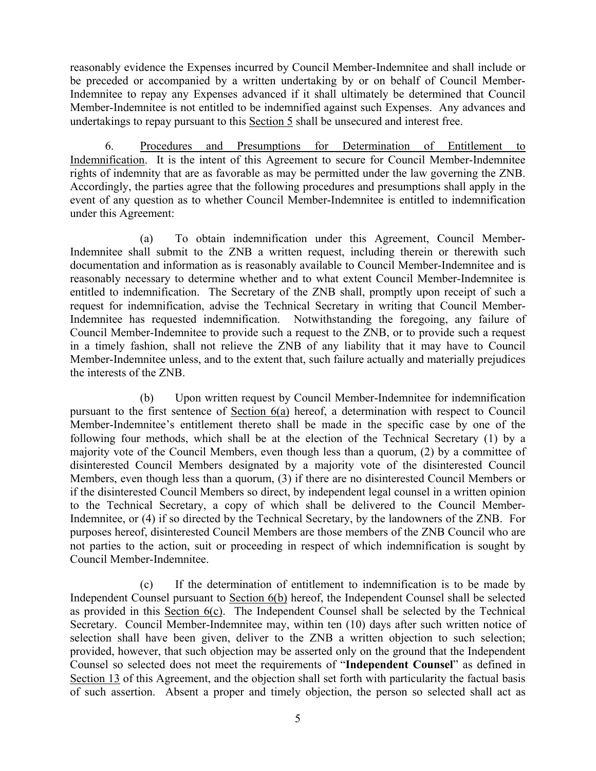reasonably evidence the Expenses incurred by Council Member-Indemnitee and shall include or be preceded or accompanied by a written undertaking by or on behalf of Council Member-Indemnitee to repay any Expenses advanced if it shall ultimately be determined that Council Member-Indemnitee is not entitled to be indemnified against such Expenses. Any advances and undertakings to repay pursuant to this Section 5 shall be unsecured and interest free.

6. Procedures and Presumptions for Determination of Entitlement to Indemnification. It is the intent of this Agreement to secure for Council Member-Indemnitee rights of indemnity that are as favorable as may be permitted under the law governing the ZNB. Accordingly, the parties agree that the following procedures and presumptions shall apply in the event of any question as to whether Council Member-Indemnitee is entitled to indemnification under this Agreement:

(a) To obtain indemnification under this Agreement, Council Member-Indemnitee shall submit to the ZNB a written request, including therein or therewith such documentation and information as is reasonably available to Council Member-Indemnitee and is reasonably necessary to determine whether and to what extent Council Member-Indemnitee is entitled to indemnification. The Secretary of the ZNB shall, promptly upon receipt of such a request for indemnification, advise the Technical Secretary in writing that Council Member-Indemnitee has requested indemnification. Notwithstanding the foregoing, any failure of Council Member-Indemnitee to provide such a request to the ZNB, or to provide such a request in a timely fashion, shall not relieve the ZNB of any liability that it may have to Council Member-Indemnitee unless, and to the extent that, such failure actually and materially prejudices the interests of the ZNB.

(b) Upon written request by Council Member-Indemnitee for indemnification pursuant to the first sentence of Section 6(a) hereof, a determination with respect to Council Member-Indemnitee's entitlement thereto shall be made in the specific case by one of the following four methods, which shall be at the election of the Technical Secretary (1) by a majority vote of the Council Members, even though less than a quorum, (2) by a committee of disinterested Council Members designated by a majority vote of the disinterested Council Members, even though less than a quorum, (3) if there are no disinterested Council Members or if the disinterested Council Members so direct, by independent legal counsel in a written opinion to the Technical Secretary, a copy of which shall be delivered to the Council Member-Indemnitee, or (4) if so directed by the Technical Secretary, by the landowners of the ZNB. For purposes hereof, disinterested Council Members are those members of the ZNB Council who are not parties to the action, suit or proceeding in respect of which indemnification is sought by Council Member-Indemnitee.

(c) If the determination of entitlement to indemnification is to be made by Independent Counsel pursuant to Section 6(b) hereof, the Independent Counsel shall be selected as provided in this Section 6(c). The Independent Counsel shall be selected by the Technical Secretary. Council Member-Indemnitee may, within ten (10) days after such written notice of selection shall have been given, deliver to the ZNB a written objection to such selection; provided, however, that such objection may be asserted only on the ground that the Independent Counsel so selected does not meet the requirements of "**Independent Counsel**" as defined in Section 13 of this Agreement, and the objection shall set forth with particularity the factual basis of such assertion. Absent a proper and timely objection, the person so selected shall act as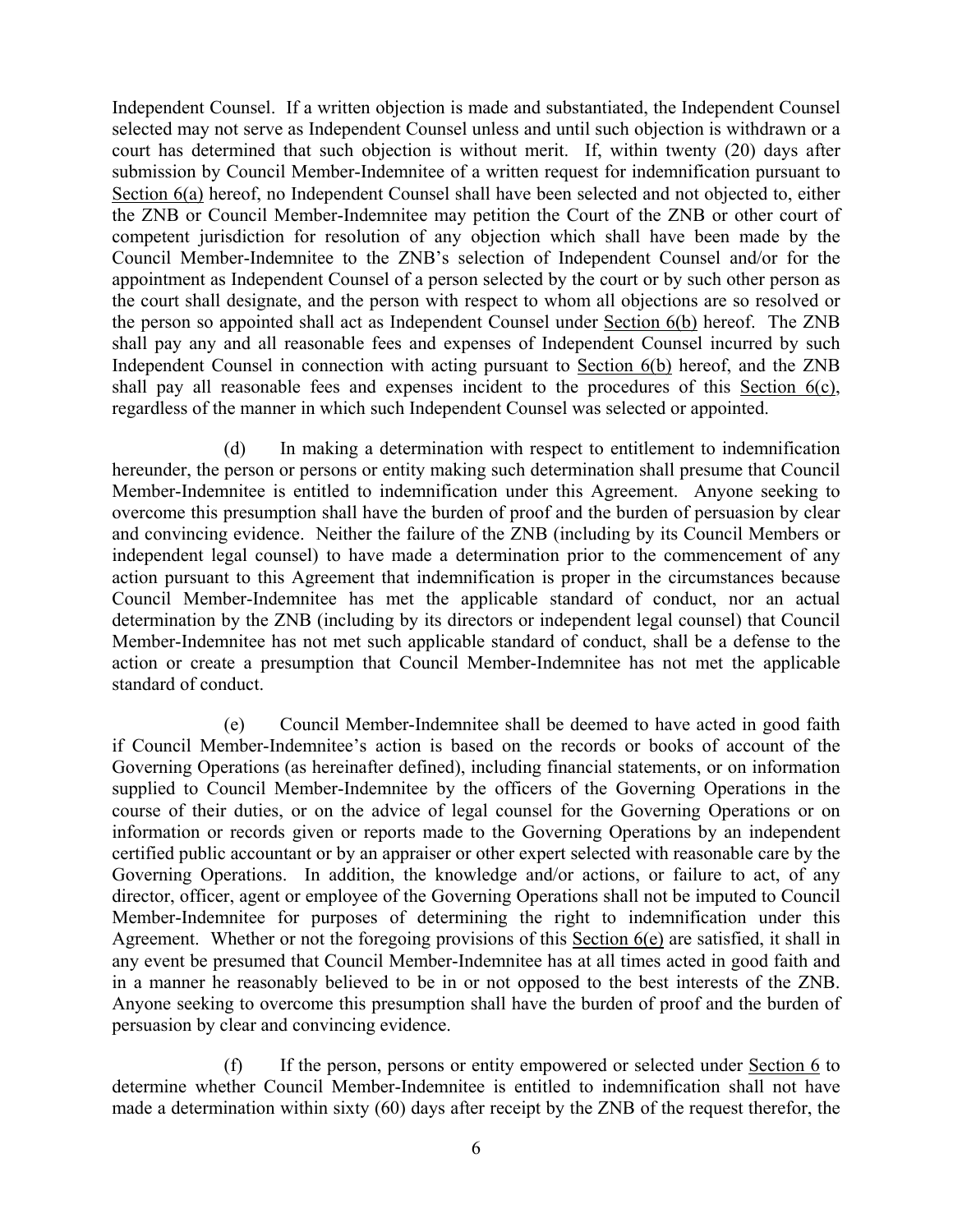Independent Counsel. If a written objection is made and substantiated, the Independent Counsel selected may not serve as Independent Counsel unless and until such objection is withdrawn or a court has determined that such objection is without merit. If, within twenty (20) days after submission by Council Member-Indemnitee of a written request for indemnification pursuant to Section 6(a) hereof, no Independent Counsel shall have been selected and not objected to, either the ZNB or Council Member-Indemnitee may petition the Court of the ZNB or other court of competent jurisdiction for resolution of any objection which shall have been made by the Council Member-Indemnitee to the ZNB's selection of Independent Counsel and/or for the appointment as Independent Counsel of a person selected by the court or by such other person as the court shall designate, and the person with respect to whom all objections are so resolved or the person so appointed shall act as Independent Counsel under Section 6(b) hereof. The ZNB shall pay any and all reasonable fees and expenses of Independent Counsel incurred by such Independent Counsel in connection with acting pursuant to Section 6(b) hereof, and the ZNB shall pay all reasonable fees and expenses incident to the procedures of this Section 6(c), regardless of the manner in which such Independent Counsel was selected or appointed.

(d) In making a determination with respect to entitlement to indemnification hereunder, the person or persons or entity making such determination shall presume that Council Member-Indemnitee is entitled to indemnification under this Agreement. Anyone seeking to overcome this presumption shall have the burden of proof and the burden of persuasion by clear and convincing evidence. Neither the failure of the ZNB (including by its Council Members or independent legal counsel) to have made a determination prior to the commencement of any action pursuant to this Agreement that indemnification is proper in the circumstances because Council Member-Indemnitee has met the applicable standard of conduct, nor an actual determination by the ZNB (including by its directors or independent legal counsel) that Council Member-Indemnitee has not met such applicable standard of conduct, shall be a defense to the action or create a presumption that Council Member-Indemnitee has not met the applicable standard of conduct.

(e) Council Member-Indemnitee shall be deemed to have acted in good faith if Council Member-Indemnitee's action is based on the records or books of account of the Governing Operations (as hereinafter defined), including financial statements, or on information supplied to Council Member-Indemnitee by the officers of the Governing Operations in the course of their duties, or on the advice of legal counsel for the Governing Operations or on information or records given or reports made to the Governing Operations by an independent certified public accountant or by an appraiser or other expert selected with reasonable care by the Governing Operations. In addition, the knowledge and/or actions, or failure to act, of any director, officer, agent or employee of the Governing Operations shall not be imputed to Council Member-Indemnitee for purposes of determining the right to indemnification under this Agreement. Whether or not the foregoing provisions of this Section 6(e) are satisfied, it shall in any event be presumed that Council Member-Indemnitee has at all times acted in good faith and in a manner he reasonably believed to be in or not opposed to the best interests of the ZNB. Anyone seeking to overcome this presumption shall have the burden of proof and the burden of persuasion by clear and convincing evidence.

(f) If the person, persons or entity empowered or selected under Section 6 to determine whether Council Member-Indemnitee is entitled to indemnification shall not have made a determination within sixty (60) days after receipt by the ZNB of the request therefor, the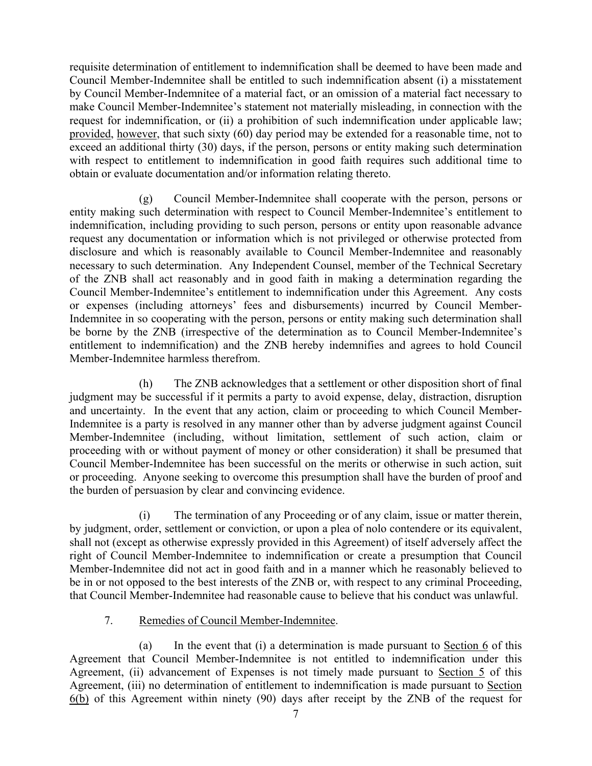requisite determination of entitlement to indemnification shall be deemed to have been made and Council Member-Indemnitee shall be entitled to such indemnification absent (i) a misstatement by Council Member-Indemnitee of a material fact, or an omission of a material fact necessary to make Council Member-Indemnitee's statement not materially misleading, in connection with the request for indemnification, or (ii) a prohibition of such indemnification under applicable law; provided, however, that such sixty (60) day period may be extended for a reasonable time, not to exceed an additional thirty (30) days, if the person, persons or entity making such determination with respect to entitlement to indemnification in good faith requires such additional time to obtain or evaluate documentation and/or information relating thereto.

(g) Council Member-Indemnitee shall cooperate with the person, persons or entity making such determination with respect to Council Member-Indemnitee's entitlement to indemnification, including providing to such person, persons or entity upon reasonable advance request any documentation or information which is not privileged or otherwise protected from disclosure and which is reasonably available to Council Member-Indemnitee and reasonably necessary to such determination. Any Independent Counsel, member of the Technical Secretary of the ZNB shall act reasonably and in good faith in making a determination regarding the Council Member-Indemnitee's entitlement to indemnification under this Agreement. Any costs or expenses (including attorneys' fees and disbursements) incurred by Council Member-Indemnitee in so cooperating with the person, persons or entity making such determination shall be borne by the ZNB (irrespective of the determination as to Council Member-Indemnitee's entitlement to indemnification) and the ZNB hereby indemnifies and agrees to hold Council Member-Indemnitee harmless therefrom.

(h) The ZNB acknowledges that a settlement or other disposition short of final judgment may be successful if it permits a party to avoid expense, delay, distraction, disruption and uncertainty. In the event that any action, claim or proceeding to which Council Member-Indemnitee is a party is resolved in any manner other than by adverse judgment against Council Member-Indemnitee (including, without limitation, settlement of such action, claim or proceeding with or without payment of money or other consideration) it shall be presumed that Council Member-Indemnitee has been successful on the merits or otherwise in such action, suit or proceeding. Anyone seeking to overcome this presumption shall have the burden of proof and the burden of persuasion by clear and convincing evidence.

(i) The termination of any Proceeding or of any claim, issue or matter therein, by judgment, order, settlement or conviction, or upon a plea of nolo contendere or its equivalent, shall not (except as otherwise expressly provided in this Agreement) of itself adversely affect the right of Council Member-Indemnitee to indemnification or create a presumption that Council Member-Indemnitee did not act in good faith and in a manner which he reasonably believed to be in or not opposed to the best interests of the ZNB or, with respect to any criminal Proceeding, that Council Member-Indemnitee had reasonable cause to believe that his conduct was unlawful.

7. Remedies of Council Member-Indemnitee.

(a) In the event that (i) a determination is made pursuant to Section 6 of this Agreement that Council Member-Indemnitee is not entitled to indemnification under this Agreement, (ii) advancement of Expenses is not timely made pursuant to Section 5 of this Agreement, (iii) no determination of entitlement to indemnification is made pursuant to Section 6(b) of this Agreement within ninety (90) days after receipt by the ZNB of the request for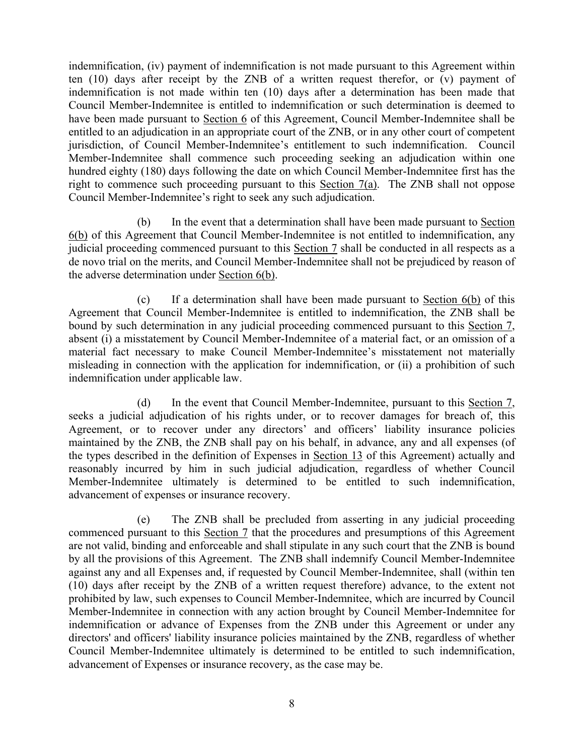indemnification, (iv) payment of indemnification is not made pursuant to this Agreement within ten (10) days after receipt by the ZNB of a written request therefor, or (v) payment of indemnification is not made within ten (10) days after a determination has been made that Council Member-Indemnitee is entitled to indemnification or such determination is deemed to have been made pursuant to Section 6 of this Agreement, Council Member-Indemnitee shall be entitled to an adjudication in an appropriate court of the ZNB, or in any other court of competent jurisdiction, of Council Member-Indemnitee's entitlement to such indemnification. Council Member-Indemnitee shall commence such proceeding seeking an adjudication within one hundred eighty (180) days following the date on which Council Member-Indemnitee first has the right to commence such proceeding pursuant to this Section 7(a). The ZNB shall not oppose Council Member-Indemnitee's right to seek any such adjudication.

(b) In the event that a determination shall have been made pursuant to Section 6(b) of this Agreement that Council Member-Indemnitee is not entitled to indemnification, any judicial proceeding commenced pursuant to this Section 7 shall be conducted in all respects as a de novo trial on the merits, and Council Member-Indemnitee shall not be prejudiced by reason of the adverse determination under Section 6(b).

(c) If a determination shall have been made pursuant to Section 6(b) of this Agreement that Council Member-Indemnitee is entitled to indemnification, the ZNB shall be bound by such determination in any judicial proceeding commenced pursuant to this Section 7, absent (i) a misstatement by Council Member-Indemnitee of a material fact, or an omission of a material fact necessary to make Council Member-Indemnitee's misstatement not materially misleading in connection with the application for indemnification, or (ii) a prohibition of such indemnification under applicable law.

(d) In the event that Council Member-Indemnitee, pursuant to this Section 7, seeks a judicial adjudication of his rights under, or to recover damages for breach of, this Agreement, or to recover under any directors' and officers' liability insurance policies maintained by the ZNB, the ZNB shall pay on his behalf, in advance, any and all expenses (of the types described in the definition of Expenses in Section 13 of this Agreement) actually and reasonably incurred by him in such judicial adjudication, regardless of whether Council Member-Indemnitee ultimately is determined to be entitled to such indemnification, advancement of expenses or insurance recovery.

(e) The ZNB shall be precluded from asserting in any judicial proceeding commenced pursuant to this Section 7 that the procedures and presumptions of this Agreement are not valid, binding and enforceable and shall stipulate in any such court that the ZNB is bound by all the provisions of this Agreement. The ZNB shall indemnify Council Member-Indemnitee against any and all Expenses and, if requested by Council Member-Indemnitee, shall (within ten (10) days after receipt by the ZNB of a written request therefore) advance, to the extent not prohibited by law, such expenses to Council Member-Indemnitee, which are incurred by Council Member-Indemnitee in connection with any action brought by Council Member-Indemnitee for indemnification or advance of Expenses from the ZNB under this Agreement or under any directors' and officers' liability insurance policies maintained by the ZNB, regardless of whether Council Member-Indemnitee ultimately is determined to be entitled to such indemnification, advancement of Expenses or insurance recovery, as the case may be.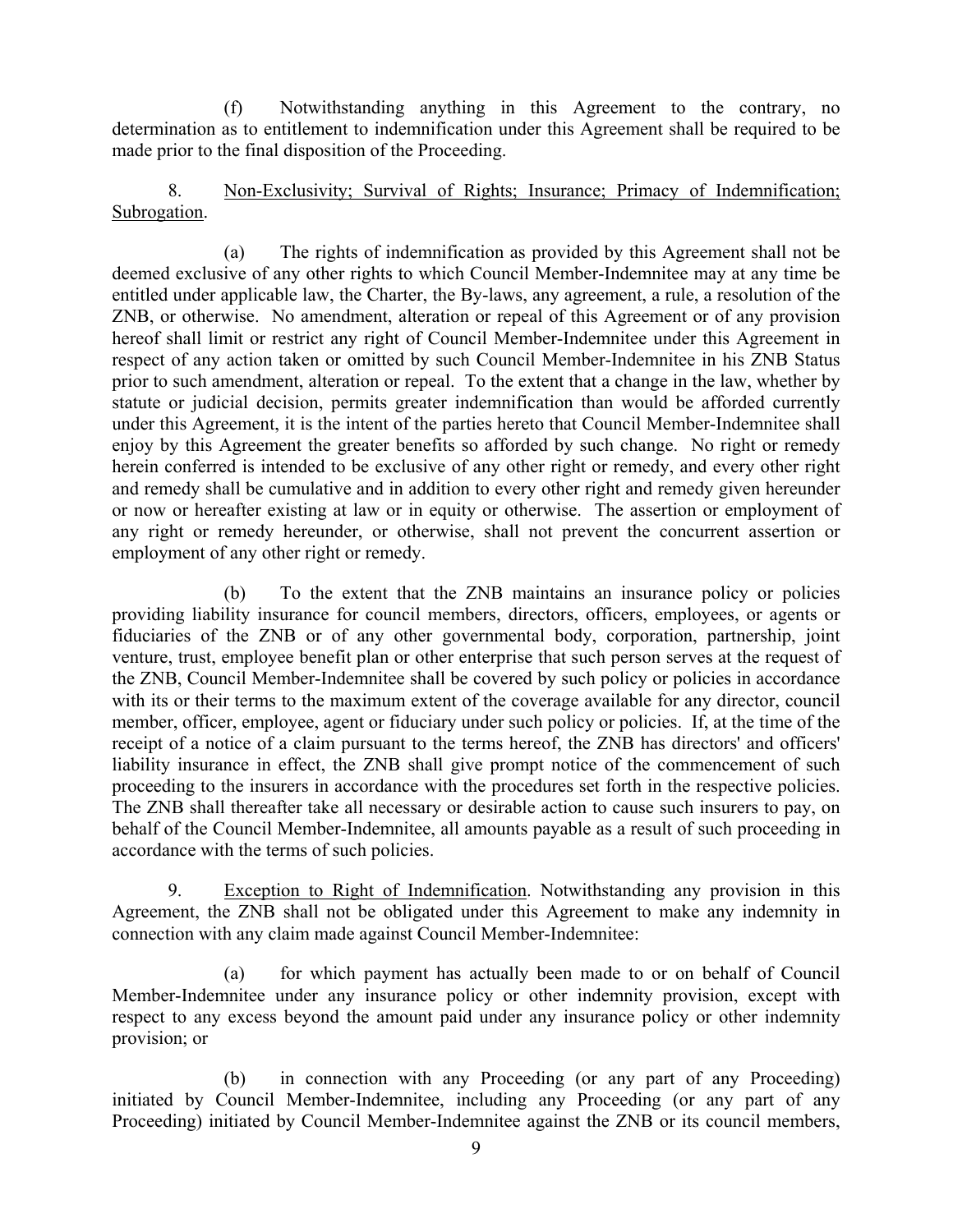(f) Notwithstanding anything in this Agreement to the contrary, no determination as to entitlement to indemnification under this Agreement shall be required to be made prior to the final disposition of the Proceeding.

8. Non-Exclusivity; Survival of Rights; Insurance; Primacy of Indemnification; Subrogation.

(a) The rights of indemnification as provided by this Agreement shall not be deemed exclusive of any other rights to which Council Member-Indemnitee may at any time be entitled under applicable law, the Charter, the By-laws, any agreement, a rule, a resolution of the ZNB, or otherwise. No amendment, alteration or repeal of this Agreement or of any provision hereof shall limit or restrict any right of Council Member-Indemnitee under this Agreement in respect of any action taken or omitted by such Council Member-Indemnitee in his ZNB Status prior to such amendment, alteration or repeal. To the extent that a change in the law, whether by statute or judicial decision, permits greater indemnification than would be afforded currently under this Agreement, it is the intent of the parties hereto that Council Member-Indemnitee shall enjoy by this Agreement the greater benefits so afforded by such change. No right or remedy herein conferred is intended to be exclusive of any other right or remedy, and every other right and remedy shall be cumulative and in addition to every other right and remedy given hereunder or now or hereafter existing at law or in equity or otherwise. The assertion or employment of any right or remedy hereunder, or otherwise, shall not prevent the concurrent assertion or employment of any other right or remedy.

(b) To the extent that the ZNB maintains an insurance policy or policies providing liability insurance for council members, directors, officers, employees, or agents or fiduciaries of the ZNB or of any other governmental body, corporation, partnership, joint venture, trust, employee benefit plan or other enterprise that such person serves at the request of the ZNB, Council Member-Indemnitee shall be covered by such policy or policies in accordance with its or their terms to the maximum extent of the coverage available for any director, council member, officer, employee, agent or fiduciary under such policy or policies. If, at the time of the receipt of a notice of a claim pursuant to the terms hereof, the ZNB has directors' and officers' liability insurance in effect, the ZNB shall give prompt notice of the commencement of such proceeding to the insurers in accordance with the procedures set forth in the respective policies. The ZNB shall thereafter take all necessary or desirable action to cause such insurers to pay, on behalf of the Council Member-Indemnitee, all amounts payable as a result of such proceeding in accordance with the terms of such policies.

9. Exception to Right of Indemnification. Notwithstanding any provision in this Agreement, the ZNB shall not be obligated under this Agreement to make any indemnity in connection with any claim made against Council Member-Indemnitee:

(a) for which payment has actually been made to or on behalf of Council Member-Indemnitee under any insurance policy or other indemnity provision, except with respect to any excess beyond the amount paid under any insurance policy or other indemnity provision; or

(b) in connection with any Proceeding (or any part of any Proceeding) initiated by Council Member-Indemnitee, including any Proceeding (or any part of any Proceeding) initiated by Council Member-Indemnitee against the ZNB or its council members,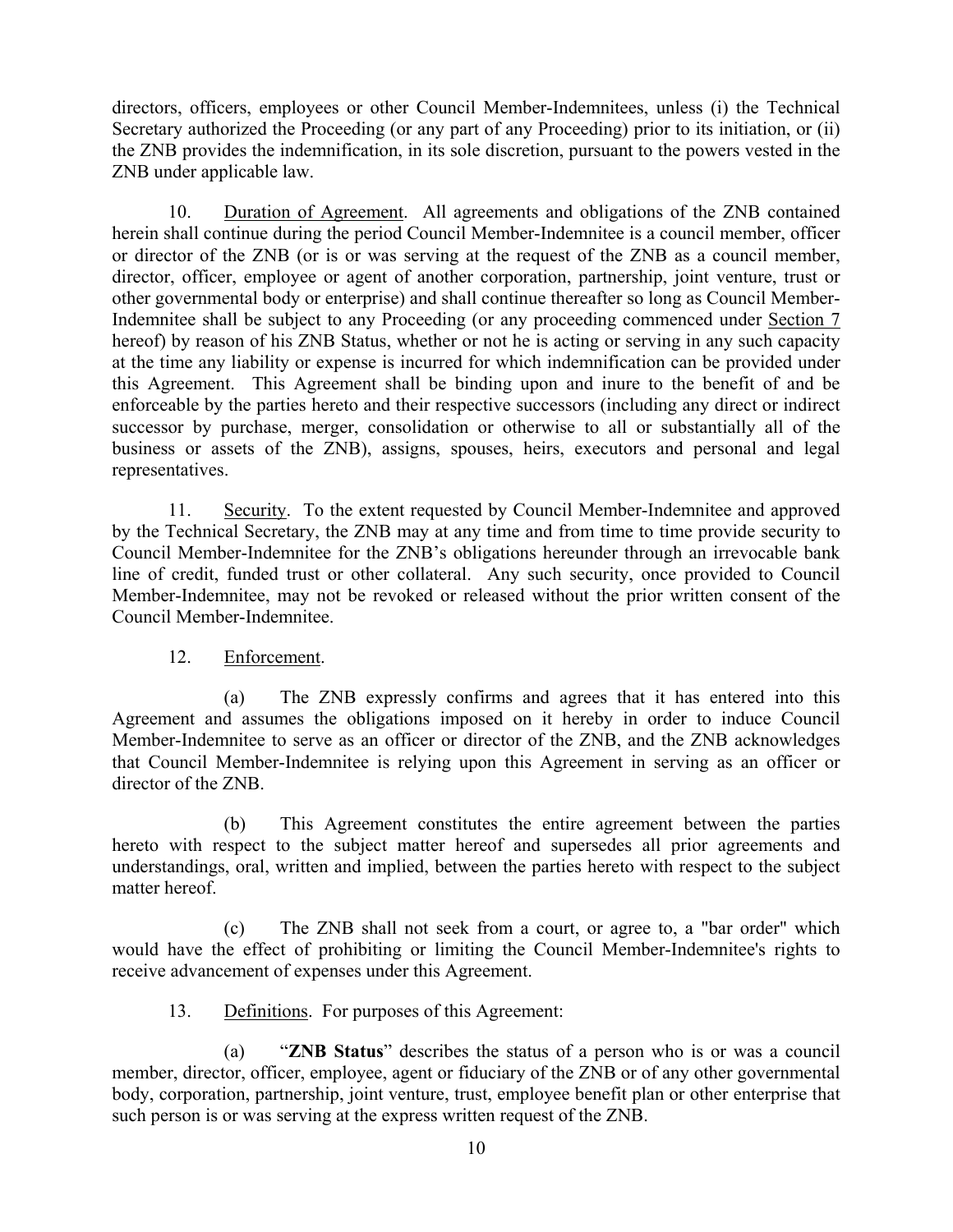directors, officers, employees or other Council Member-Indemnitees, unless (i) the Technical Secretary authorized the Proceeding (or any part of any Proceeding) prior to its initiation, or (ii) the ZNB provides the indemnification, in its sole discretion, pursuant to the powers vested in the ZNB under applicable law.

10. Duration of Agreement. All agreements and obligations of the ZNB contained herein shall continue during the period Council Member-Indemnitee is a council member, officer or director of the ZNB (or is or was serving at the request of the ZNB as a council member, director, officer, employee or agent of another corporation, partnership, joint venture, trust or other governmental body or enterprise) and shall continue thereafter so long as Council Member-Indemnitee shall be subject to any Proceeding (or any proceeding commenced under Section 7 hereof) by reason of his ZNB Status, whether or not he is acting or serving in any such capacity at the time any liability or expense is incurred for which indemnification can be provided under this Agreement. This Agreement shall be binding upon and inure to the benefit of and be enforceable by the parties hereto and their respective successors (including any direct or indirect successor by purchase, merger, consolidation or otherwise to all or substantially all of the business or assets of the ZNB), assigns, spouses, heirs, executors and personal and legal representatives.

11. Security. To the extent requested by Council Member-Indemnitee and approved by the Technical Secretary, the ZNB may at any time and from time to time provide security to Council Member-Indemnitee for the ZNB's obligations hereunder through an irrevocable bank line of credit, funded trust or other collateral. Any such security, once provided to Council Member-Indemnitee, may not be revoked or released without the prior written consent of the Council Member-Indemnitee.

12. Enforcement.

(a) The ZNB expressly confirms and agrees that it has entered into this Agreement and assumes the obligations imposed on it hereby in order to induce Council Member-Indemnitee to serve as an officer or director of the ZNB, and the ZNB acknowledges that Council Member-Indemnitee is relying upon this Agreement in serving as an officer or director of the ZNB.

(b) This Agreement constitutes the entire agreement between the parties hereto with respect to the subject matter hereof and supersedes all prior agreements and understandings, oral, written and implied, between the parties hereto with respect to the subject matter hereof.

(c) The ZNB shall not seek from a court, or agree to, a "bar order" which would have the effect of prohibiting or limiting the Council Member-Indemnitee's rights to receive advancement of expenses under this Agreement.

13. Definitions. For purposes of this Agreement:

(a) "**ZNB Status**" describes the status of a person who is or was a council member, director, officer, employee, agent or fiduciary of the ZNB or of any other governmental body, corporation, partnership, joint venture, trust, employee benefit plan or other enterprise that such person is or was serving at the express written request of the ZNB.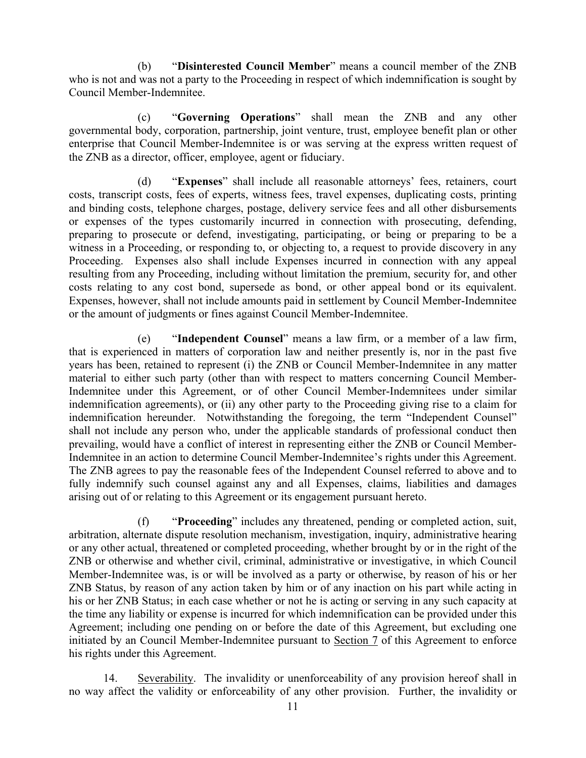(b) "**Disinterested Council Member**" means a council member of the ZNB who is not and was not a party to the Proceeding in respect of which indemnification is sought by Council Member-Indemnitee.

(c) "**Governing Operations**" shall mean the ZNB and any other governmental body, corporation, partnership, joint venture, trust, employee benefit plan or other enterprise that Council Member-Indemnitee is or was serving at the express written request of the ZNB as a director, officer, employee, agent or fiduciary.

(d) "**Expenses**" shall include all reasonable attorneys' fees, retainers, court costs, transcript costs, fees of experts, witness fees, travel expenses, duplicating costs, printing and binding costs, telephone charges, postage, delivery service fees and all other disbursements or expenses of the types customarily incurred in connection with prosecuting, defending, preparing to prosecute or defend, investigating, participating, or being or preparing to be a witness in a Proceeding, or responding to, or objecting to, a request to provide discovery in any Proceeding. Expenses also shall include Expenses incurred in connection with any appeal resulting from any Proceeding, including without limitation the premium, security for, and other costs relating to any cost bond, supersede as bond, or other appeal bond or its equivalent. Expenses, however, shall not include amounts paid in settlement by Council Member-Indemnitee or the amount of judgments or fines against Council Member-Indemnitee.

(e) "**Independent Counsel**" means a law firm, or a member of a law firm, that is experienced in matters of corporation law and neither presently is, nor in the past five years has been, retained to represent (i) the ZNB or Council Member-Indemnitee in any matter material to either such party (other than with respect to matters concerning Council Member-Indemnitee under this Agreement, or of other Council Member-Indemnitees under similar indemnification agreements), or (ii) any other party to the Proceeding giving rise to a claim for indemnification hereunder. Notwithstanding the foregoing, the term "Independent Counsel" shall not include any person who, under the applicable standards of professional conduct then prevailing, would have a conflict of interest in representing either the ZNB or Council Member-Indemnitee in an action to determine Council Member-Indemnitee's rights under this Agreement. The ZNB agrees to pay the reasonable fees of the Independent Counsel referred to above and to fully indemnify such counsel against any and all Expenses, claims, liabilities and damages arising out of or relating to this Agreement or its engagement pursuant hereto.

(f) "**Proceeding**" includes any threatened, pending or completed action, suit, arbitration, alternate dispute resolution mechanism, investigation, inquiry, administrative hearing or any other actual, threatened or completed proceeding, whether brought by or in the right of the ZNB or otherwise and whether civil, criminal, administrative or investigative, in which Council Member-Indemnitee was, is or will be involved as a party or otherwise, by reason of his or her ZNB Status, by reason of any action taken by him or of any inaction on his part while acting in his or her ZNB Status; in each case whether or not he is acting or serving in any such capacity at the time any liability or expense is incurred for which indemnification can be provided under this Agreement; including one pending on or before the date of this Agreement, but excluding one initiated by an Council Member-Indemnitee pursuant to Section 7 of this Agreement to enforce his rights under this Agreement.

14. Severability. The invalidity or unenforceability of any provision hereof shall in no way affect the validity or enforceability of any other provision. Further, the invalidity or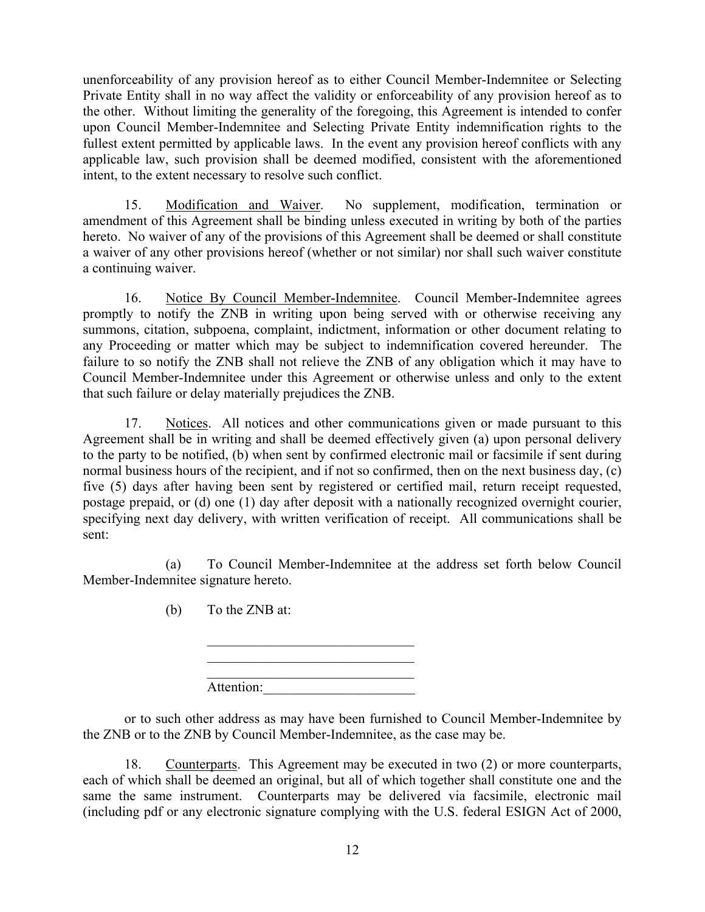unenforceability of any provision hereof as to either Council Member-Indemnitee or Selecting Private Entity shall in no way affect the validity or enforceability of any provision hereof as to the other. Without limiting the generality of the foregoing, this Agreement is intended to confer upon Council Member-Indemnitee and Selecting Private Entity indemnification rights to the fullest extent permitted by applicable laws. In the event any provision hereof conflicts with any applicable law, such provision shall be deemed modified, consistent with the aforementioned intent, to the extent necessary to resolve such conflict.

15. Modification and Waiver. No supplement, modification, termination or amendment of this Agreement shall be binding unless executed in writing by both of the parties hereto. No waiver of any of the provisions of this Agreement shall be deemed or shall constitute a waiver of any other provisions hereof (whether or not similar) nor shall such waiver constitute a continuing waiver.

16. Notice By Council Member-Indemnitee. Council Member-Indemnitee agrees promptly to notify the ZNB in writing upon being served with or otherwise receiving any summons, citation, subpoena, complaint, indictment, information or other document relating to any Proceeding or matter which may be subject to indemnification covered hereunder. The failure to so notify the ZNB shall not relieve the ZNB of any obligation which it may have to Council Member-Indemnitee under this Agreement or otherwise unless and only to the extent that such failure or delay materially prejudices the ZNB.

17. Notices. All notices and other communications given or made pursuant to this Agreement shall be in writing and shall be deemed effectively given (a) upon personal delivery to the party to be notified, (b) when sent by confirmed electronic mail or facsimile if sent during normal business hours of the recipient, and if not so confirmed, then on the next business day, (c) five (5) days after having been sent by registered or certified mail, return receipt requested, postage prepaid, or (d) one (1) day after deposit with a nationally recognized overnight courier, specifying next day delivery, with written verification of receipt. All communications shall be sent:

(a) To Council Member-Indemnitee at the address set forth below Council Member-Indemnitee signature hereto.

(b) To the ZNB at:

______________________________
______________________________
______________________________
Attention:______________________

or to such other address as may have been furnished to Council Member-Indemnitee by the ZNB or to the ZNB by Council Member-Indemnitee, as the case may be.

18. Counterparts. This Agreement may be executed in two (2) or more counterparts, each of which shall be deemed an original, but all of which together shall constitute one and the same the same instrument. Counterparts may be delivered via facsimile, electronic mail (including pdf or any electronic signature complying with the U.S. federal ESIGN Act of 2000,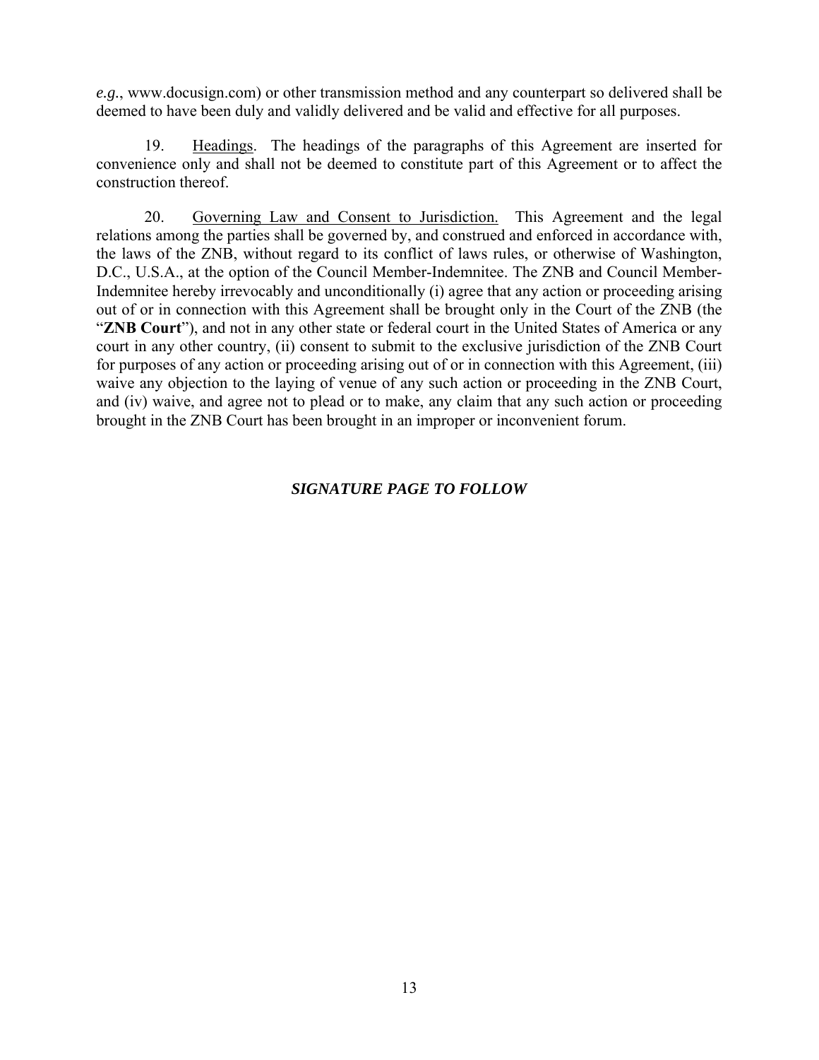*e.g.*, www.docusign.com) or other transmission method and any counterpart so delivered shall be deemed to have been duly and validly delivered and be valid and effective for all purposes.

19. Headings. The headings of the paragraphs of this Agreement are inserted for convenience only and shall not be deemed to constitute part of this Agreement or to affect the construction thereof.

20. Governing Law and Consent to Jurisdiction. This Agreement and the legal relations among the parties shall be governed by, and construed and enforced in accordance with, the laws of the ZNB, without regard to its conflict of laws rules, or otherwise of Washington, D.C., U.S.A., at the option of the Council Member-Indemnitee. The ZNB and Council Member-Indemnitee hereby irrevocably and unconditionally (i) agree that any action or proceeding arising out of or in connection with this Agreement shall be brought only in the Court of the ZNB (the "**ZNB Court**"), and not in any other state or federal court in the United States of America or any court in any other country, (ii) consent to submit to the exclusive jurisdiction of the ZNB Court for purposes of any action or proceeding arising out of or in connection with this Agreement, (iii) waive any objection to the laying of venue of any such action or proceeding in the ZNB Court, and (iv) waive, and agree not to plead or to make, any claim that any such action or proceeding brought in the ZNB Court has been brought in an improper or inconvenient forum.

***SIGNATURE PAGE TO FOLLOW***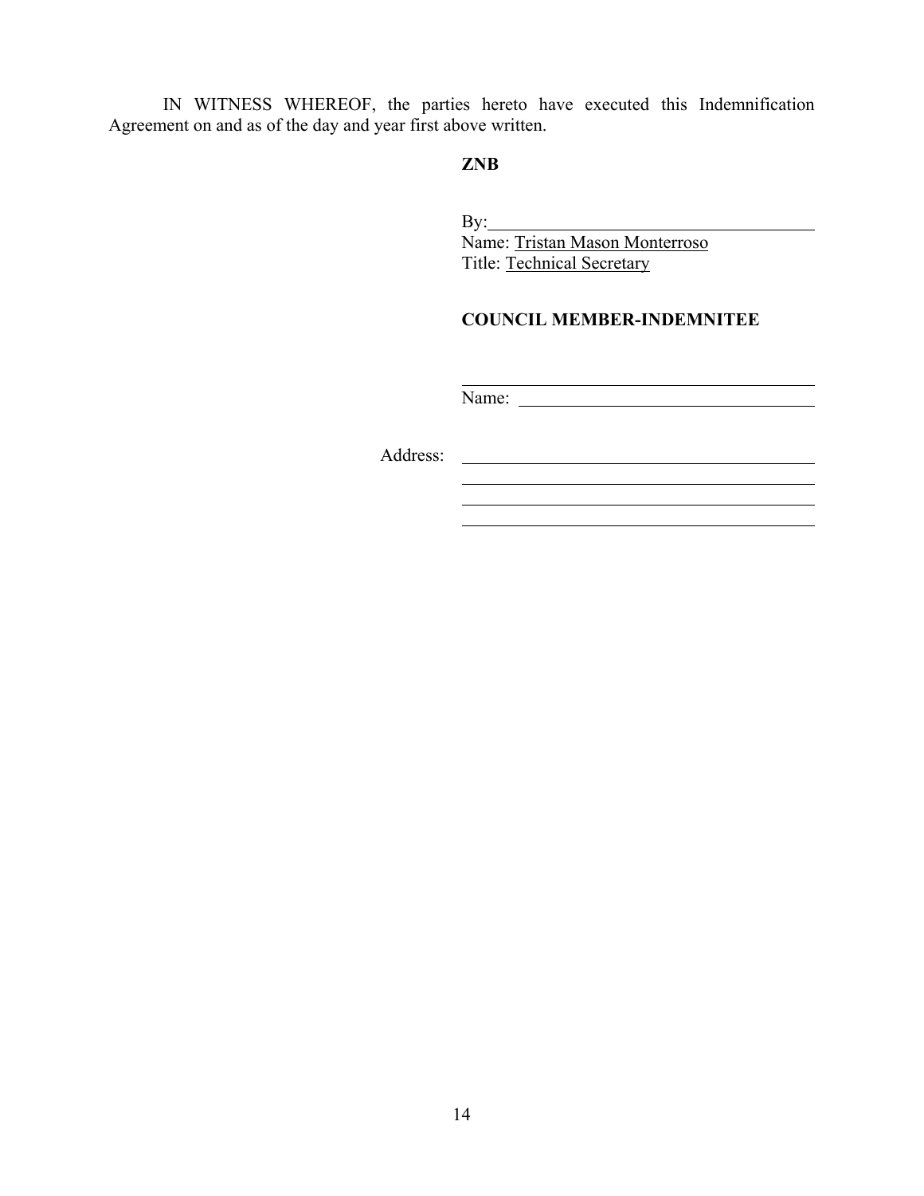IN WITNESS WHEREOF, the parties hereto have executed this Indemnification Agreement on and as of the day and year first above written.

**ZNB**

By:______________________________________
Name: Tristan Mason Monterroso
Title: Technical Secretary

**COUNCIL MEMBER-INDEMNITEE**

_________________________________________
Name: ___________________________________

Address: _________________________________
_________________________________________
_________________________________________
_________________________________________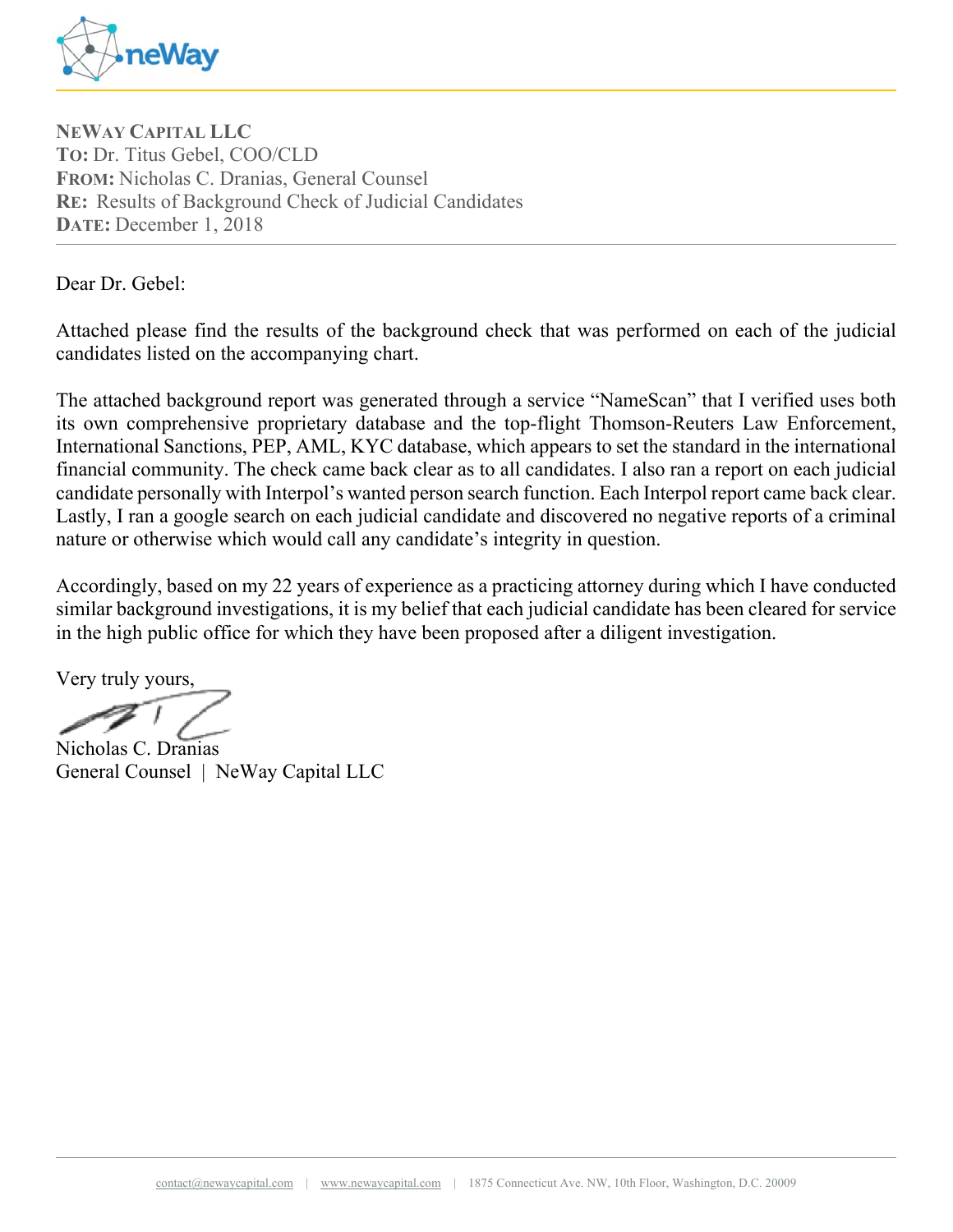**NeWay Capital LLC**
**To:** Dr. Titus Gebel, COO/CLD
**From:** Nicholas C. Dranias, General Counsel
**Re:** Results of Background Check of Judicial Candidates
**Date:** December 1, 2018

---

Dear Dr. Gebel:

Attached please find the results of the background check that was performed on each of the judicial candidates listed on the accompanying chart.

The attached background report was generated through a service "NameScan" that I verified uses both its own comprehensive proprietary database and the top-flight Thomson-Reuters Law Enforcement, International Sanctions, PEP, AML, KYC database, which appears to set the standard in the international financial community. The check came back clear as to all candidates. I also ran a report on each judicial candidate personally with Interpol's wanted person search function. Each Interpol report came back clear. Lastly, I ran a google search on each judicial candidate and discovered no negative reports of a criminal nature or otherwise which would call any candidate's integrity in question.

Accordingly, based on my 22 years of experience as a practicing attorney during which I have conducted similar background investigations, it is my belief that each judicial candidate has been cleared for service in the high public office for which they have been proposed after a diligent investigation.

Very truly yours,

Nicholas C. Dranias
General Counsel | NeWay Capital LLC

contact@newaycapital.com | www.newaycapital.com | 1875 Connecticut Ave. NW, 10th Floor, Washington, D.C. 20009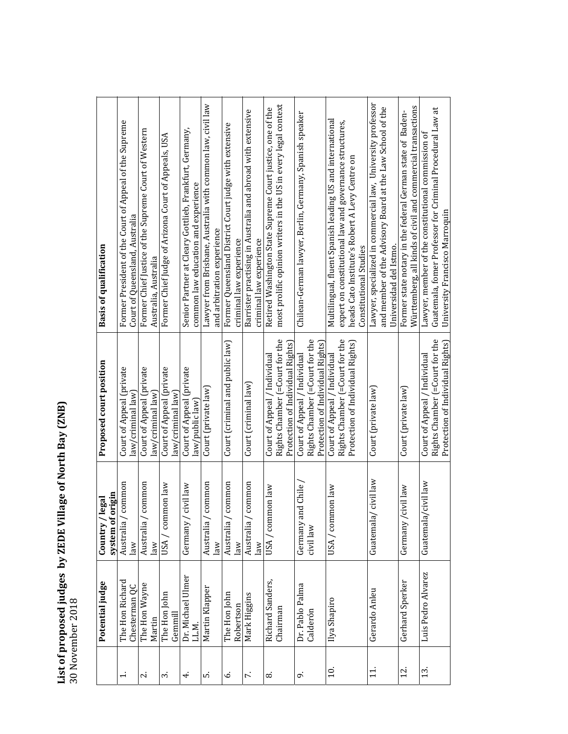**List of proposed judges by ZEDE Village of North Bay (ZNB)**
30 November 2018

| | Potential judge | Country / legal system of origin | Proposed court position | Basis of qualification |
|---|---|---|---|---|
| 1. | The Hon Richard Chesterman QC | Australia / common law | Court of Appeal (private law/criminal law) | Former President of the Court of Appeal of the Supreme Court of Queensland, Australia |
| 2. | The Hon Wayne Martin | Australia / common law | Court of Appeal (private law/criminal law) | Former Chief Justice of the Supreme Court of Western Australia, Australia |
| 3. | The Hon John Gemmill | USA / common law | Court of Appeal (private law/criminal law) | Former Chief Judge of Arizona Court of Appeals, USA |
| 4. | Dr. Michael Ulmer LL.M. | Germany / civil law | Court of Appeal (private law/public law) | Senior Partner at Cleary Gottlieb, Frankfurt, Germany, common law education and experience |
| 5. | Martin Klapper | Australia / common law | Court (private law) | Lawyer from Brisbane, Australia with common law, civil law and arbitration experience |
| 6. | The Hon John Robertson | Australia / common law | Court (criminal and public law) | Former Queensland District Court judge with extensive criminal law experience |
| 7. | Mark Higgins | Australia / common law | Court (criminal law) | Barrister practising in Australia and abroad with extensive criminal law experience |
| 8. | Richard Sanders, Chairman | USA / common law | Court of Appeal / Individual Rights Chamber (=Court for the Protection of Individual Rights) | Retired Washington State Supreme Court justice, one of the most prolific opinion writers in the US in every legal context |
| 9. | Dr. Pablo Palma Calderón | Germany and Chile / civil law | Court of Appeal / Individual Rights Chamber (=Court for the Protection of Individual Rights) | Chilean-German lawyer, Berlin, Germany, Spanish speaker |
| 10. | Ilya Shapiro | USA / common law | Court of Appeal / Individual Rights Chamber (=Court for the Protection of Individual Rights) | Multilingual, fluent Spanish leading US and international expert on constitutional law and governance structures, heads Cato Institute's Robert A Levy Centre on Constitutional Studies |
| 11. | Gerardo Anleu | Guatemala/ civil law | Court (private law) | Lawyer, specialized in commercial law, University professor and member of the Advisory Board at the Law School of the Universidad del Istmo. |
| 12. | Gerhard Sperker | Germany /civil law | Court (private law) | Former state notary in the federal German state of Baden-Württemberg, all kinds of civil and commercial transactions |
| 13. | Luis Pedro Alvarez | Guatemala/civil law | Court of Appeal / Individual Rights Chamber (=Court for the Protection of Individual Rights) | Lawyer, member of the constitutional commission of Guatemala, fomer Professor for Criminal Procedural Law at University Francisco Marroquin |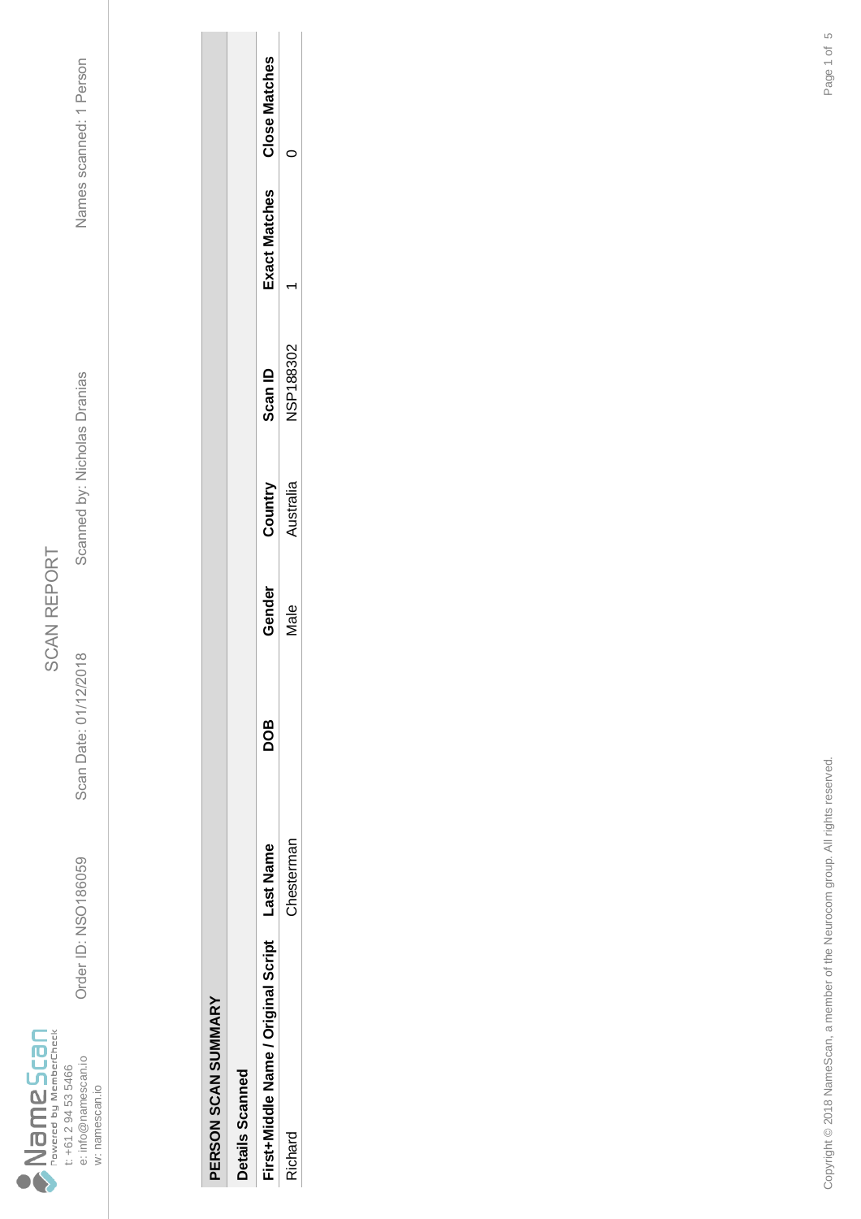NameScan
Powered by MemberCheck
t: +61 2 94 53 5466
e: info@namescan.io
w: namescan.io

# SCAN REPORT

Order ID: NSO186059 | Scan Date: 01/12/2018 | Scanned by: Nicholas Dranias | Names scanned: 1 Person

## PERSON SCAN SUMMARY

### Details Scanned

| First+Middle Name / Original Script | Last Name | DOB | Gender | Country | Scan ID | Exact Matches | Close Matches |
|---|---|---|---|---|---|---|---|
| Richard | Chesterman | | Male | Australia | NSP188302 | 1 | 0 |

Copyright © 2018 NameScan, a member of the Neurocom group. All rights reserved.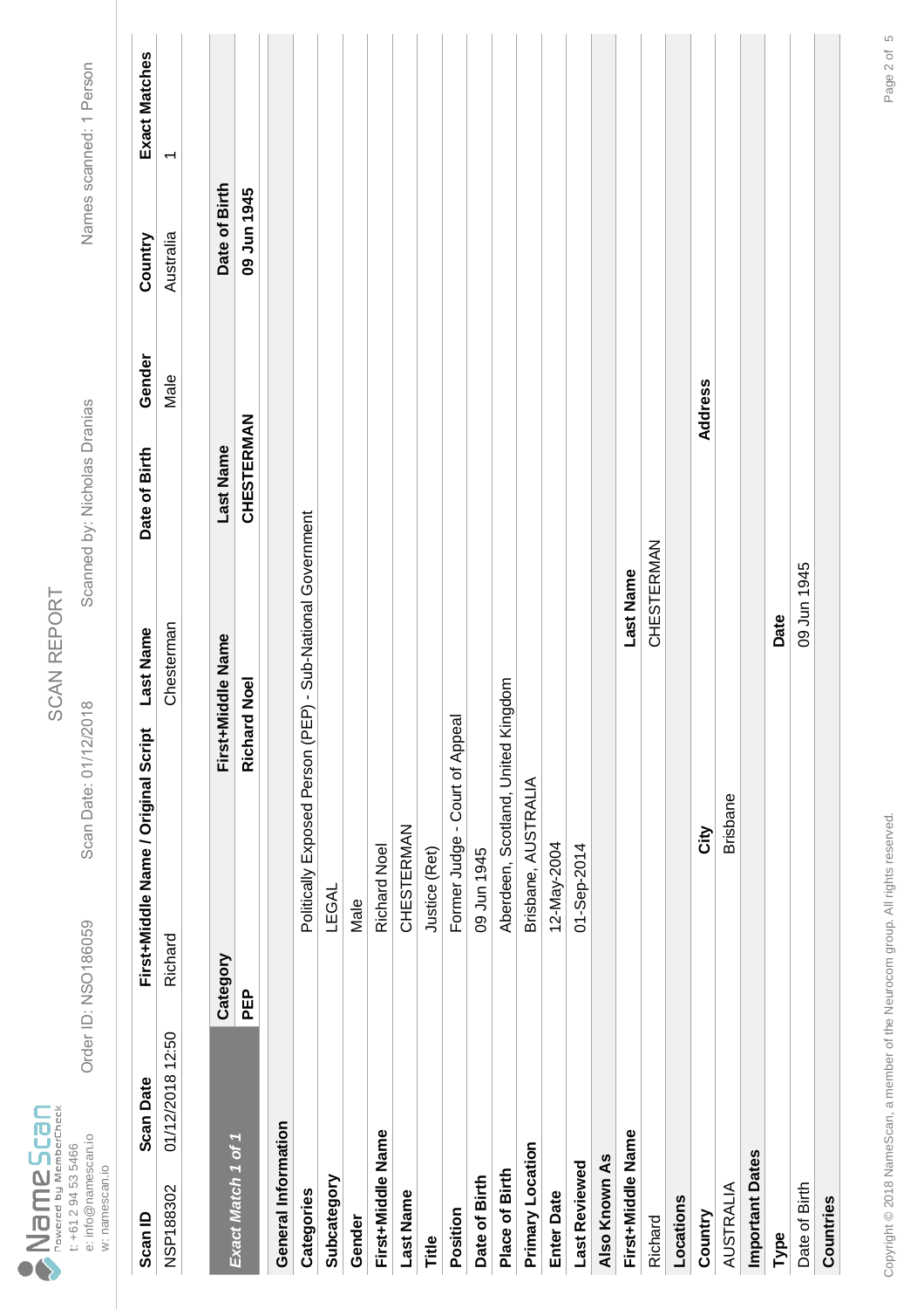NameScan
Powered by MemberCheck
t: +61 2 94 53 5466
e: info@namescan.io
w: namescan.io

# SCAN REPORT

Order ID: NSO186059 | Scan Date: 01/12/2018 | Scanned by: Nicholas Dranias | Names scanned: 1 Person

| Scan ID | Scan Date | First+Middle Name / Original Script | Last Name | Date of Birth | Gender | Country | Exact Matches |
|---|---|---|---|---|---|---|---|
| NSP188302 | 01/12/2018 12:50 | Richard | Chesterman | | Male | Australia | 1 |

| *Exact Match 1 of 1* | Category | First+Middle Name | Last Name | Date of Birth |
|---|---|---|---|---|
| | **PEP** | **Richard Noel** | **CHESTERMAN** | **09 Jun 1945** |

**General Information**

| | |
|---|---|
| **Categories** | Politically Exposed Person (PEP) - Sub-National Government |
| **Subcategory** | LEGAL |
| **Gender** | Male |
| **First+Middle Name** | Richard Noel |
| **Last Name** | CHESTERMAN |
| **Title** | Justice (Ret) |
| **Position** | Former Judge - Court of Appeal |
| **Date of Birth** | 09 Jun 1945 |
| **Place of Birth** | Aberdeen, Scotland, United Kingdom |
| **Primary Location** | Brisbane, AUSTRALIA |
| **Enter Date** | 12-May-2004 |
| **Last Reviewed** | 01-Sep-2014 |

**Also Known As**

| First+Middle Name | Last Name |
|---|---|
| Richard | CHESTERMAN |

**Locations**

| Country | City | Address |
|---|---|---|
| AUSTRALIA | Brisbane | |

**Important Dates**

| Type | Date |
|---|---|
| Date of Birth | 09 Jun 1945 |

**Countries**

Copyright © 2018 NameScan, a member of the Neurocom group. All rights reserved.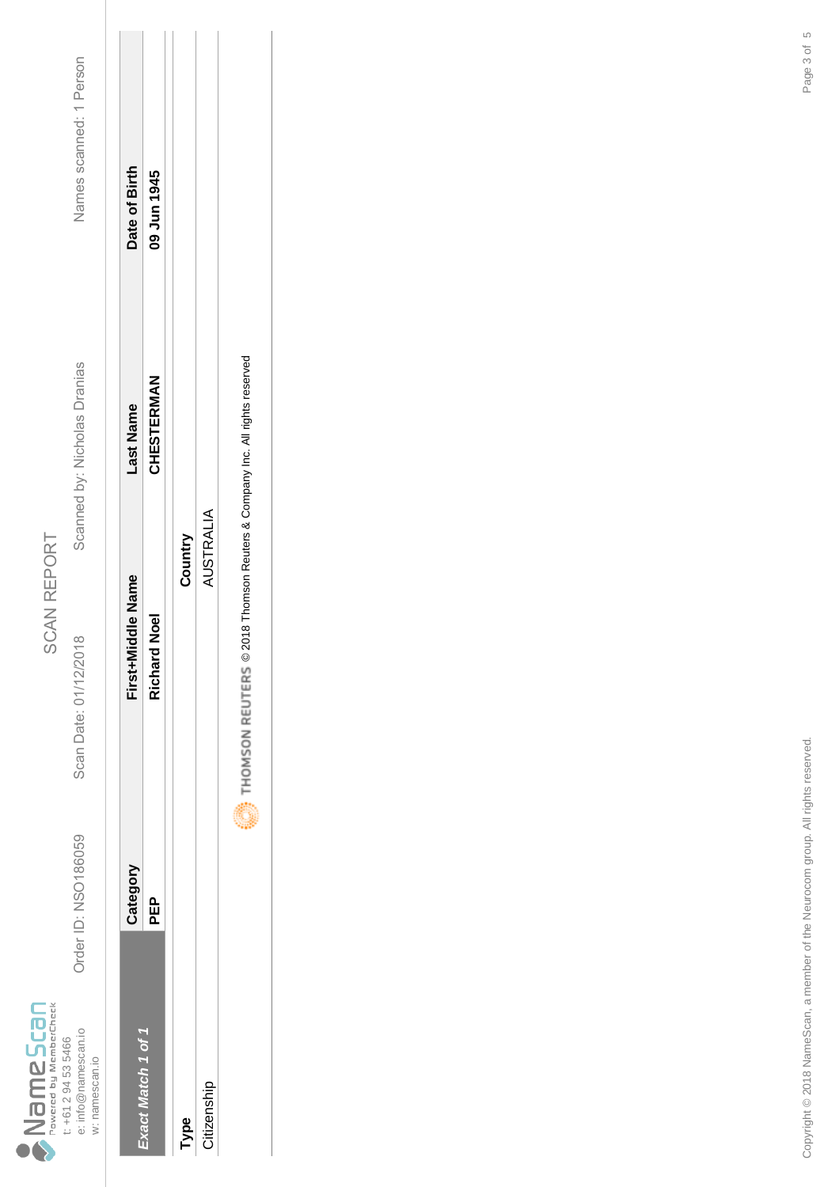# SCAN REPORT

NameScan Powered by MemberCheck
t: +61 2 94 53 5466
e: info@namescan.io
w: namescan.io

Order ID: NSO186059 | Scan Date: 01/12/2018 | Scanned by: Nicholas Dranias | Names scanned: 1 Person

| Exact Match 1 of 1 | Category | First+Middle Name | Last Name | Date of Birth |
|---|---|---|---|---|
| | **PEP** | **Richard Noel** | **CHESTERMAN** | **09 Jun 1945** |

| Type | Country |
|---|---|
| Citizenship | AUSTRALIA |

THOMSON REUTERS © 2018 Thomson Reuters & Company Inc. All rights reserved

Copyright © 2018 NameScan, a member of the Neurocom group. All rights reserved.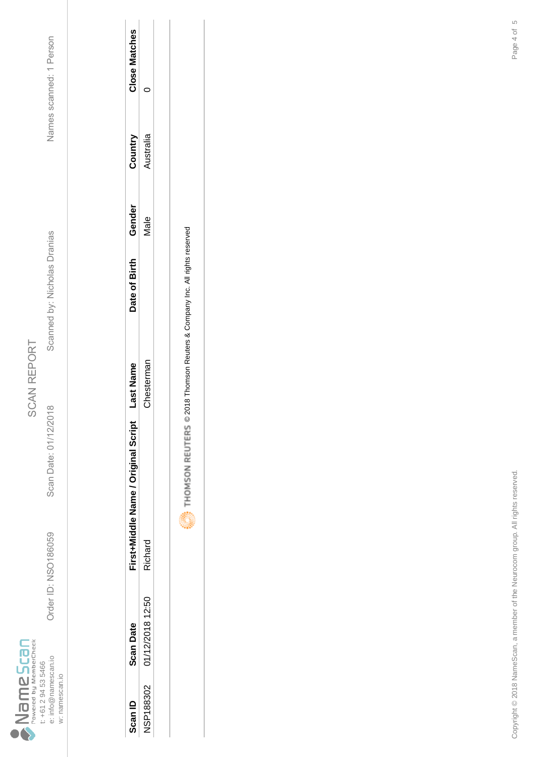NameScan
Powered by MemberCheck
t: +61 2 94 53 5466
e: info@namescan.io
w: namescan.io

# SCAN REPORT

Order ID: NSO186059 Scan Date: 01/12/2018 Scanned by: Nicholas Dranias Names scanned: 1 Person

| Scan ID | Scan Date | First+Middle Name / Original Script | Last Name | Date of Birth | Gender | Country | Close Matches |
|---|---|---|---|---|---|---|---|
| NSP188302 | 01/12/2018 12:50 | Richard | Chesterman | | Male | Australia | 0 |

THOMSON REUTERS © 2018 Thomson Reuters & Company Inc. All rights reserved

Copyright © 2018 NameScan, a member of the Neurocom group. All rights reserved.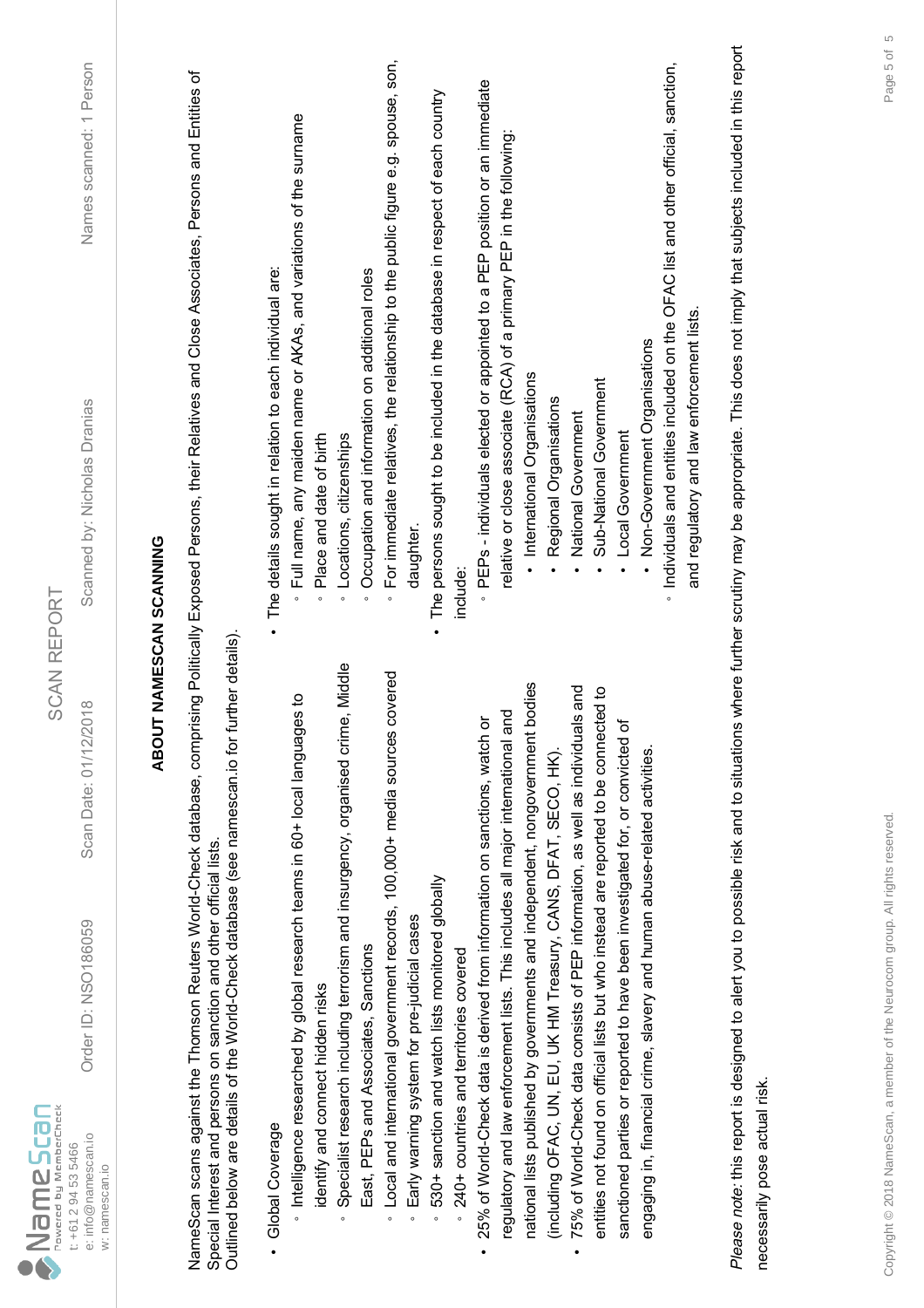## ABOUT NAMESCAN SCANNING

NameScan scans against the Thomson Reuters World-Check database, comprising Politically Exposed Persons, their Relatives and Close Associates, Persons and Entities of Special Interest and persons on sanction and other official lists.
Outlined below are details of the World-Check database (see namescan.io for further details).

- Global Coverage
  - Intelligence researched by global research teams in 60+ local languages to identify and connect hidden risks
  - Specialist research including terrorism and insurgency, organised crime, Middle East, PEPs and Associates, Sanctions
  - Local and international government records, 100,000+ media sources covered
  - Early warning system for pre-judicial cases
  - 530+ sanction and watch lists monitored globally
  - 240+ countries and territories covered
- 25% of World-Check data is derived from information on sanctions, watch or regulatory and law enforcement lists. This includes all major international and national lists published by governments and independent, nongovernment bodies (including OFAC, UN, EU, UK HM Treasury, CANS, DFAT, SECO, HK).
- 75% of World-Check data consists of PEP information, as well as individuals and entities not found on official lists but who instead are reported to be connected to sanctioned parties or reported to have been investigated for, or convicted of engaging in, financial crime, slavery and human abuse-related activities.
- The details sought in relation to each individual are:
  - Full name, any maiden name or AKAs, and variations of the surname
  - Place and date of birth
  - Locations, citizenships
  - Occupation and information on additional roles
  - For immediate relatives, the relationship to the public figure e.g. spouse, son, daughter.
- The persons sought to be included in the database in respect of each country include:
  - PEPs - individuals elected or appointed to a PEP position or an immediate relative or close associate (RCA) of a primary PEP in the following:
    - International Organisations
    - Regional Organisations
    - National Government
    - Sub-National Government
    - Local Government
    - Non-Government Organisations
  - Individuals and entities included on the OFAC list and other official, sanction, and regulatory and law enforcement lists.

*Please note:* this report is designed to alert you to possible risk and to situations where further scrutiny may be appropriate. This does not imply that subjects included in this report necessarily pose actual risk.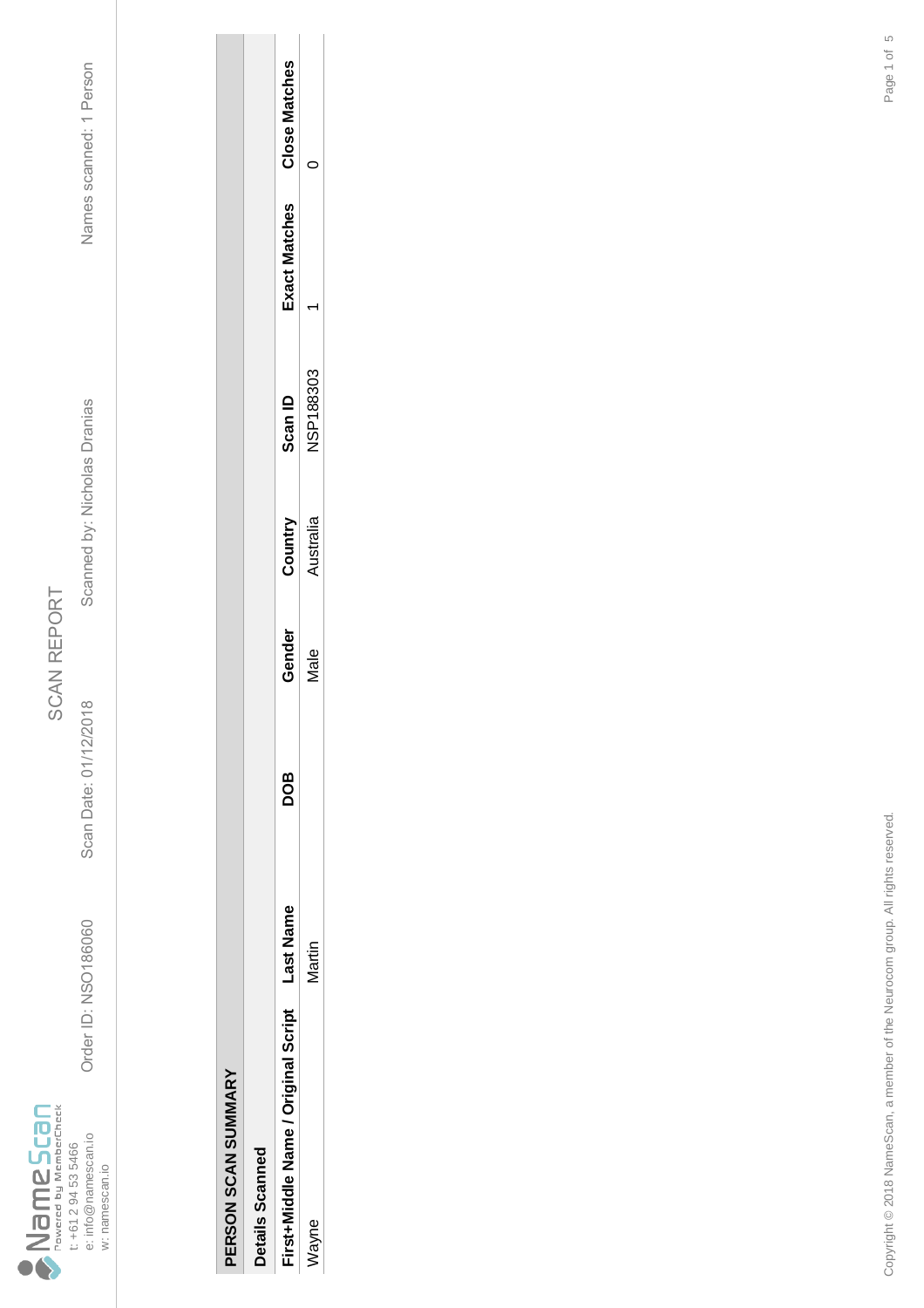NameScan
Powered by MemberCheck
t: +61 2 94 53 5466
e: info@namescan.io
w: namescan.io

# SCAN REPORT

Order ID: NSO186060 | Scan Date: 01/12/2018 | Scanned by: Nicholas Dranias | Names scanned: 1 Person

## PERSON SCAN SUMMARY

### Details Scanned

| First+Middle Name / Original Script | Last Name | DOB | Gender | Country | Scan ID | Exact Matches | Close Matches |
|---|---|---|---|---|---|---|---|
| Wayne | Martin | | Male | Australia | NSP188303 | 1 | 0 |

Copyright © 2018 NameScan, a member of the Neurocom group. All rights reserved.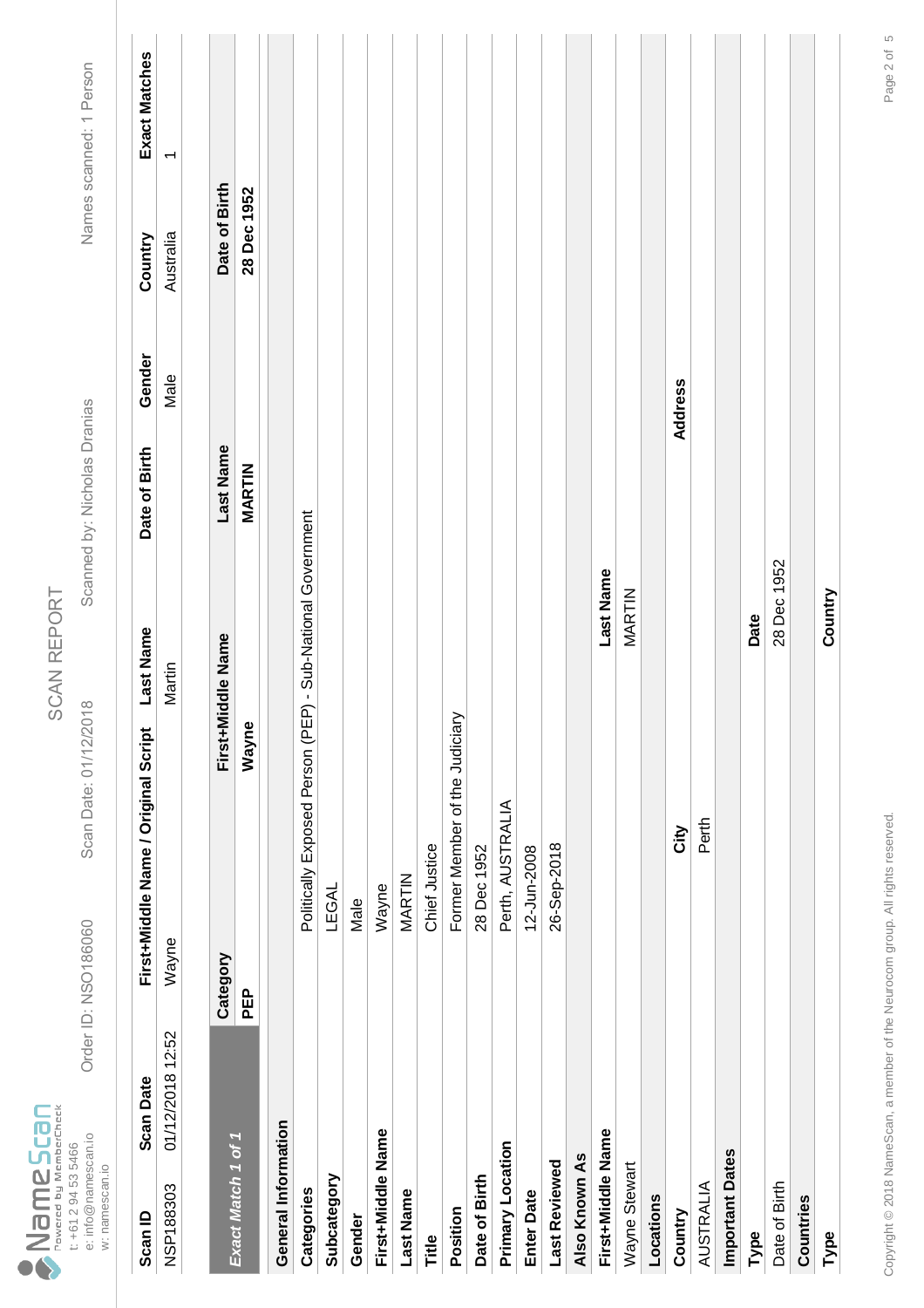NameScan
Powered by MemberCheck
t: +61 2 94 53 5466
e: info@namescan.io
w: namescan.io

# SCAN REPORT

Order ID: NSO186060 Scan Date: 01/12/2018 Scanned by: Nicholas Dranias Names scanned: 1 Person

| Scan ID | Scan Date | First+Middle Name / Original Script | Last Name | Date of Birth | Gender | Country | Exact Matches |
|---|---|---|---|---|---|---|---|
| NSP188303 | 01/12/2018 12:52 | Wayne | Martin | | Male | Australia | 1 |

| *Exact Match 1 of 1* | Category | First+Middle Name | Last Name | Date of Birth |
|---|---|---|---|---|
| | **PEP** | **Wayne** | **MARTIN** | **28 Dec 1952** |

**General Information**

| | |
|---|---|
| **Categories** | Politically Exposed Person (PEP) - Sub-National Government |
| **Subcategory** | LEGAL |
| **Gender** | Male |
| **First+Middle Name** | Wayne |
| **Last Name** | MARTIN |
| **Title** | Chief Justice |
| **Position** | Former Member of the Judiciary |
| **Date of Birth** | 28 Dec 1952 |
| **Primary Location** | Perth, AUSTRALIA |
| **Enter Date** | 12-Jun-2008 |
| **Last Reviewed** | 26-Sep-2018 |

**Also Known As**

| First+Middle Name | Last Name |
|---|---|
| Wayne Stewart | MARTIN |

**Locations**

| Country | City | Address |
|---|---|---|
| AUSTRALIA | Perth | |

**Important Dates**

| Type | Date |
|---|---|
| Date of Birth | 28 Dec 1952 |

**Countries**

| Type | Country |
|---|---|

Copyright © 2018 NameScan, a member of the Neurocom group. All rights reserved.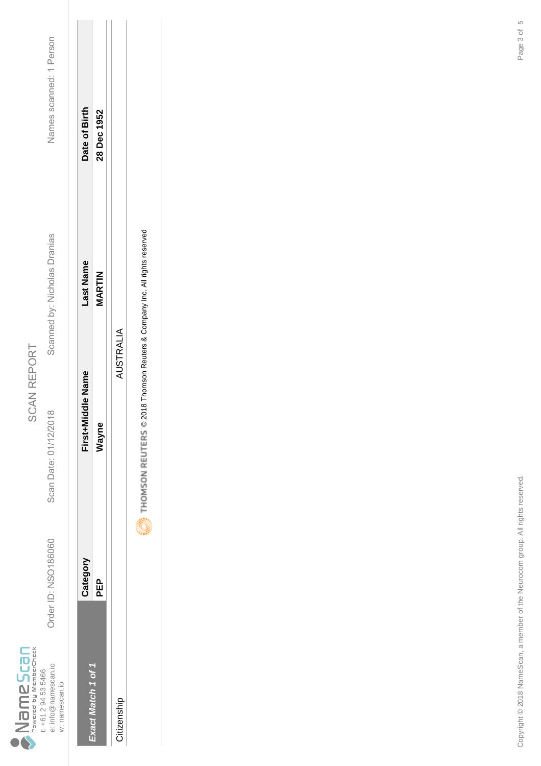NameScan
Powered by MemberCheck
t: +61 2 94 53 5466
e: info@namescan.io
w: namescan.io

# SCAN REPORT

Order ID: NSO186060 | Scan Date: 01/12/2018 | Scanned by: Nicholas Dranias | Names scanned: 1 Person

| *Exact Match 1 of 1* | Category | First+Middle Name | Last Name | Date of Birth |
|---|---|---|---|---|
| | **PEP** | **Wayne** | **MARTIN** | **28 Dec 1952** |
| Citizenship | | AUSTRALIA | | |

THOMSON REUTERS © 2018 Thomson Reuters & Company Inc. All rights reserved

Copyright © 2018 NameScan, a member of the Neurocom group. All rights reserved.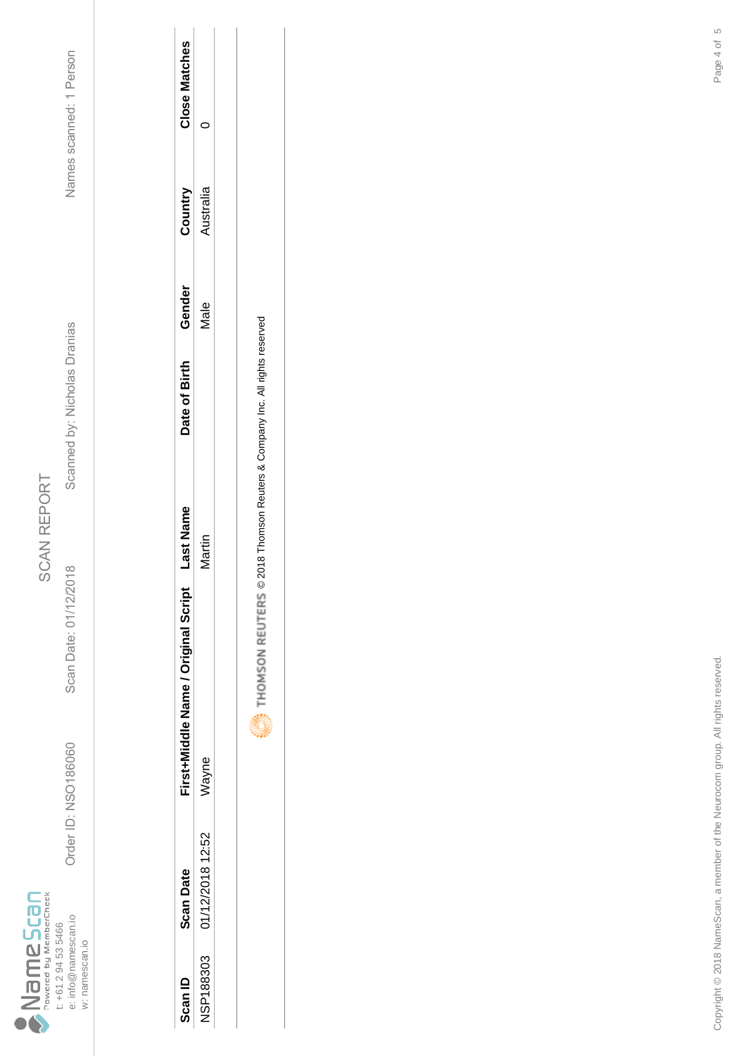NameScan
Powered by MemberCheck
t: +61 2 94 53 5466
e: info@namescan.io
w: namescan.io

# SCAN REPORT

Order ID: NSO186060 Scan Date: 01/12/2018 Scanned by: Nicholas Dranias Names scanned: 1 Person

| Scan ID | Scan Date | First+Middle Name / Original Script | Last Name | Date of Birth | Gender | Country | Close Matches |
|---|---|---|---|---|---|---|---|
| NSP188303 | 01/12/2018 12:52 | Wayne | Martin | | Male | Australia | 0 |

THOMSON REUTERS © 2018 Thomson Reuters & Company Inc. All rights reserved

Copyright © 2018 NameScan, a member of the Neurocom group. All rights reserved.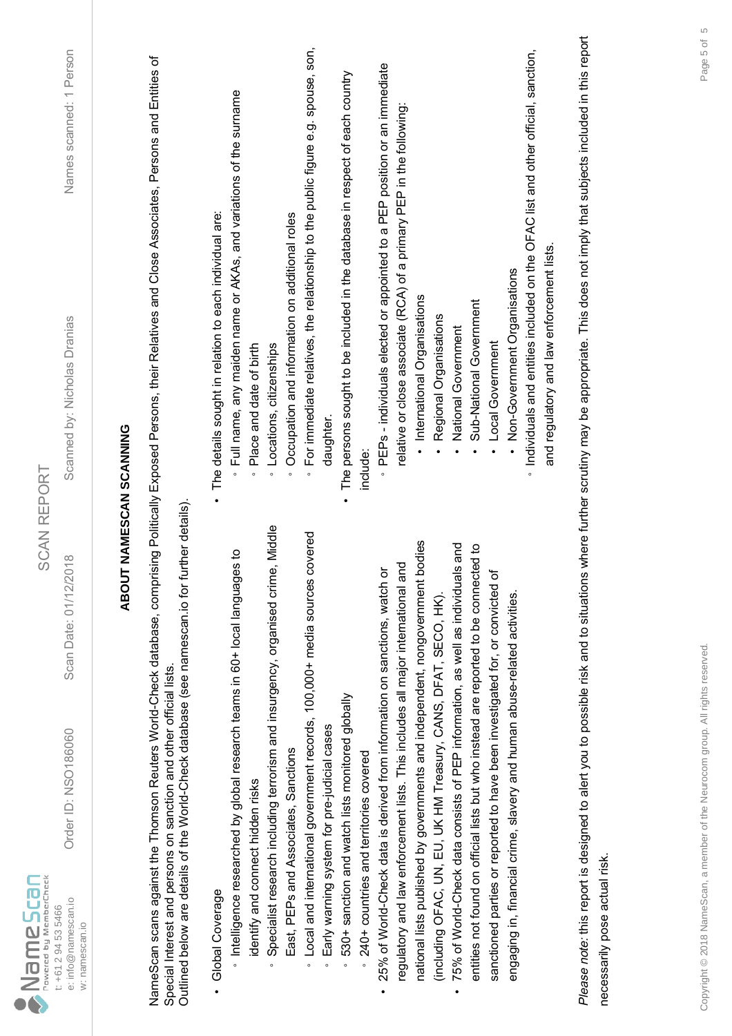NameScan
Powered by MemberCheck
t: +61 2 94 53 5466
e: info@namescan.io
w: namescan.io

Order ID: NSO186060 | Scan Date: 01/12/2018 | Scanned by: Nicholas Dranias | Names scanned: 1 Person

SCAN REPORT

## ABOUT NAMESCAN SCANNING

NameScan scans against the Thomson Reuters World-Check database, comprising Politically Exposed Persons, their Relatives and Close Associates, Persons and Entities of Special Interest and persons on sanction and other official lists.
Outlined below are details of the World-Check database (see namescan.io for further details).

- Global Coverage
  - Intelligence researched by global research teams in 60+ local languages to identify and connect hidden risks
  - Specialist research including terrorism and insurgency, organised crime, Middle East, PEPs and Associates, Sanctions
  - Local and international government records, 100,000+ media sources covered
  - Early warning system for pre-judicial cases
  - 530+ sanction and watch lists monitored globally
  - 240+ countries and territories covered
- 25% of World-Check data is derived from information on sanctions, watch or regulatory and law enforcement lists. This includes all major international and national lists published by governments and independent, nongovernment bodies (including OFAC, UN, EU, UK HM Treasury, CANS, DFAT, SECO, HK).
- 75% of World-Check data consists of PEP information, as well as individuals and entities not found on official lists but who instead are reported to be connected to sanctioned parties or reported to have been investigated for, or convicted of engaging in, financial crime, slavery and human abuse-related activities.
- The details sought in relation to each individual are:
  - Full name, any maiden name or AKAs, and variations of the surname
  - Place and date of birth
  - Locations, citizenships
  - Occupation and information on additional roles
  - For immediate relatives, the relationship to the public figure e.g. spouse, son, daughter.
- The persons sought to be included in the database in respect of each country include:
  - PEPs - individuals elected or appointed to a PEP position or an immediate relative or close associate (RCA) of a primary PEP in the following:
    - International Organisations
    - Regional Organisations
    - National Government
    - Sub-National Government
    - Local Government
    - Non-Government Organisations
  - Individuals and entities included on the OFAC list and other official, sanction, and regulatory and law enforcement lists.

*Please note:* this report is designed to alert you to possible risk and to situations where further scrutiny may be appropriate. This does not imply that subjects included in this report necessarily pose actual risk.

Copyright © 2018 NameScan, a member of the Neurocom group. All rights reserved.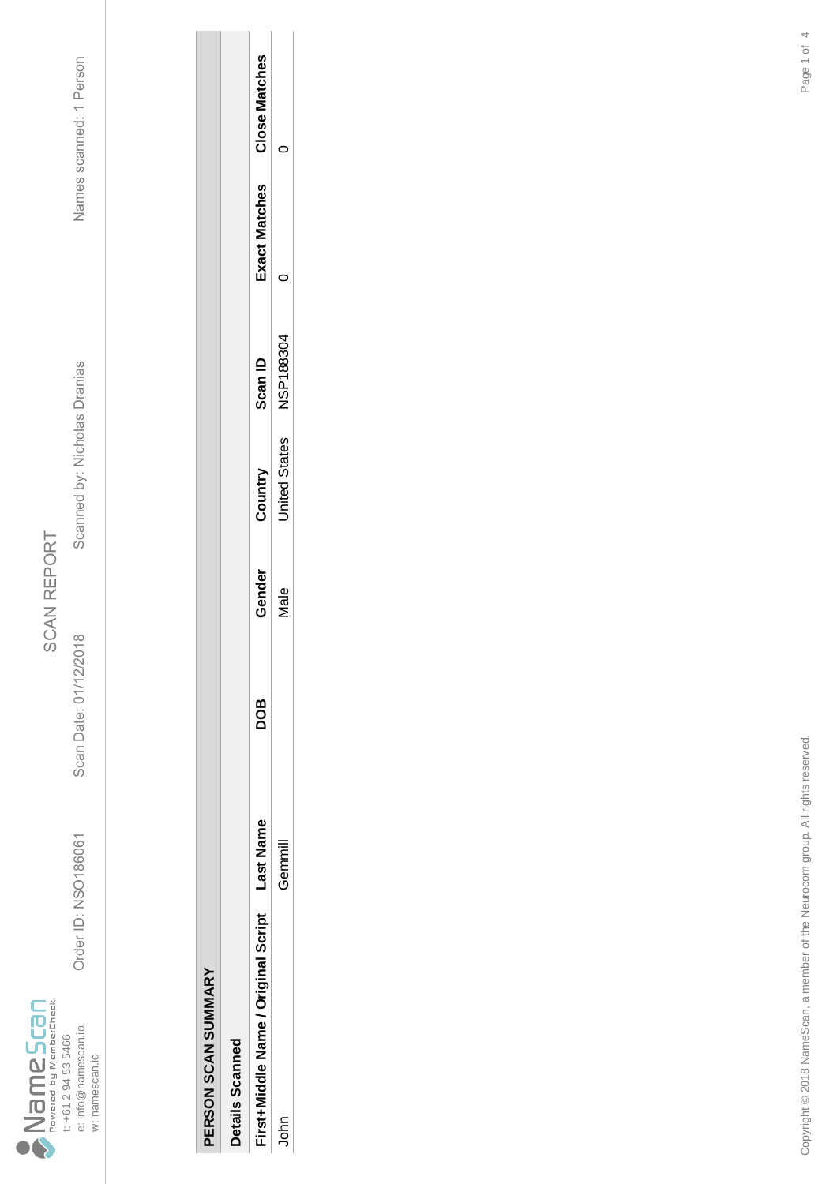**NameScan** Powered by MemberCheck
t: +61 2 94 53 5466
e: info@namescan.io
w: namescan.io

# SCAN REPORT

Order ID: NSO186061 | Scan Date: 01/12/2018 | Scanned by: Nicholas Dranias | Names scanned: 1 Person

## PERSON SCAN SUMMARY

### Details Scanned

| First+Middle Name / Original Script | Last Name | DOB | Gender | Country | Scan ID | Exact Matches | Close Matches |
|---|---|---|---|---|---|---|---|
| John | Gemmill | | Male | United States | NSP188304 | 0 | 0 |

Copyright © 2018 NameScan, a member of the Neurocom group. All rights reserved.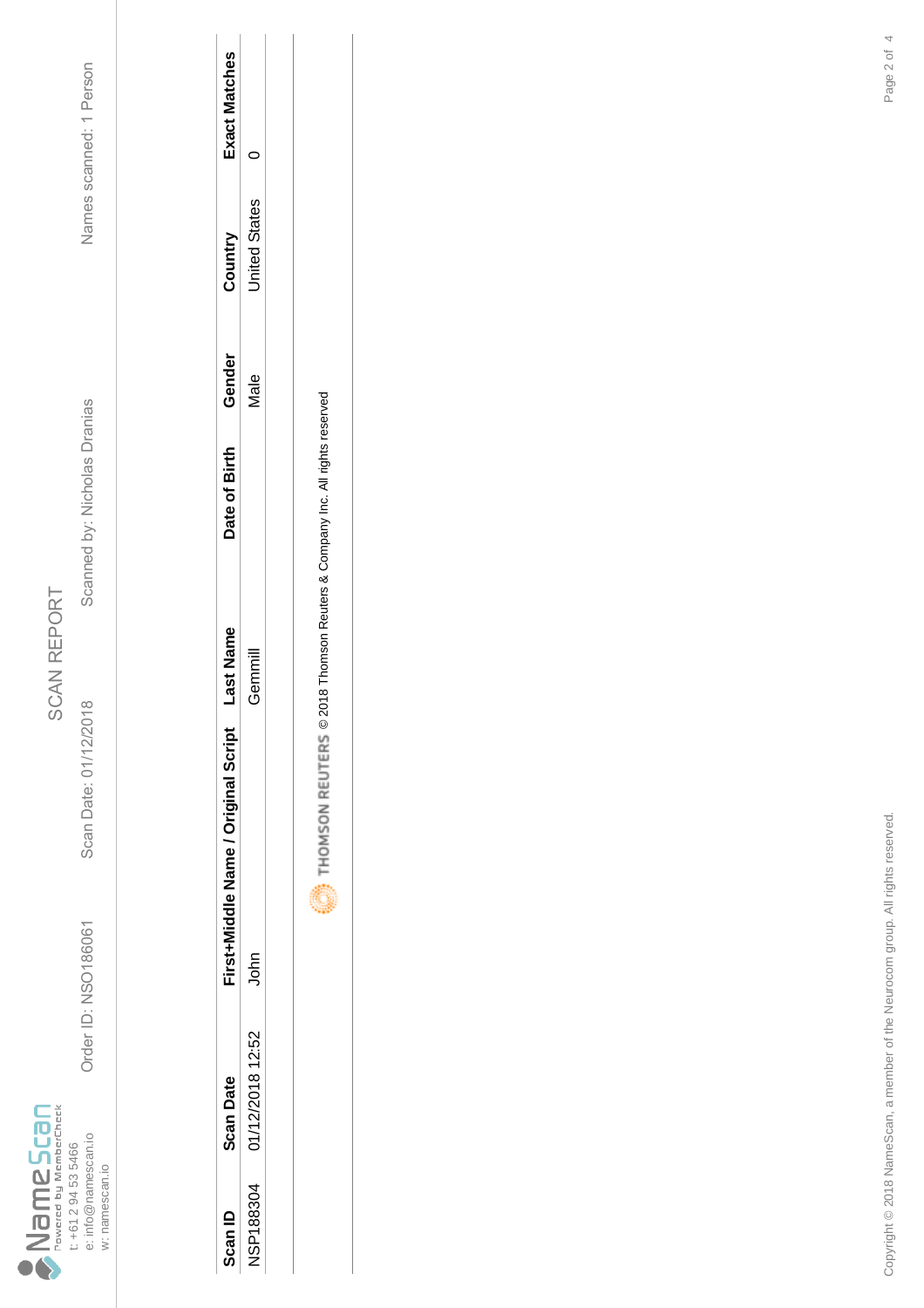NameScan
Powered by MemberCheck
t: +61 2 94 53 5466
e: info@namescan.io
w: namescan.io

# SCAN REPORT

Order ID: NSO186061 | Scan Date: 01/12/2018 | Scanned by: Nicholas Dranias | Names scanned: 1 Person

| Scan ID | Scan Date | First+Middle Name / Original Script | Last Name | Date of Birth | Gender | Country | Exact Matches |
|---|---|---|---|---|---|---|---|
| NSP188304 | 01/12/2018 12:52 | John | Gemmill | | Male | United States | 0 |

THOMSON REUTERS © 2018 Thomson Reuters & Company Inc. All rights reserved

Copyright © 2018 NameScan, a member of the Neurocom group. All rights reserved.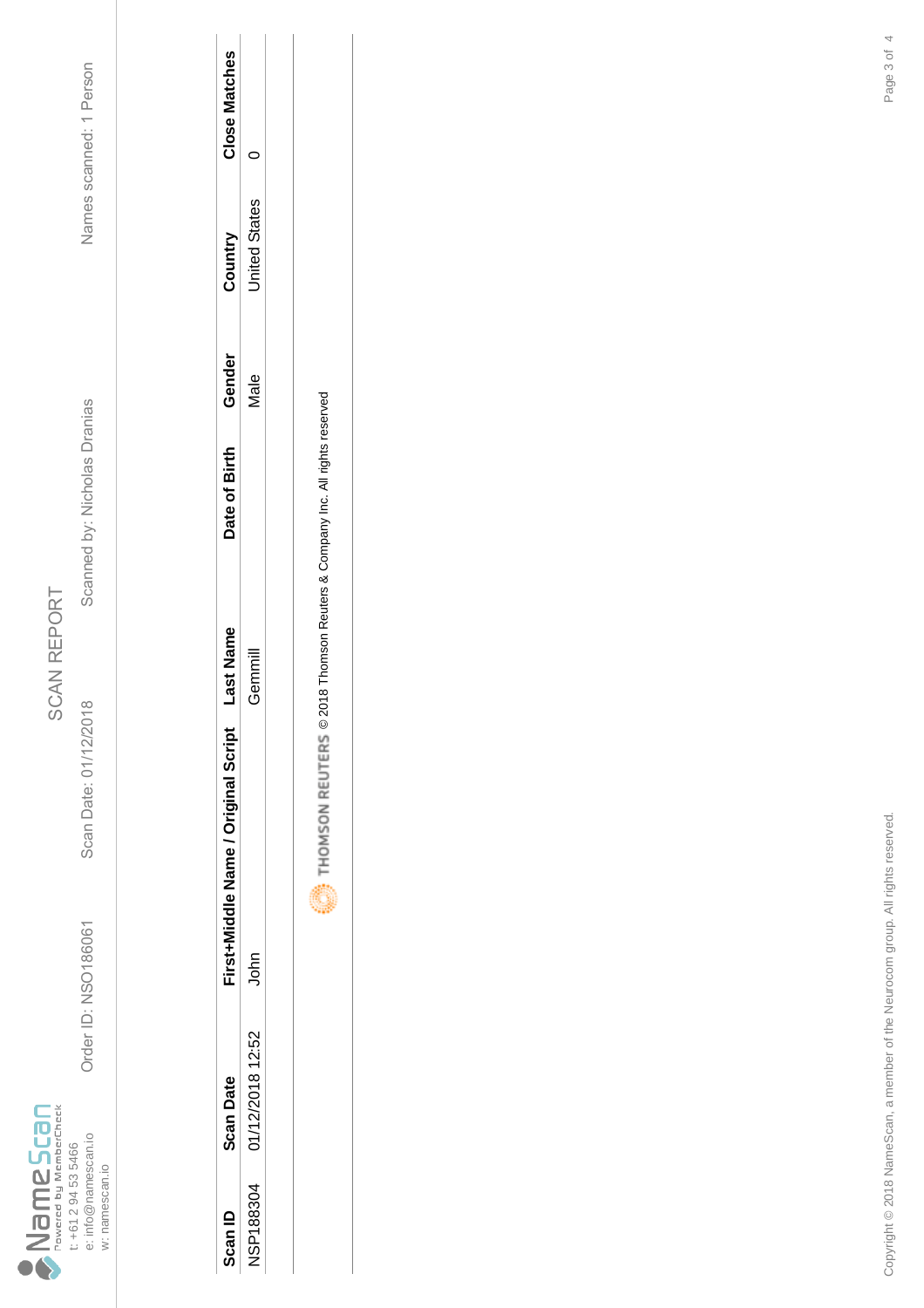NameScan
Powered by MemberCheck
t: +61 2 94 53 5466
e: info@namescan.io
w: namescan.io

# SCAN REPORT

Order ID: NSO186061 | Scan Date: 01/12/2018 | Scanned by: Nicholas Dranias | Names scanned: 1 Person

| Scan ID | Scan Date | First+Middle Name / Original Script | Last Name | Date of Birth | Gender | Country | Close Matches |
|---|---|---|---|---|---|---|---|
| NSP188304 | 01/12/2018 12:52 | John | Gemmill | | Male | United States | 0 |

THOMSON REUTERS © 2018 Thomson Reuters & Company Inc. All rights reserved

Copyright © 2018 NameScan, a member of the Neurocom group. All rights reserved.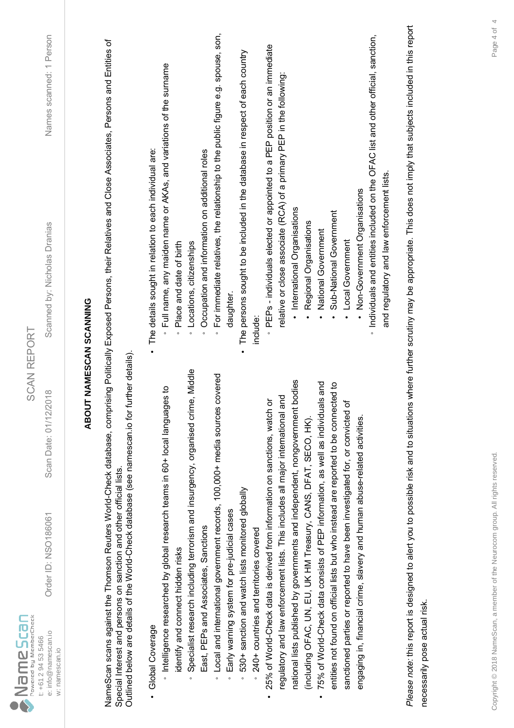NameScan
Powered by MemberCheck
t: +61 2 94 53 5466
e: info@namescan.io
w: namescan.io

SCAN REPORT

Order ID: NSO186061 | Scan Date: 01/12/2018 | Scanned by: Nicholas Dranias | Names scanned: 1 Person

## ABOUT NAMESCAN SCANNING

NameScan scans against the Thomson Reuters World-Check database, comprising Politically Exposed Persons, their Relatives and Close Associates, Persons and Entities of Special Interest and persons on sanction and other official lists.
Outlined below are details of the World-Check database (see namescan.io for further details).

- Global Coverage
  - Intelligence researched by global research teams in 60+ local languages to identify and connect hidden risks
  - Specialist research including terrorism and insurgency, organised crime, Middle East, PEPs and Associates, Sanctions
  - Local and international government records, 100,000+ media sources covered
  - Early warning system for pre-judicial cases
  - 530+ sanction and watch lists monitored globally
  - 240+ countries and territories covered
- 25% of World-Check data is derived from information on sanctions, watch or regulatory and law enforcement lists. This includes all major international and national lists published by governments and independent, nongovernment bodies (including OFAC, UN, EU, UK HM Treasury, CANS, DFAT, SECO, HK).
- 75% of World-Check data consists of PEP information, as well as individuals and entities not found on official lists but who instead are reported to be connected to sanctioned parties or reported to have been investigated for, or convicted of engaging in, financial crime, slavery and human abuse-related activities.

- The details sought in relation to each individual are:
  - Full name, any maiden name or AKAs, and variations of the surname
  - Place and date of birth
  - Locations, citizenships
  - Occupation and information on additional roles
  - For immediate relatives, the relationship to the public figure e.g. spouse, son, daughter.
- The persons sought to be included in the database in respect of each country include:
  - PEPs - individuals elected or appointed to a PEP position or an immediate relative or close associate (RCA) of a primary PEP in the following:
    - International Organisations
    - Regional Organisations
    - National Government
    - Sub-National Government
    - Local Government
    - Non-Government Organisations
  - Individuals and entities included on the OFAC list and other official, sanction, and regulatory and law enforcement lists.

*Please note:* this report is designed to alert you to possible risk and to situations where further scrutiny may be appropriate. This does not imply that subjects included in this report necessarily pose actual risk.

Copyright © 2018 NameScan, a member of the Neurocom group. All rights reserved.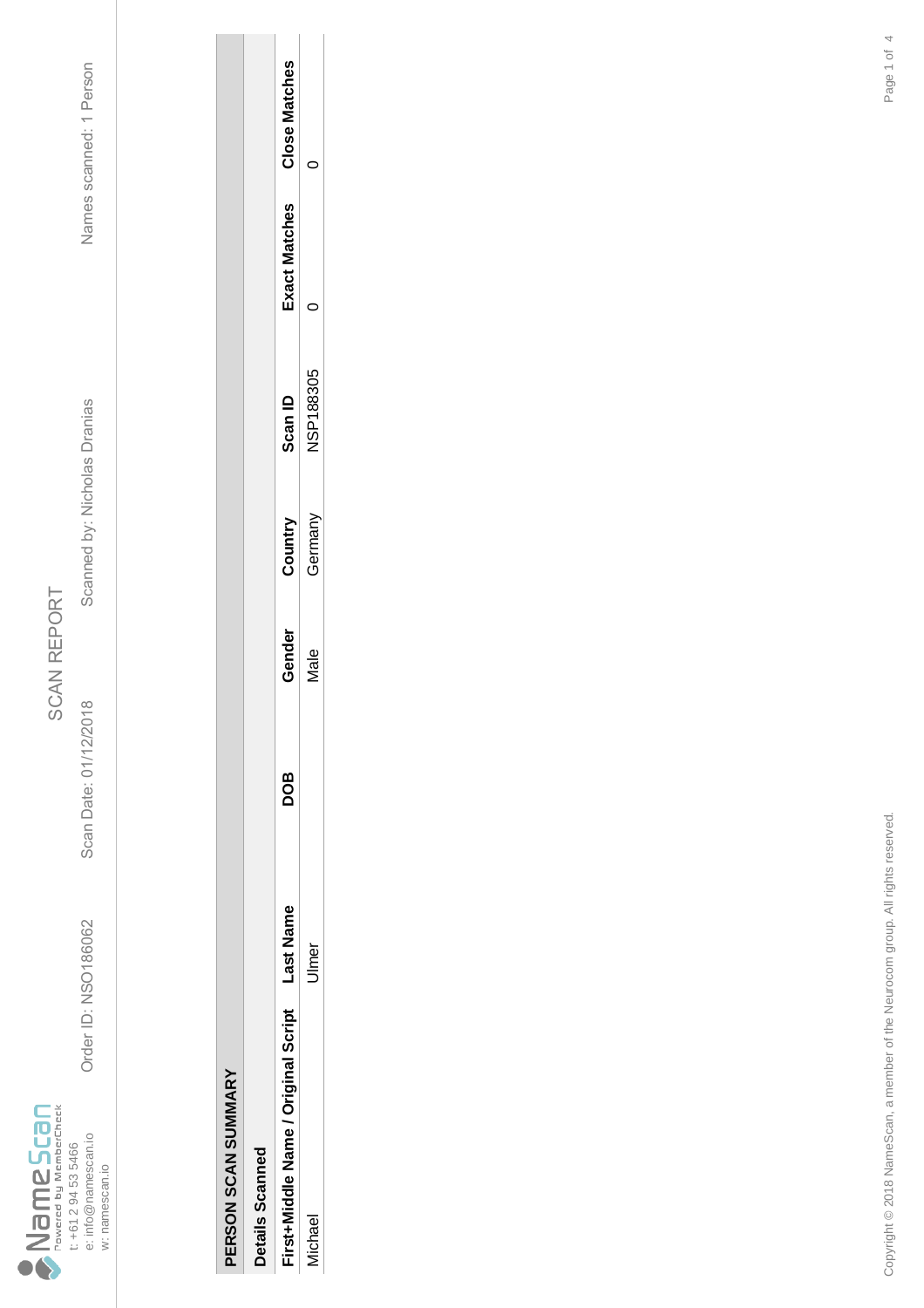NameScan
Powered by MemberCheck
t: +61 2 94 53 5466
e: info@namescan.io
w: namescan.io

# SCAN REPORT

Order ID: NSO186062 | Scan Date: 01/12/2018 | Scanned by: Nicholas Dranias | Names scanned: 1 Person

## PERSON SCAN SUMMARY

### Details Scanned

| First+Middle Name / Original Script | Last Name | DOB | Gender | Country | Scan ID | Exact Matches | Close Matches |
|---|---|---|---|---|---|---|---|
| Michael | Ulmer | | Male | Germany | NSP188305 | 0 | 0 |

Copyright © 2018 NameScan, a member of the Neurocom group. All rights reserved.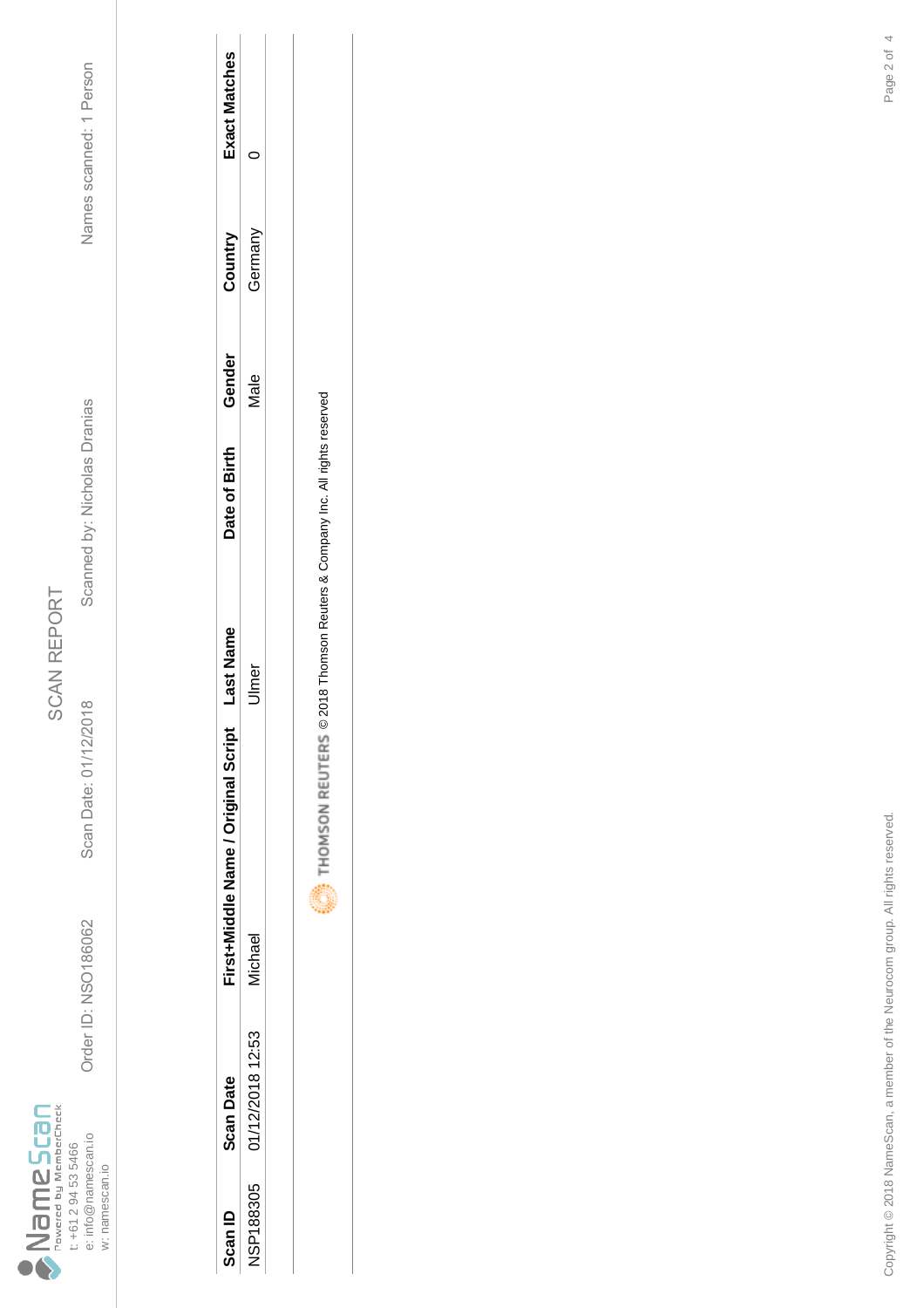NameScan
Powered by MemberCheck
t: +61 2 94 53 5466
e: info@namescan.io
w: namescan.io

# SCAN REPORT

Order ID: NSO186062 Scan Date: 01/12/2018 Scanned by: Nicholas Dranias Names scanned: 1 Person

| Scan ID | Scan Date | First+Middle Name / Original Script | Last Name | Date of Birth | Gender | Country | Exact Matches |
|---|---|---|---|---|---|---|---|
| NSP188305 | 01/12/2018 12:53 | Michael | Ulmer | | Male | Germany | 0 |

THOMSON REUTERS © 2018 Thomson Reuters & Company Inc. All rights reserved

Copyright © 2018 NameScan, a member of the Neurocom group. All rights reserved.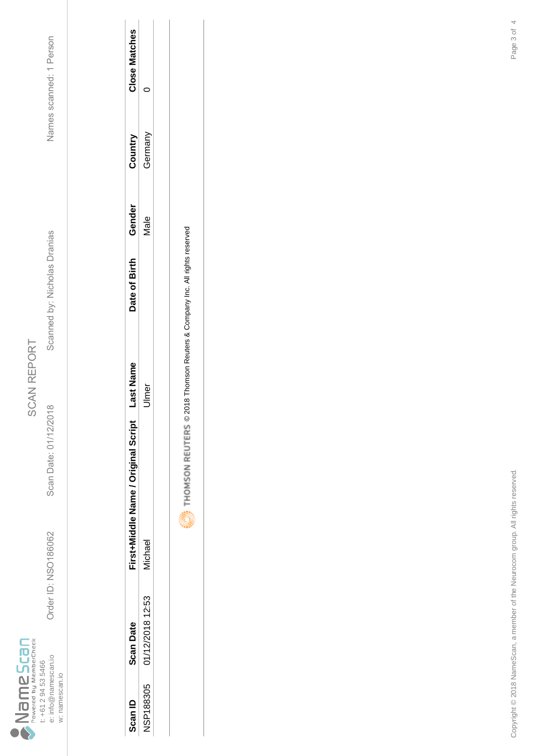NameScan
Powered by MemberCheck
t: +61 2 94 53 5466
e: info@namescan.io
w: namescan.io

# SCAN REPORT

Order ID: NSO186062 Scan Date: 01/12/2018 Scanned by: Nicholas Dranias Names scanned: 1 Person

| Scan ID | Scan Date | First+Middle Name / Original Script | Last Name | Date of Birth | Gender | Country | Close Matches |
|---|---|---|---|---|---|---|---|
| NSP188305 | 01/12/2018 12:53 | Michael | Ulmer | | Male | Germany | 0 |

THOMSON REUTERS © 2018 Thomson Reuters & Company Inc. All rights reserved

Copyright © 2018 NameScan, a member of the Neurocom group. All rights reserved.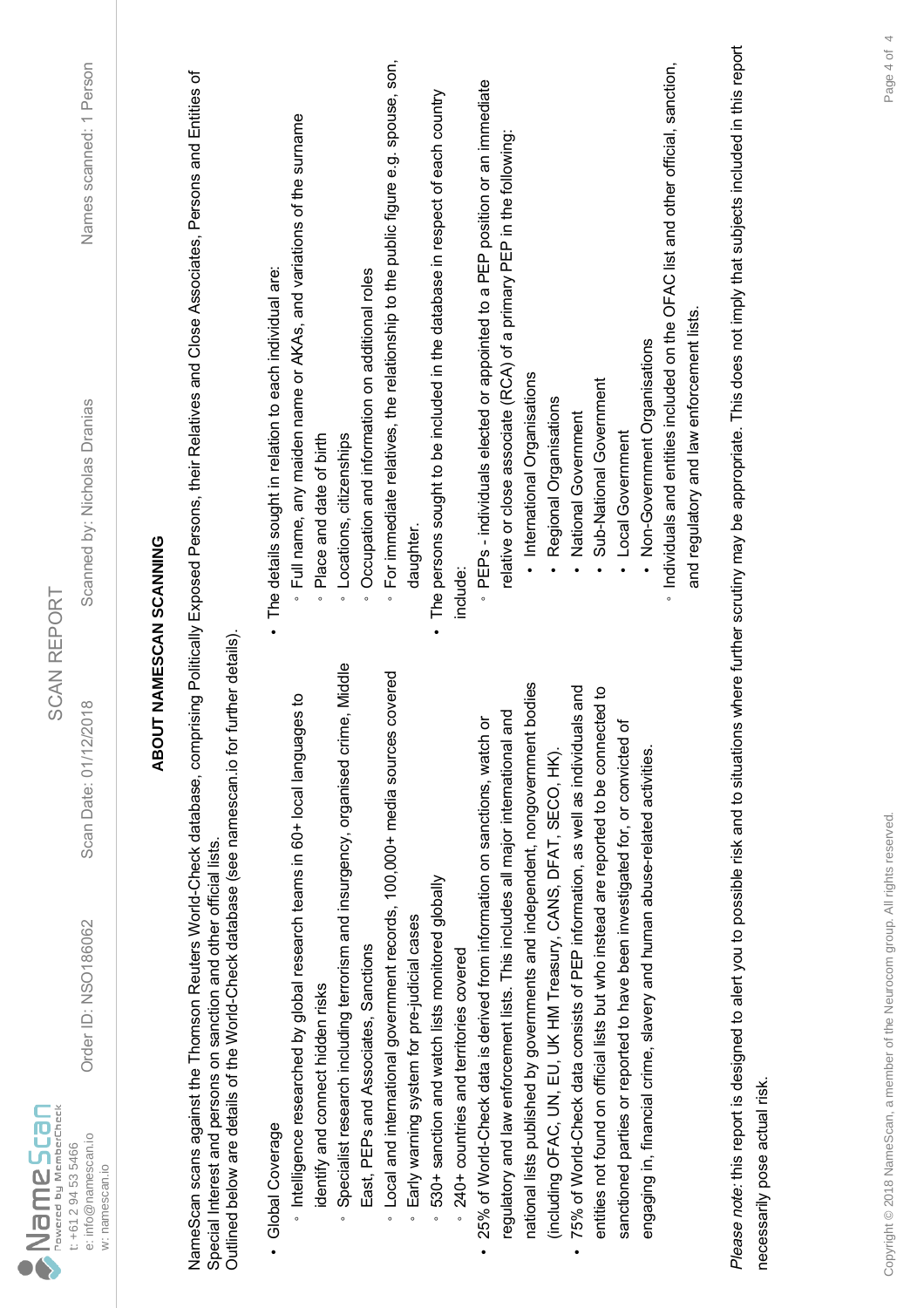## ABOUT NAMESCAN SCANNING

NameScan scans against the Thomson Reuters World-Check database, comprising Politically Exposed Persons, their Relatives and Close Associates, Persons and Entities of Special Interest and persons on sanction and other official lists.
Outlined below are details of the World-Check database (see namescan.io for further details).

- Global Coverage
  - Intelligence researched by global research teams in 60+ local languages to identify and connect hidden risks
  - Specialist research including terrorism and insurgency, organised crime, Middle East, PEPs and Associates, Sanctions
  - Local and international government records, 100,000+ media sources covered
  - Early warning system for pre-judicial cases
  - 530+ sanction and watch lists monitored globally
  - 240+ countries and territories covered
- 25% of World-Check data is derived from information on sanctions, watch or regulatory and law enforcement lists. This includes all major international and national lists published by governments and independent, nongovernment bodies (including OFAC, UN, EU, UK HM Treasury, CANS, DFAT, SECO, HK).
- 75% of World-Check data consists of PEP information, as well as individuals and entities not found on official lists but who instead are reported to be connected to sanctioned parties or reported to have been investigated for, or convicted of engaging in, financial crime, slavery and human abuse-related activities.
- The details sought in relation to each individual are:
  - Full name, any maiden name or AKAs, and variations of the surname
  - Place and date of birth
  - Locations, citizenships
  - Occupation and information on additional roles
  - For immediate relatives, the relationship to the public figure e.g. spouse, son, daughter.
- The persons sought to be included in the database in respect of each country include:
  - PEPs - individuals elected or appointed to a PEP position or an immediate relative or close associate (RCA) of a primary PEP in the following:
    - International Organisations
    - Regional Organisations
    - National Government
    - Sub-National Government
    - Local Government
    - Non-Government Organisations
  - Individuals and entities included on the OFAC list and other official, sanction, and regulatory and law enforcement lists.

*Please note:* this report is designed to alert you to possible risk and to situations where further scrutiny may be appropriate. This does not imply that subjects included in this report necessarily pose actual risk.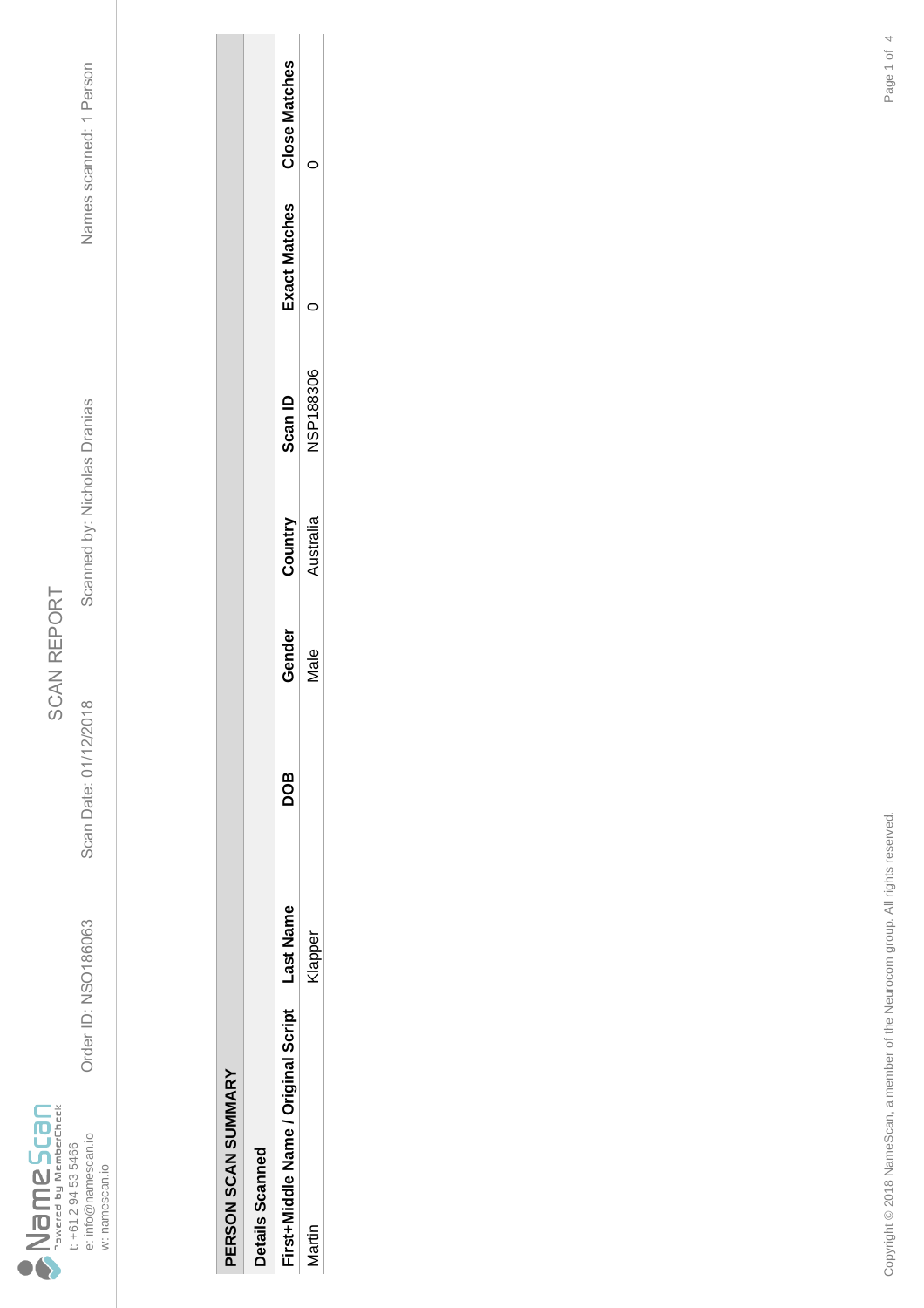NameScan
Powered by MemberCheck
t: +61 2 94 53 5466
e: info@namescan.io
w: namescan.io

# SCAN REPORT

Order ID: NSO186063 Scan Date: 01/12/2018 Scanned by: Nicholas Dranias Names scanned: 1 Person

## PERSON SCAN SUMMARY

### Details Scanned

| First+Middle Name / Original Script | Last Name | DOB | Gender | Country | Scan ID | Exact Matches | Close Matches |
|---|---|---|---|---|---|---|---|
| Martin | Klapper | | Male | Australia | NSP188306 | 0 | 0 |

Copyright © 2018 NameScan, a member of the Neurocom group. All rights reserved.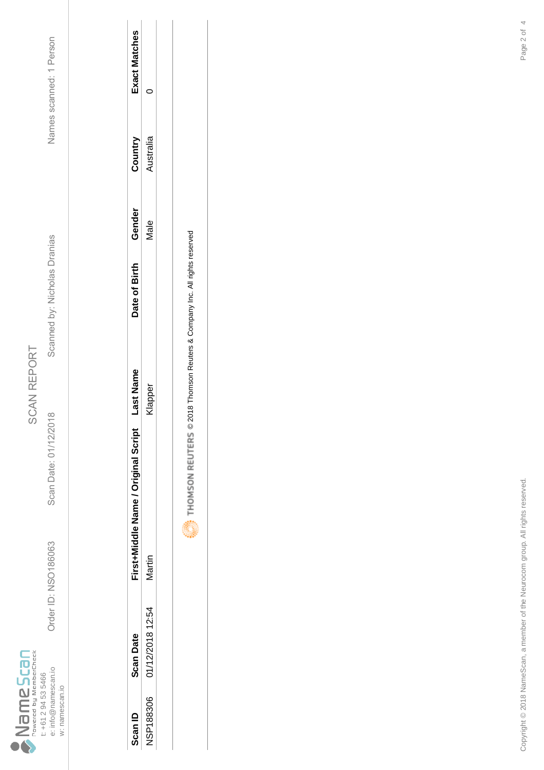NameScan

Powered by MemberCheck

t: +61 2 94 53 5466
e: info@namescan.io
w: namescan.io

# SCAN REPORT

Order ID: NSO186063 Scan Date: 01/12/2018 Scanned by: Nicholas Dranias Names scanned: 1 Person

| Scan ID | Scan Date | First+Middle Name / Original Script | Last Name | Date of Birth | Gender | Country | Exact Matches |
|---|---|---|---|---|---|---|---|
| NSP188306 | 01/12/2018 12:54 | Martin | Klapper | | Male | Australia | 0 |

THOMSON REUTERS © 2018 Thomson Reuters & Company Inc. All rights reserved

Copyright © 2018 NameScan, a member of the Neurocom group. All rights reserved.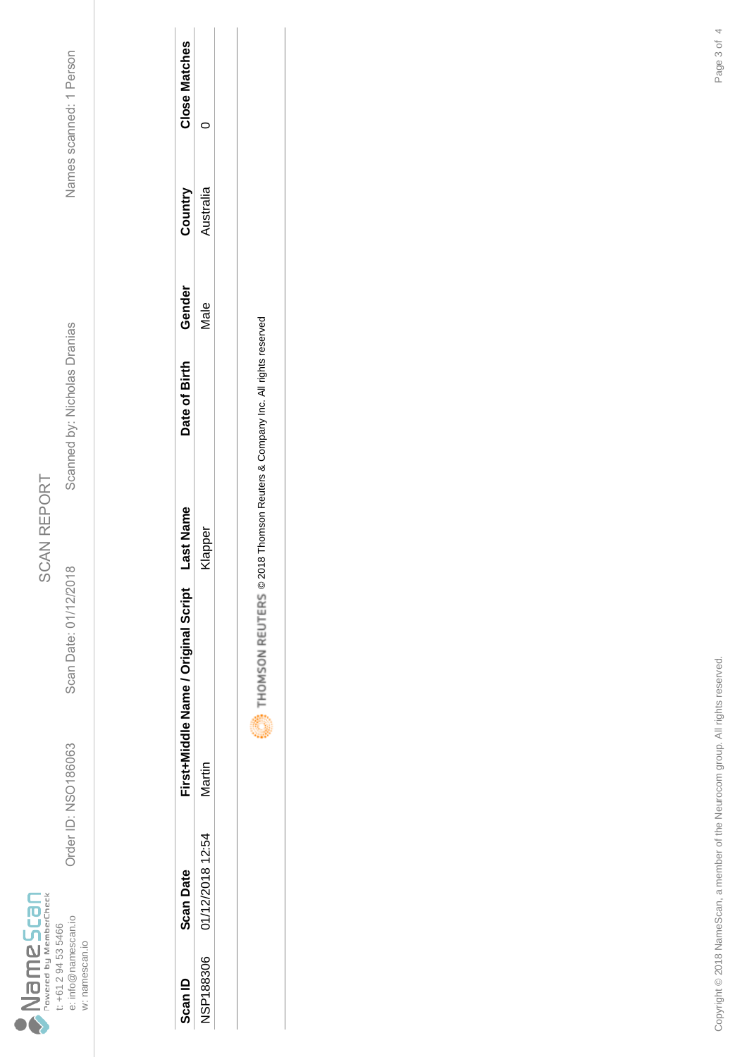NameScan
Powered by MemberCheck
t: +61 2 94 53 5466
e: info@namescan.io
w: namescan.io

# SCAN REPORT

Order ID: NSO186063 Scan Date: 01/12/2018 Scanned by: Nicholas Dranias Names scanned: 1 Person

| Scan ID | Scan Date | First+Middle Name / Original Script | Last Name | Date of Birth | Gender | Country | Close Matches |
|---|---|---|---|---|---|---|---|
| NSP188306 | 01/12/2018 12:54 | Martin | Klapper | | Male | Australia | 0 |

THOMSON REUTERS © 2018 Thomson Reuters & Company Inc. All rights reserved

Copyright © 2018 NameScan, a member of the Neurocom group. All rights reserved.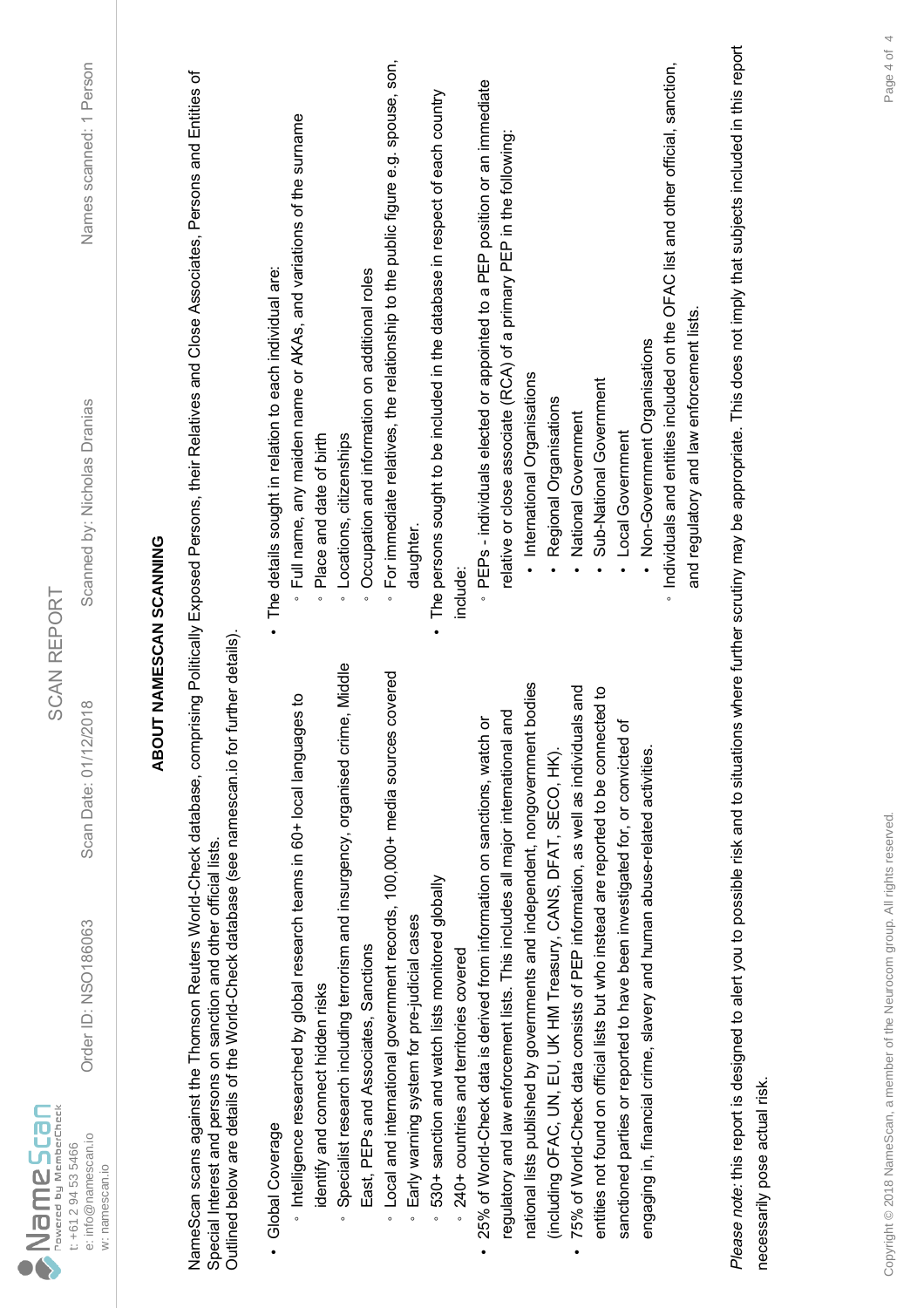NameScan
Powered by MemberCheck
t: +61 2 94 53 5466
e: info@namescan.io
w: namescan.io

SCAN REPORT

Order ID: NSO186063 | Scan Date: 01/12/2018 | Scanned by: Nicholas Dranias | Names scanned: 1 Person

## ABOUT NAMESCAN SCANNING

NameScan scans against the Thomson Reuters World-Check database, comprising Politically Exposed Persons, their Relatives and Close Associates, Persons and Entities of Special Interest and persons on sanction and other official lists.
Outlined below are details of the World-Check database (see namescan.io for further details).

- Global Coverage
  - Intelligence researched by global research teams in 60+ local languages to identify and connect hidden risks
  - Specialist research including terrorism and insurgency, organised crime, Middle East, PEPs and Associates, Sanctions
  - Local and international government records, 100,000+ media sources covered
  - Early warning system for pre-judicial cases
  - 530+ sanction and watch lists monitored globally
  - 240+ countries and territories covered
- 25% of World-Check data is derived from information on sanctions, watch or regulatory and law enforcement lists. This includes all major international and national lists published by governments and independent, nongovernment bodies (including OFAC, UN, EU, UK HM Treasury, CANS, DFAT, SECO, HK).
- 75% of World-Check data consists of PEP information, as well as individuals and entities not found on official lists but who instead are reported to be connected to sanctioned parties or reported to have been investigated for, or convicted of engaging in, financial crime, slavery and human abuse-related activities.
- The details sought in relation to each individual are:
  - Full name, any maiden name or AKAs, and variations of the surname
  - Place and date of birth
  - Locations, citizenships
  - Occupation and information on additional roles
  - For immediate relatives, the relationship to the public figure e.g. spouse, son, daughter.
- The persons sought to be included in the database in respect of each country include:
  - PEPs - individuals elected or appointed to a PEP position or an immediate relative or close associate (RCA) of a primary PEP in the following:
    - International Organisations
    - Regional Organisations
    - National Government
    - Sub-National Government
    - Local Government
    - Non-Government Organisations
  - Individuals and entities included on the OFAC list and other official, sanction, and regulatory and law enforcement lists.

*Please note:* this report is designed to alert you to possible risk and to situations where further scrutiny may be appropriate. This does not imply that subjects included in this report necessarily pose actual risk.

Copyright © 2018 NameScan, a member of the Neurocom group. All rights reserved.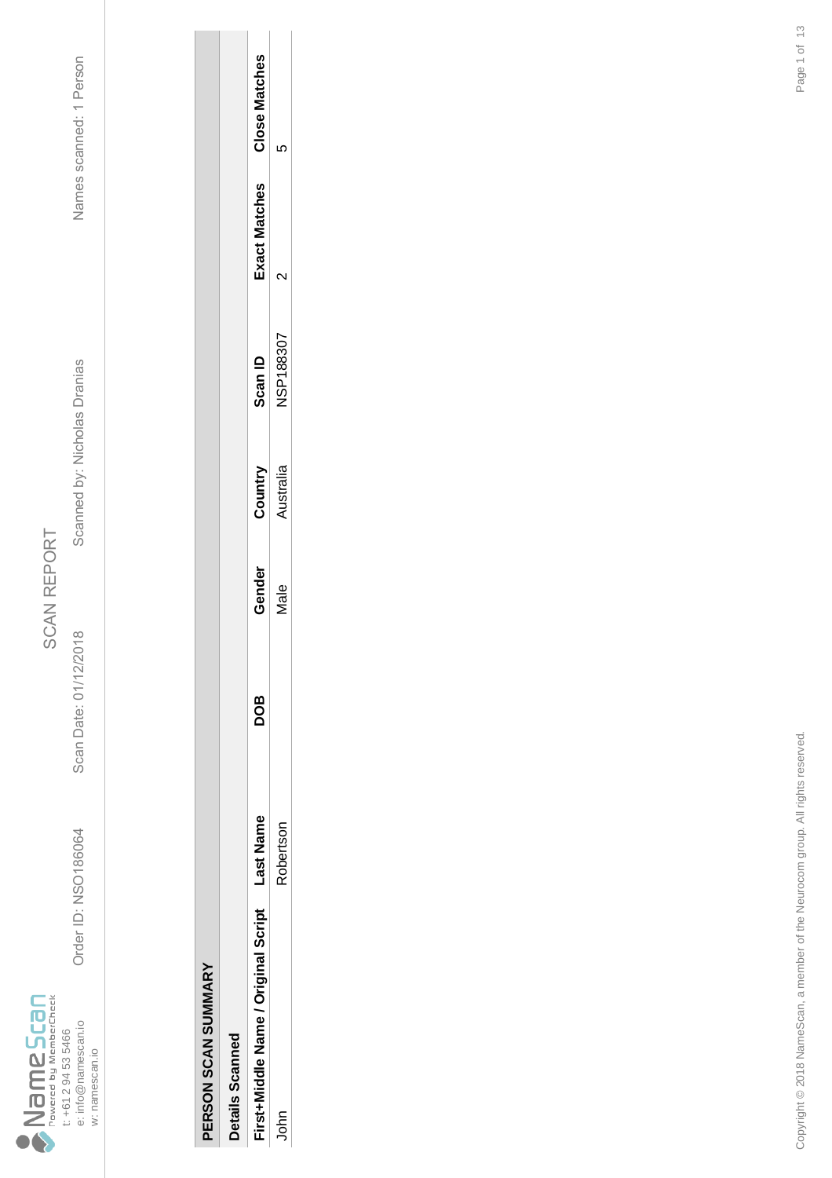NameScan
Powered by MemberCheck
t: +61 2 94 53 5466
e: info@namescan.io
w: namescan.io

# SCAN REPORT

Order ID: NSO186064 | Scan Date: 01/12/2018 | Scanned by: Nicholas Dranias | Names scanned: 1 Person

## PERSON SCAN SUMMARY

### Details Scanned

| First+Middle Name / Original Script | Last Name | DOB | Gender | Country | Scan ID | Exact Matches | Close Matches |
|---|---|---|---|---|---|---|---|
| John | Robertson | | Male | Australia | NSP188307 | 2 | 5 |

Copyright © 2018 NameScan, a member of the Neurocom group. All rights reserved.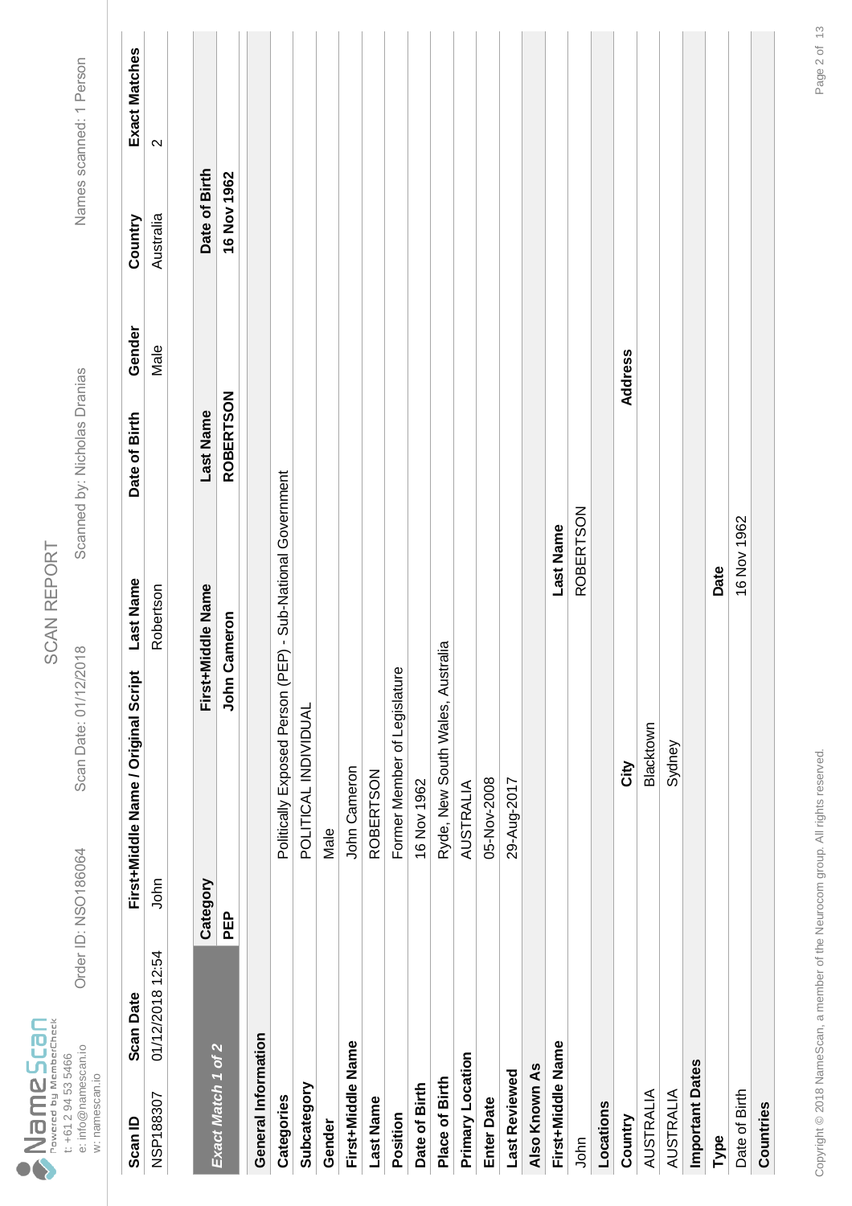**NameScan** Powered by MemberCheck
t: +61 2 94 53 5466
e: info@namescan.io
w: namescan.io

# SCAN REPORT

Order ID: NSO186064 | Scan Date: 01/12/2018 | Scanned by: Nicholas Dranias | Names scanned: 1 Person

| Scan ID | Scan Date | First+Middle Name / Original Script | Last Name | Date of Birth | Gender | Country | Exact Matches |
|---|---|---|---|---|---|---|---|
| NSP188307 | 01/12/2018 12:54 | John | Robertson | | Male | Australia | 2 |

| *Exact Match 1 of 2* | Category | First+Middle Name | Last Name | Date of Birth |
|---|---|---|---|---|
| | PEP | John Cameron | ROBERTSON | 16 Nov 1962 |

**General Information**

| | |
|---|---|
| **Categories** | Politically Exposed Person (PEP) - Sub-National Government |
| **Subcategory** | POLITICAL INDIVIDUAL |
| **Gender** | Male |
| **First+Middle Name** | John Cameron |
| **Last Name** | ROBERTSON |
| **Position** | Former Member of Legislature |
| **Date of Birth** | 16 Nov 1962 |
| **Place of Birth** | Ryde, New South Wales, Australia |
| **Primary Location** | AUSTRALIA |
| **Enter Date** | 05-Nov-2008 |
| **Last Reviewed** | 29-Aug-2017 |

**Also Known As**

| First+Middle Name | Last Name |
|---|---|
| John | ROBERTSON |

**Locations**

| Country | City | Address |
|---|---|---|
| AUSTRALIA | Blacktown | |
| AUSTRALIA | Sydney | |

**Important Dates**

| Type | Date |
|---|---|
| Date of Birth | 16 Nov 1962 |

**Countries**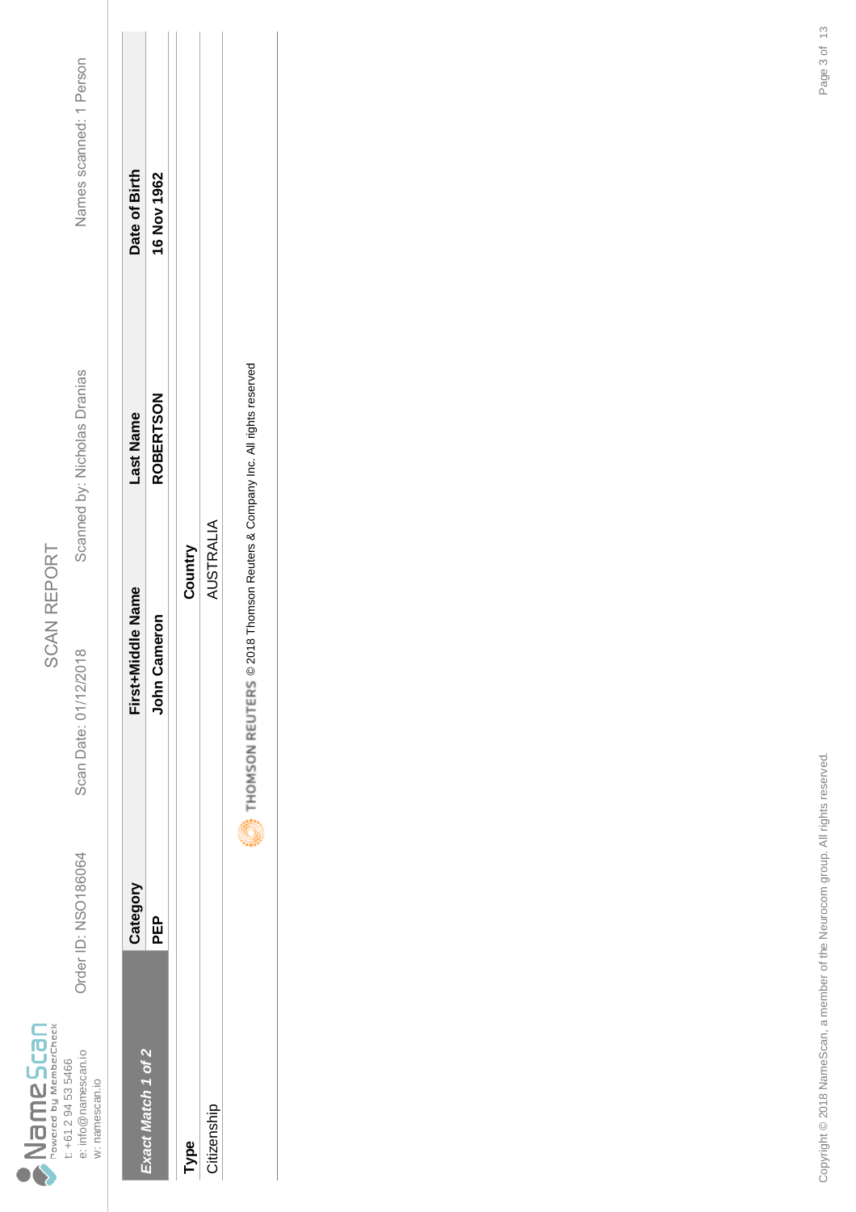NameScan
Powered by MemberCheck

t: +61 2 94 53 5466
e: info@namescan.io
w: namescan.io

# SCAN REPORT

Order ID: NSO186064 | Scan Date: 01/12/2018 | Scanned by: Nicholas Dranias | Names scanned: 1 Person

| *Exact Match 1 of 2* | Category | First+Middle Name | Last Name | Date of Birth |
|---|---|---|---|---|
| | **PEP** | **John Cameron** | **ROBERTSON** | **16 Nov 1962** |

| **Type** | **Country** |
|---|---|
| Citizenship | AUSTRALIA |

THOMSON REUTERS © 2018 Thomson Reuters & Company Inc. All rights reserved

Copyright © 2018 NameScan, a member of the Neurocom group. All rights reserved.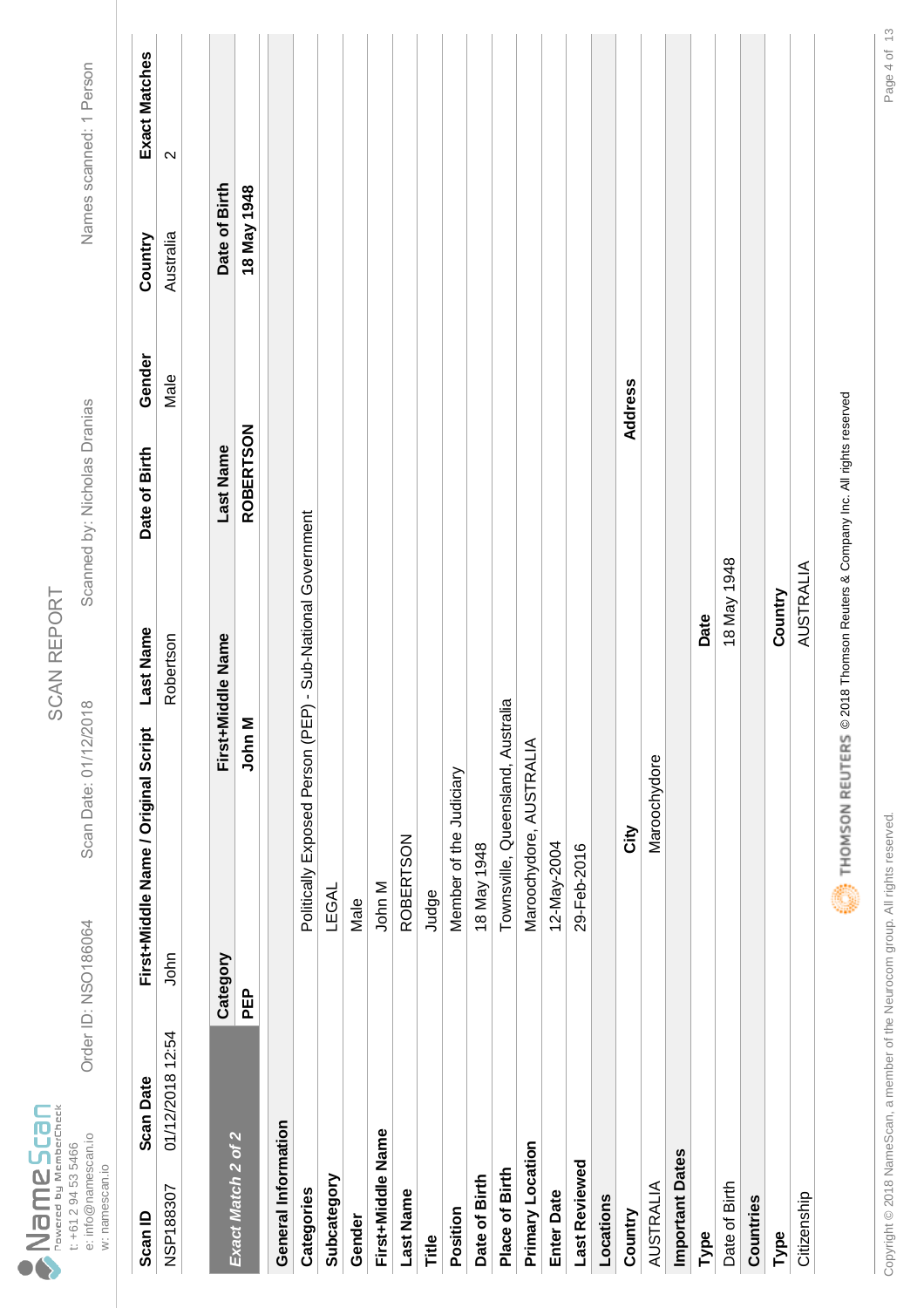NameScan
Powered by MemberCheck
t: +61 2 94 53 5466
e: info@namescan.io
w: namescan.io

# SCAN REPORT

Order ID: NSO186064 | Scan Date: 01/12/2018 | Scanned by: Nicholas Dranias | Names scanned: 1 Person

| Scan ID | Scan Date | First+Middle Name / Original Script | Last Name | Date of Birth | Gender | Country | Exact Matches |
|---|---|---|---|---|---|---|---|
| NSP188307 | 01/12/2018 12:54 | John | Robertson | | Male | Australia | 2 |

| *Exact Match 2 of 2* | Category | First+Middle Name | Last Name | Date of Birth |
|---|---|---|---|---|
| | **PEP** | **John M** | **ROBERTSON** | **18 May 1948** |

**General Information**

| | |
|---|---|
| **Categories** | Politically Exposed Person (PEP) - Sub-National Government |
| **Subcategory** | LEGAL |
| **Gender** | Male |
| **First+Middle Name** | John M |
| **Last Name** | ROBERTSON |
| **Title** | Judge |
| **Position** | Member of the Judiciary |
| **Date of Birth** | 18 May 1948 |
| **Place of Birth** | Townsville, Queensland, Australia |
| **Primary Location** | Maroochydore, AUSTRALIA |
| **Enter Date** | 12-May-2004 |
| **Last Reviewed** | 29-Feb-2016 |

**Locations**

| Country | City | Address |
|---|---|---|
| AUSTRALIA | Maroochydore | |

**Important Dates**

| Type | Date |
|---|---|
| Date of Birth | 18 May 1948 |

**Countries**

| Type | Country |
|---|---|
| Citizenship | AUSTRALIA |

THOMSON REUTERS © 2018 Thomson Reuters & Company Inc. All rights reserved

Copyright © 2018 NameScan, a member of the Neurocom group. All rights reserved.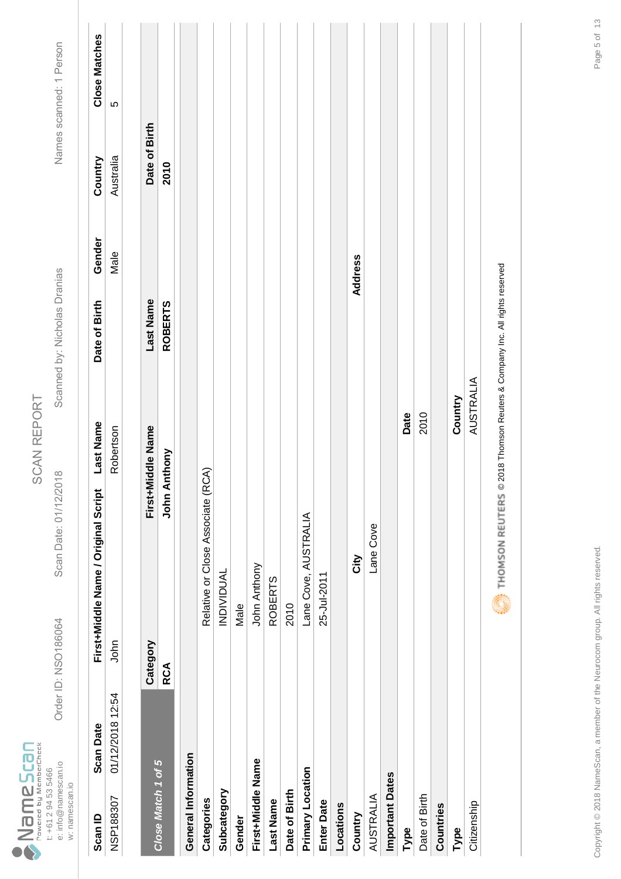NameScan
Powered by MemberCheck

t: +61 2 94 53 5466
e: info@namescan.io
w: namescan.io

# SCAN REPORT

Order ID: NSO186064 Scan Date: 01/12/2018 Scanned by: Nicholas Dranias Names scanned: 1 Person

| Scan ID | Scan Date | First+Middle Name / Original Script | Last Name | Date of Birth | Gender | Country | Close Matches |
|---|---|---|---|---|---|---|---|
| NSP188307 | 01/12/2018 12:54 | John | Robertson | | Male | Australia | 5 |

| *Close Match 1 of 5* | Category | First+Middle Name | Last Name | Date of Birth |
|---|---|---|---|---|
| | RCA | John Anthony | ROBERTS | 2010 |

**General Information**

| | |
|---|---|
| **Categories** | Relative or Close Associate (RCA) |
| **Subcategory** | INDIVIDUAL |
| **Gender** | Male |
| **First+Middle Name** | John Anthony |
| **Last Name** | ROBERTS |
| **Date of Birth** | 2010 |
| **Primary Location** | Lane Cove, AUSTRALIA |
| **Enter Date** | 25-Jul-2011 |

**Locations**

| Country | City | Address |
|---|---|---|
| AUSTRALIA | Lane Cove | |

**Important Dates**

| Type | Date |
|---|---|
| Date of Birth | 2010 |

**Countries**

| Type | Country |
|---|---|
| Citizenship | AUSTRALIA |

THOMSON REUTERS © 2018 Thomson Reuters & Company Inc. All rights reserved

Copyright © 2018 NameScan, a member of the Neurocom group. All rights reserved.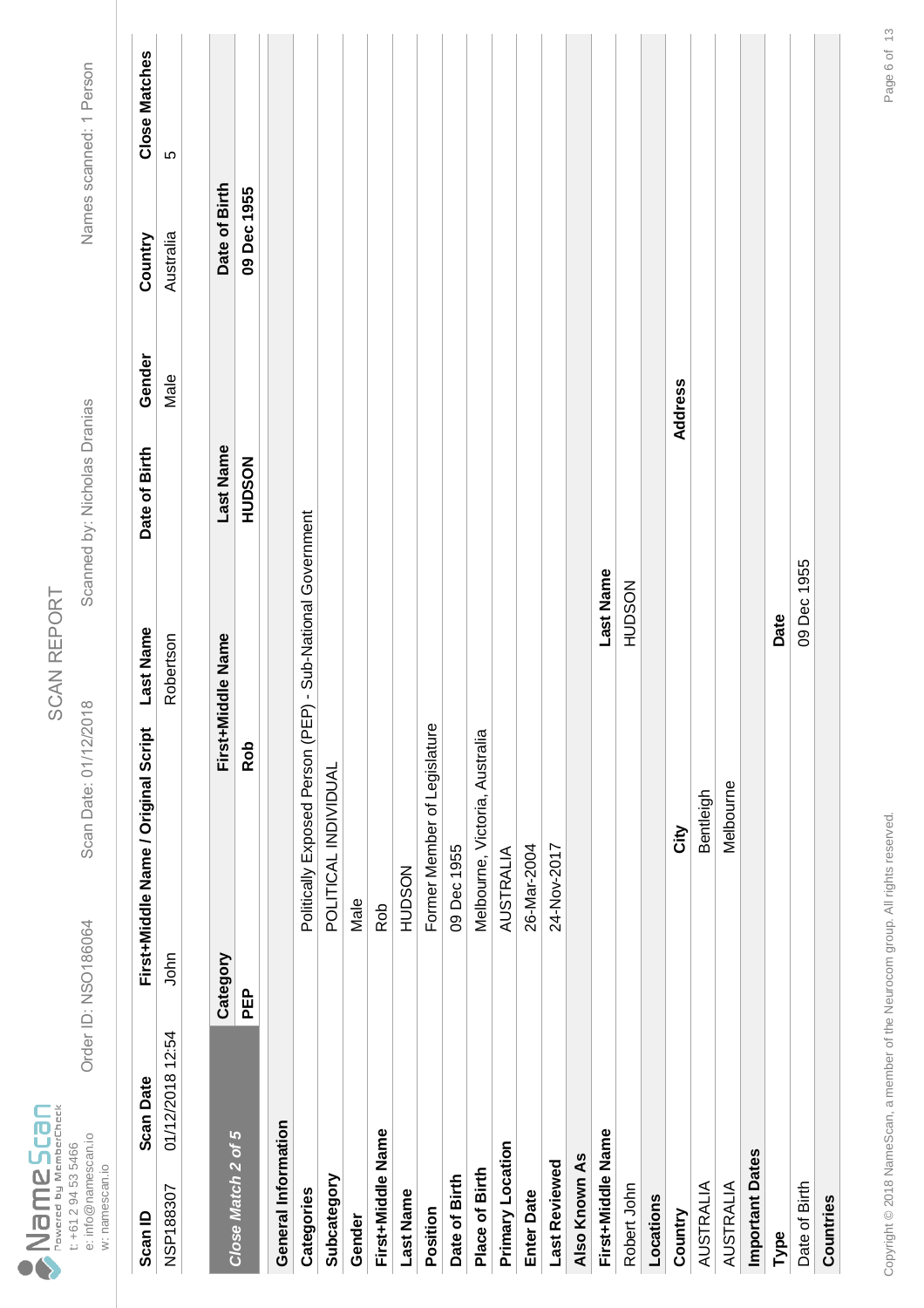NameScan
Powered by MemberCheck
t: +61 2 94 53 5466
e: info@namescan.io
w: namescan.io

# SCAN REPORT

Order ID: NSO186064 Scan Date: 01/12/2018 Scanned by: Nicholas Dranias Names scanned: 1 Person

| Scan ID | Scan Date | First+Middle Name / Original Script | Last Name | Date of Birth | Gender | Country | Close Matches |
|---|---|---|---|---|---|---|---|
| NSP188307 | 01/12/2018 12:54 | John | Robertson | | Male | Australia | 5 |

| *Close Match 2 of 5* | Category | First+Middle Name | Last Name | Date of Birth |
|---|---|---|---|---|
| | PEP | Rob | HUDSON | 09 Dec 1955 |

| General Information | |
|---|---|
| Categories | Politically Exposed Person (PEP) - Sub-National Government |
| Subcategory | POLITICAL INDIVIDUAL |
| Gender | Male |
| First+Middle Name | Rob |
| Last Name | HUDSON |
| Position | Former Member of Legislature |
| Date of Birth | 09 Dec 1955 |
| Place of Birth | Melbourne, Victoria, Australia |
| Primary Location | AUSTRALIA |
| Enter Date | 26-Mar-2004 |
| Last Reviewed | 24-Nov-2017 |

**Also Known As**

| First+Middle Name | Last Name |
|---|---|
| Robert John | HUDSON |

**Locations**

| Country | City | Address |
|---|---|---|
| AUSTRALIA | Bentleigh | |
| AUSTRALIA | Melbourne | |

**Important Dates**

| Type | Date |
|---|---|
| Date of Birth | 09 Dec 1955 |

**Countries**

Copyright © 2018 NameScan, a member of the Neurocom group. All rights reserved.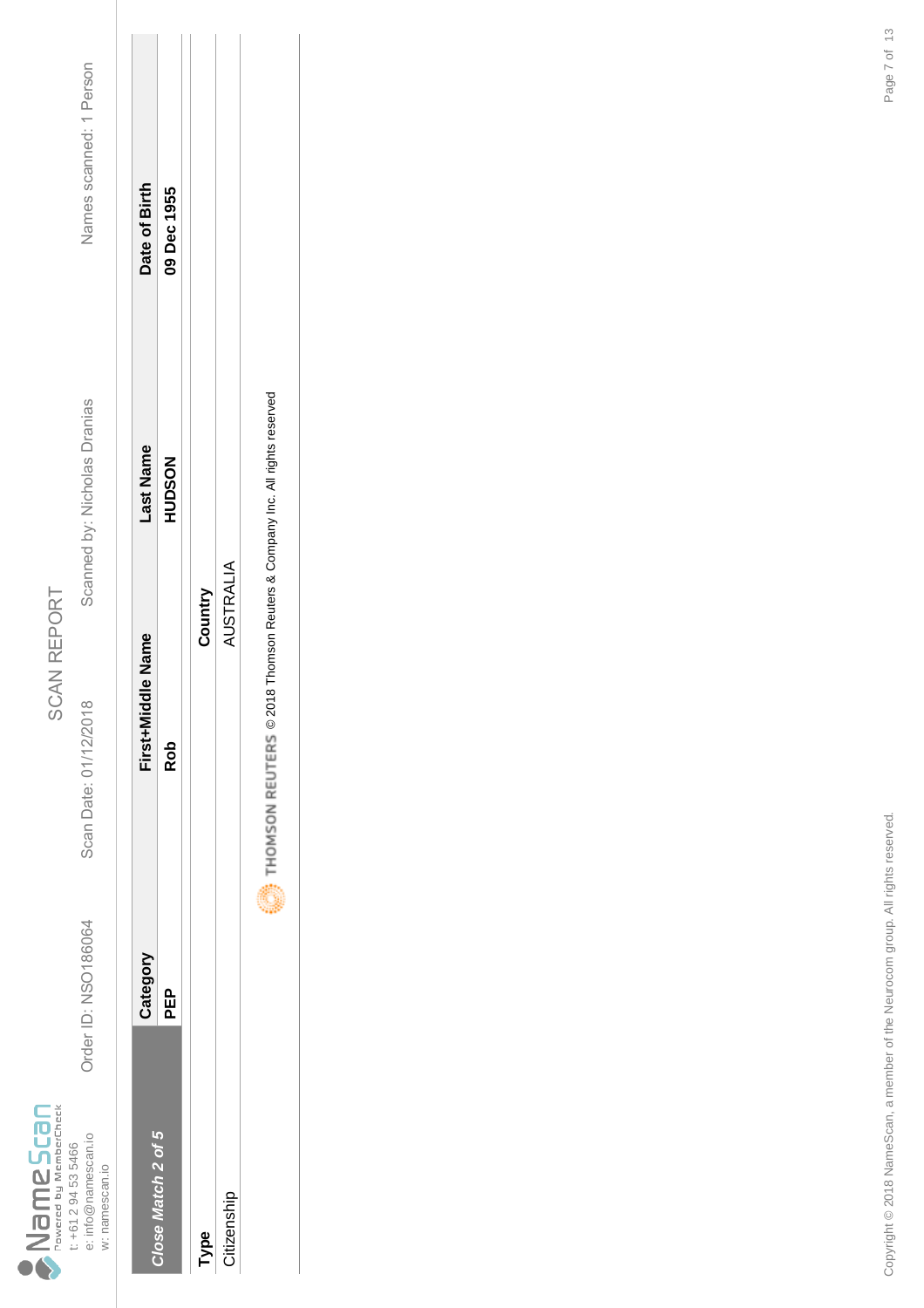# SCAN REPORT

Order ID: NSO186064 Scan Date: 01/12/2018 Scanned by: Nicholas Dranias Names scanned: 1 Person

| *Close Match 2 of 5* | Category | First+Middle Name | Last Name | Date of Birth |
|---|---|---|---|---|
| | **PEP** | **Rob** | **HUDSON** | **09 Dec 1955** |

| **Type** | | **Country** |
|---|---|---|
| Citizenship | | AUSTRALIA |

THOMSON REUTERS © 2018 Thomson Reuters & Company Inc. All rights reserved

Copyright © 2018 NameScan, a member of the Neurocom group. All rights reserved.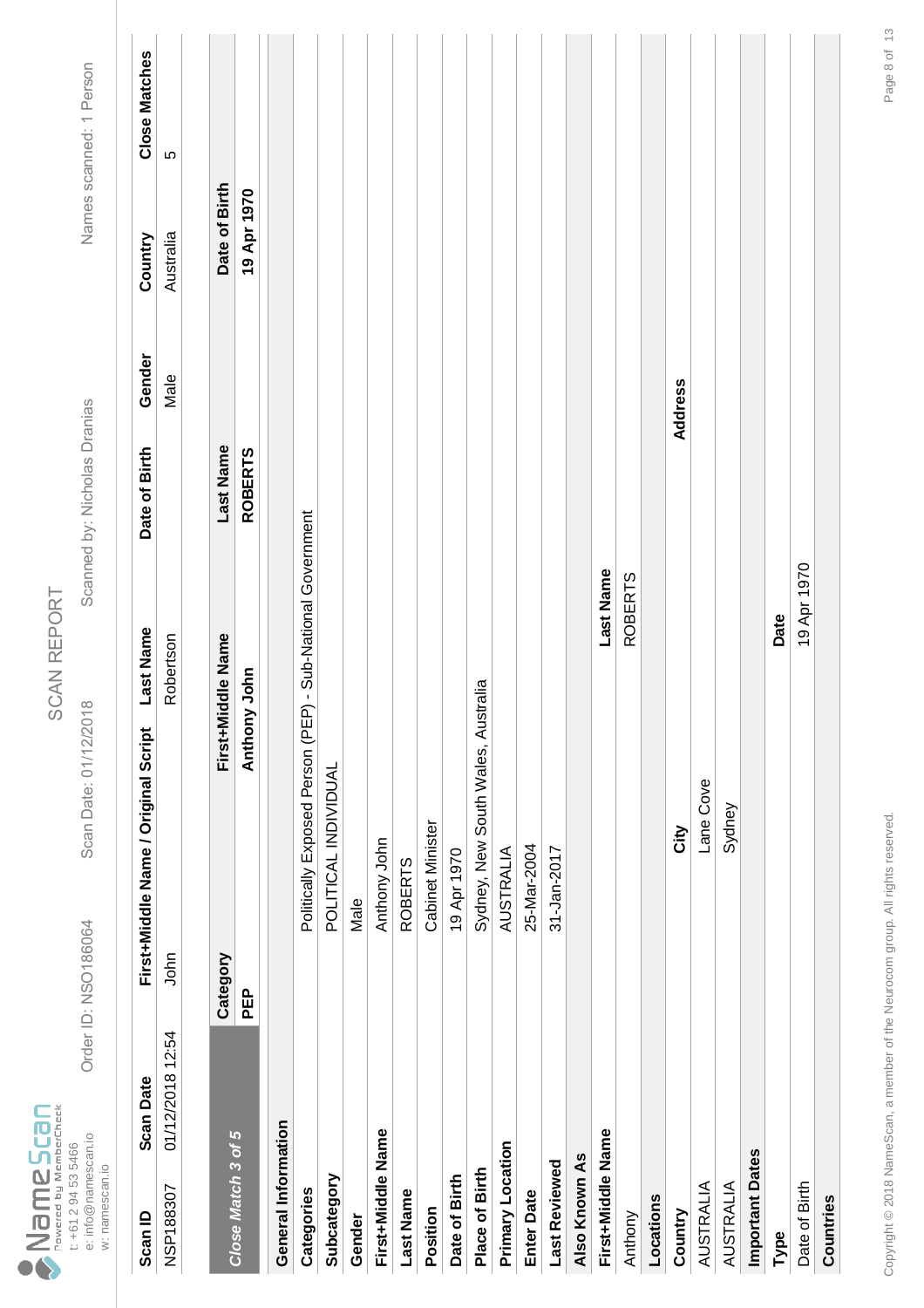NameScan
Powered by MemberCheck
t: +61 2 94 53 5466
e: info@namescan.io
w: namescan.io

# SCAN REPORT

Order ID: NSO186064 | Scan Date: 01/12/2018 | Scanned by: Nicholas Dranias | Names scanned: 1 Person

| Scan ID | Scan Date | First+Middle Name / Original Script | Last Name | Date of Birth | Gender | Country | Close Matches |
|---|---|---|---|---|---|---|---|
| NSP188307 | 01/12/2018 12:54 | John | Robertson | | Male | Australia | 5 |

| Close Match 3 of 5 | Category | First+Middle Name | Last Name | Date of Birth |
|---|---|---|---|---|
| | PEP | Anthony John | ROBERTS | 19 Apr 1970 |

**General Information**

| | |
|---|---|
| Categories | Politically Exposed Person (PEP) - Sub-National Government |
| Subcategory | POLITICAL INDIVIDUAL |
| Gender | Male |
| First+Middle Name | Anthony John |
| Last Name | ROBERTS |
| Position | Cabinet Minister |
| Date of Birth | 19 Apr 1970 |
| Place of Birth | Sydney, New South Wales, Australia |
| Primary Location | AUSTRALIA |
| Enter Date | 25-Mar-2004 |
| Last Reviewed | 31-Jan-2017 |

**Also Known As**

| First+Middle Name | Last Name |
|---|---|
| Anthony | ROBERTS |

**Locations**

| Country | City | Address |
|---|---|---|
| AUSTRALIA | Lane Cove | |
| AUSTRALIA | Sydney | |

**Important Dates**

| Type | Date |
|---|---|
| Date of Birth | 19 Apr 1970 |

**Countries**

Copyright © 2018 NameScan, a member of the Neurocom group. All rights reserved.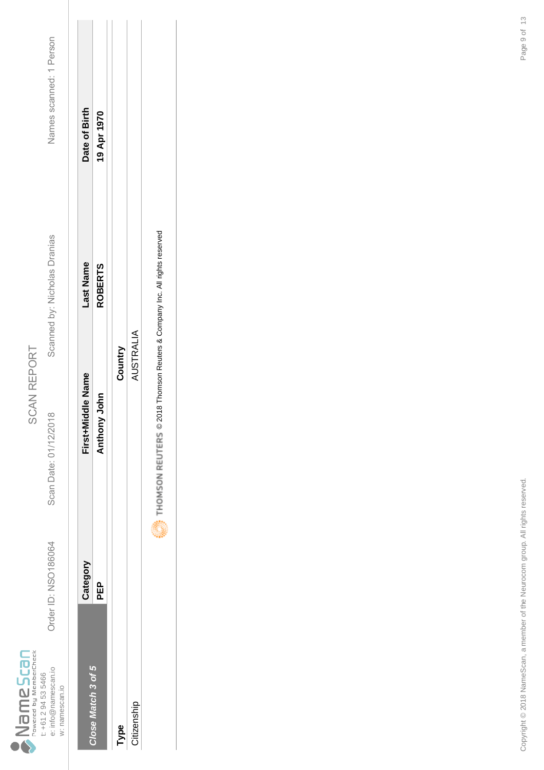# SCAN REPORT

NameScan Powered by MemberCheck
t: +61 2 94 53 5466
e: info@namescan.io
w: namescan.io

Order ID: NSO186064 | Scan Date: 01/12/2018 | Scanned by: Nicholas Dranias | Names scanned: 1 Person

| *Close Match 3 of 5* | Category | First+Middle Name | Last Name | Date of Birth |
|---|---|---|---|---|
| | **PEP** | **Anthony John** | **ROBERTS** | **19 Apr 1970** |

| Type | Country |
|---|---|
| Citizenship | AUSTRALIA |

THOMSON REUTERS © 2018 Thomson Reuters & Company Inc. All rights reserved

Copyright © 2018 NameScan, a member of the Neurocom group. All rights reserved.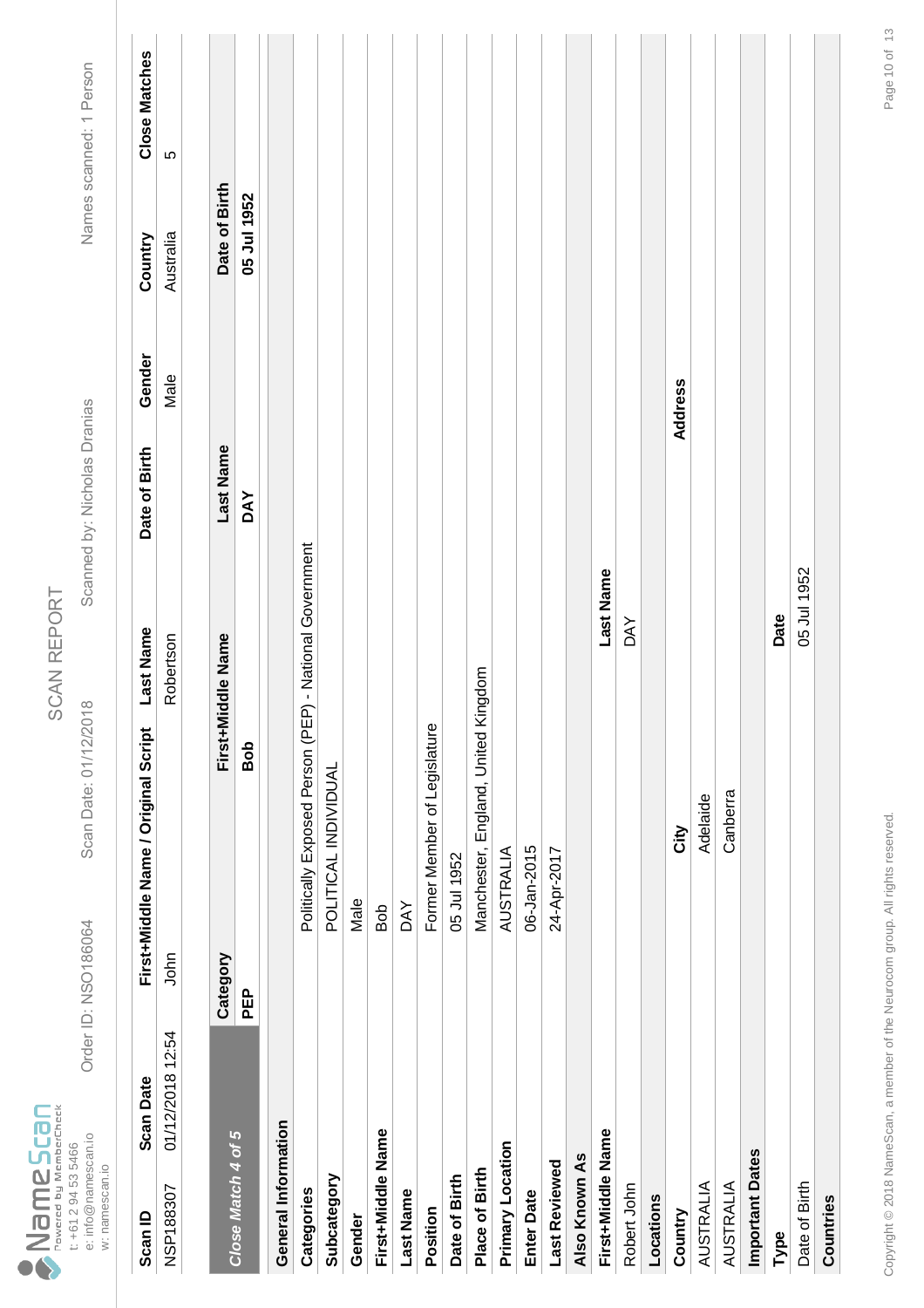NameScan
Powered by MemberCheck
t: +61 2 94 53 5466
e: info@namescan.io
w: namescan.io

# SCAN REPORT

Order ID: NSO186064 Scan Date: 01/12/2018 Scanned by: Nicholas Dranias Names scanned: 1 Person

| Scan ID | Scan Date | First+Middle Name / Original Script | Last Name | Date of Birth | Gender | Country | Close Matches |
|---|---|---|---|---|---|---|---|
| NSP188307 | 01/12/2018 12:54 | John | Robertson | | Male | Australia | 5 |

| *Close Match 4 of 5* | Category | First+Middle Name | Last Name | Date of Birth |
|---|---|---|---|---|
| | **PEP** | **Bob** | **DAY** | **05 Jul 1952** |

| **General Information** | |
|---|---|
| **Categories** | Politically Exposed Person (PEP) - National Government |
| **Subcategory** | POLITICAL INDIVIDUAL |
| **Gender** | Male |
| **First+Middle Name** | Bob |
| **Last Name** | DAY |
| **Position** | Former Member of Legislature |
| **Date of Birth** | 05 Jul 1952 |
| **Place of Birth** | Manchester, England, United Kingdom |
| **Primary Location** | AUSTRALIA |
| **Enter Date** | 06-Jan-2015 |
| **Last Reviewed** | 24-Apr-2017 |

**Also Known As**

| First+Middle Name | Last Name |
|---|---|
| Robert John | DAY |

**Locations**

| Country | City | Address |
|---|---|---|
| AUSTRALIA | Adelaide | |
| AUSTRALIA | Canberra | |

**Important Dates**

| Type | Date |
|---|---|
| Date of Birth | 05 Jul 1952 |

**Countries**

Copyright © 2018 NameScan, a member of the Neurocom group. All rights reserved.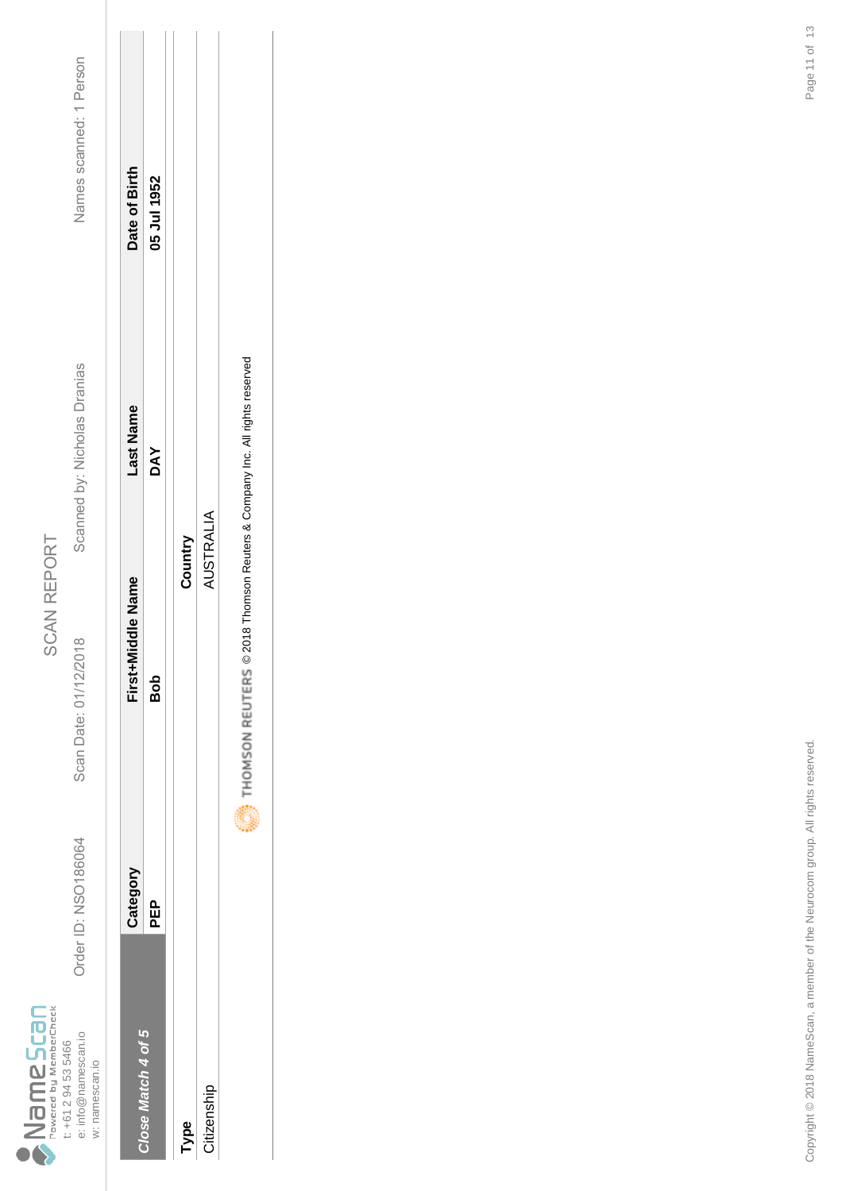# SCAN REPORT

t: +61 2 94 53 5466
e: info@namescan.io
w: namescan.io

Order ID: NSO186064 | Scan Date: 01/12/2018 | Scanned by: Nicholas Dranias | Names scanned: 1 Person

| *Close Match 4 of 5* | Category | First+Middle Name | Last Name | Date of Birth |
|---|---|---|---|---|
| | **PEP** | **Bob** | **DAY** | **05 Jul 1952** |

| Type | Country |
|---|---|
| Citizenship | AUSTRALIA |

THOMSON REUTERS © 2018 Thomson Reuters & Company Inc. All rights reserved

Copyright © 2018 NameScan, a member of the Neurocom group. All rights reserved.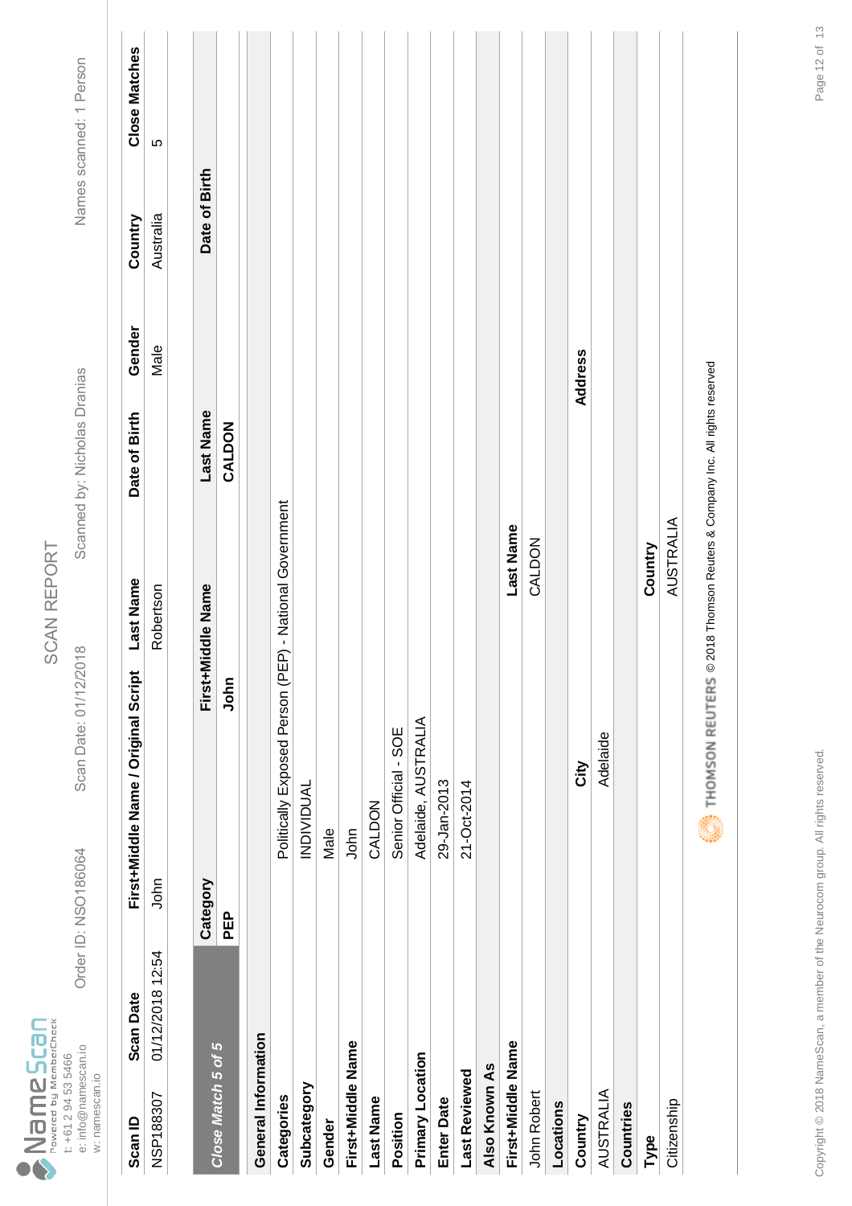# SCAN REPORT

NameScan Powered by MemberCheck
t: +61 2 94 53 5466
e: info@namescan.io
w: namescan.io

Order ID: NSO186064 | Scan Date: 01/12/2018 | Scanned by: Nicholas Dranias | Names scanned: 1 Person

| Scan ID | Scan Date | First+Middle Name / Original Script | Last Name | Date of Birth | Gender | Country | Close Matches |
|---|---|---|---|---|---|---|---|
| NSP188307 | 01/12/2018 12:54 | John | Robertson | | Male | Australia | 5 |

| *Close Match 5 of 5* | Category | First+Middle Name | Last Name | Date of Birth |
|---|---|---|---|---|
| | PEP | John | CALDON | |

**General Information**

| | |
|---|---|
| **Categories** | Politically Exposed Person (PEP) - National Government |
| **Subcategory** | INDIVIDUAL |
| **Gender** | Male |
| **First+Middle Name** | John |
| **Last Name** | CALDON |
| **Position** | Senior Official - SOE |
| **Primary Location** | Adelaide, AUSTRALIA |
| **Enter Date** | 29-Jan-2013 |
| **Last Reviewed** | 21-Oct-2014 |

**Also Known As**

| First+Middle Name | Last Name |
|---|---|
| John Robert | CALDON |

**Locations**

| Country | City | Address |
|---|---|---|
| AUSTRALIA | Adelaide | |

**Countries**

| Type | Country |
|---|---|
| Citizenship | AUSTRALIA |

THOMSON REUTERS © 2018 Thomson Reuters & Company Inc. All rights reserved

Copyright © 2018 NameScan, a member of the Neurocom group. All rights reserved.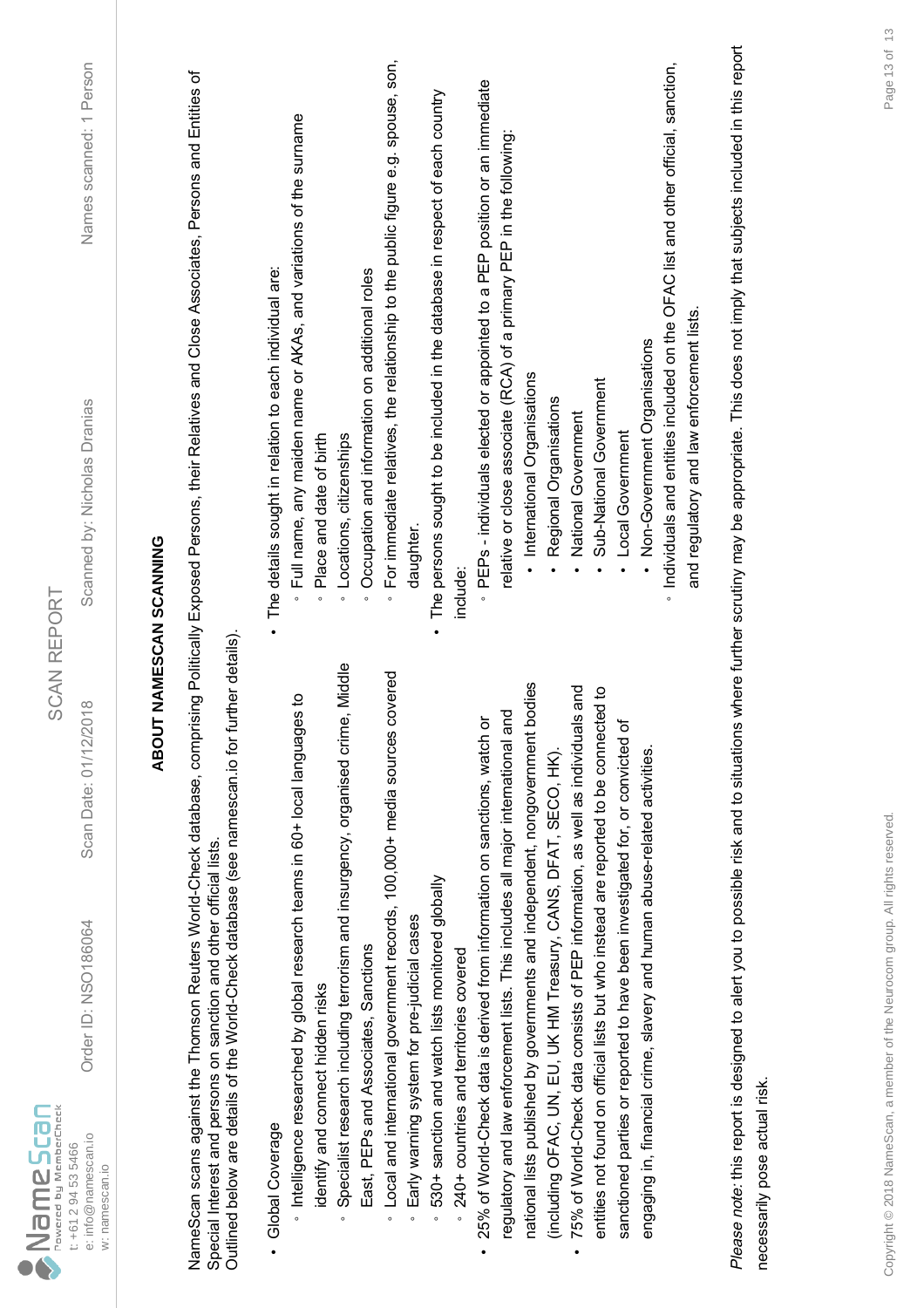# ABOUT NAMESCAN SCANNING

NameScan scans against the Thomson Reuters World-Check database, comprising Politically Exposed Persons, their Relatives and Close Associates, Persons and Entities of Special Interest and persons on sanction and other official lists.
Outlined below are details of the World-Check database (see namescan.io for further details).

- Global Coverage
  - Intelligence researched by global research teams in 60+ local languages to identify and connect hidden risks
  - Specialist research including terrorism and insurgency, organised crime, Middle East, PEPs and Associates, Sanctions
  - Local and international government records, 100,000+ media sources covered
  - Early warning system for pre-judicial cases
  - 530+ sanction and watch lists monitored globally
  - 240+ countries and territories covered
- 25% of World-Check data is derived from information on sanctions, watch or regulatory and law enforcement lists. This includes all major international and national lists published by governments and independent, nongovernment bodies (including OFAC, UN, EU, UK HM Treasury, CANS, DFAT, SECO, HK).
- 75% of World-Check data consists of PEP information, as well as individuals and entities not found on official lists but who instead are reported to be connected to sanctioned parties or reported to have been investigated for, or convicted of engaging in, financial crime, slavery and human abuse-related activities.
- The details sought in relation to each individual are:
  - Full name, any maiden name or AKAs, and variations of the surname
  - Place and date of birth
  - Locations, citizenships
  - Occupation and information on additional roles
  - For immediate relatives, the relationship to the public figure e.g. spouse, son, daughter.
- The persons sought to be included in the database in respect of each country include:
  - PEPs - individuals elected or appointed to a PEP position or an immediate relative or close associate (RCA) of a primary PEP in the following:
    - International Organisations
    - Regional Organisations
    - National Government
    - Sub-National Government
    - Local Government
    - Non-Government Organisations
  - Individuals and entities included on the OFAC list and other official, sanction, and regulatory and law enforcement lists.

*Please note:* this report is designed to alert you to possible risk and to situations where further scrutiny may be appropriate. This does not imply that subjects included in this report necessarily pose actual risk.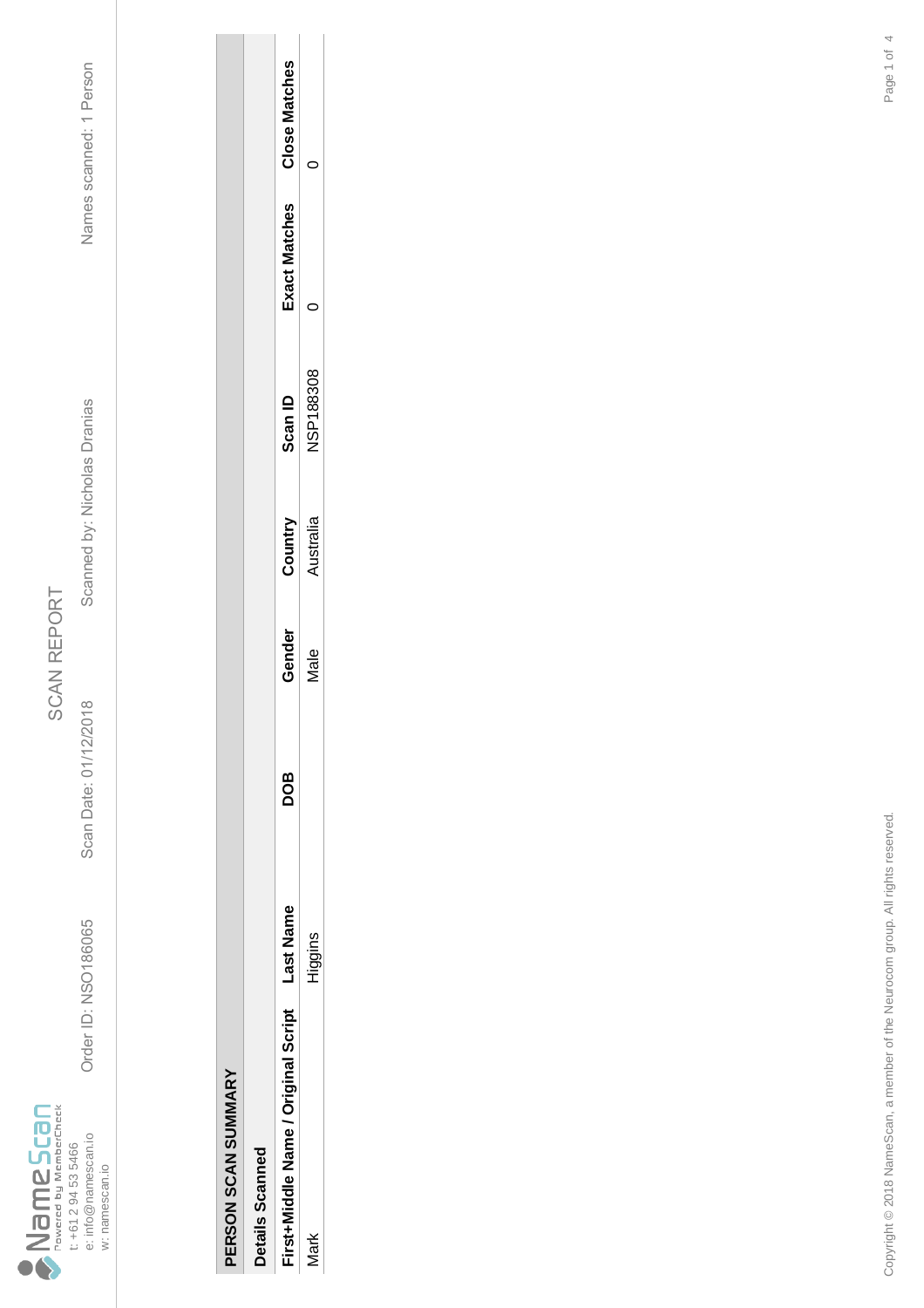NameScan
Powered by MemberCheck

t: +61 2 94 53 5466
e: info@namescan.io
w: namescan.io

# SCAN REPORT

Order ID: NSO186065 | Scan Date: 01/12/2018 | Scanned by: Nicholas Dranias | Names scanned: 1 Person

## PERSON SCAN SUMMARY

### Details Scanned

| First+Middle Name / Original Script | Last Name | DOB | Gender | Country | Scan ID | Exact Matches | Close Matches |
|---|---|---|---|---|---|---|---|
| Mark | Higgins | | Male | Australia | NSP188308 | 0 | 0 |

Copyright © 2018 NameScan, a member of the Neurocom group. All rights reserved.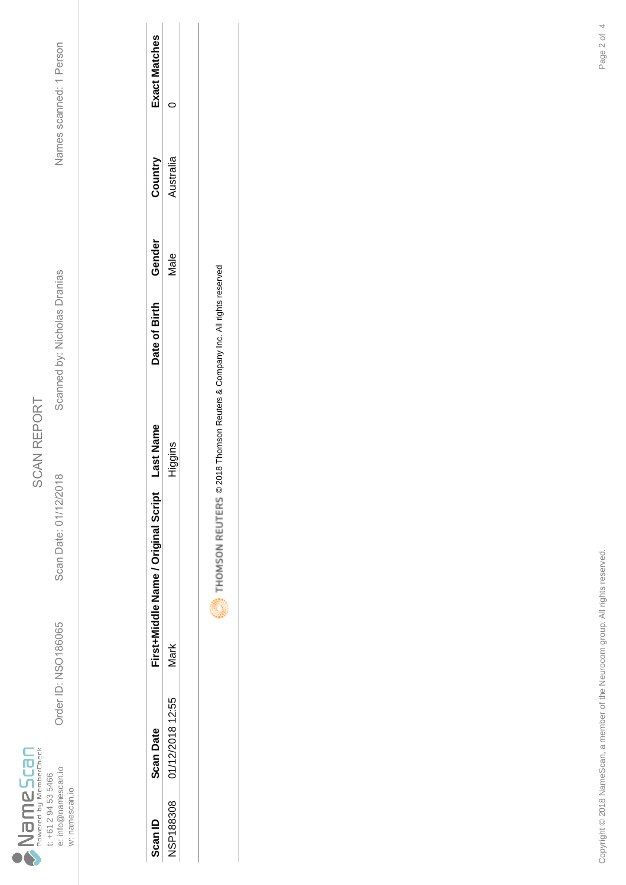NameScan
Powered by MemberCheck

t: +61 2 94 53 5466
e: info@namescan.io
w: namescan.io

# SCAN REPORT

Order ID: NSO186065 | Scan Date: 01/12/2018 | Scanned by: Nicholas Dranias | Names scanned: 1 Person

| Scan ID | Scan Date | First+Middle Name / Original Script | Last Name | Date of Birth | Gender | Country | Exact Matches |
|---|---|---|---|---|---|---|---|
| NSP188308 | 01/12/2018 12:55 | Mark | Higgins | | Male | Australia | 0 |

THOMSON REUTERS © 2018 Thomson Reuters & Company Inc. All rights reserved

Copyright © 2018 NameScan, a member of the Neurocom group. All rights reserved.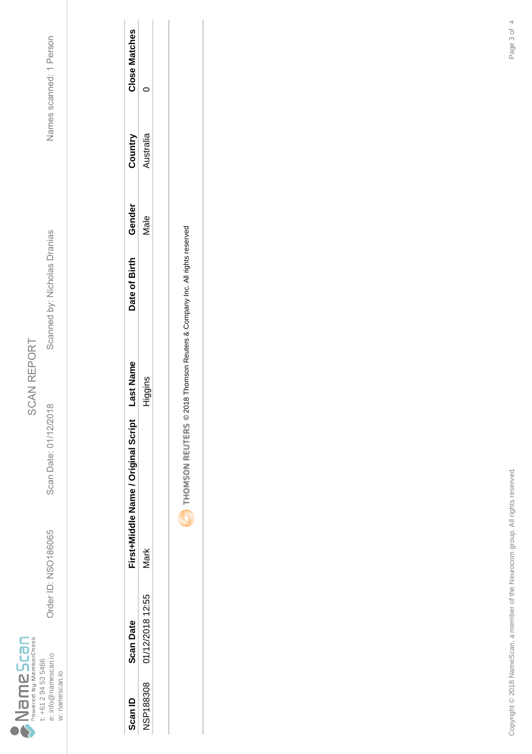NameScan
Powered by MemberCheck
t: +61 2 94 53 5466
e: info@namescan.io
w: namescan.io

# SCAN REPORT

Order ID: NSO186065 | Scan Date: 01/12/2018 | Scanned by: Nicholas Dranias | Names scanned: 1 Person

| Scan ID | Scan Date | First+Middle Name / Original Script | Last Name | Date of Birth | Gender | Country | Close Matches |
|---|---|---|---|---|---|---|---|
| NSP188308 | 01/12/2018 12:55 | Mark | Higgins | | Male | Australia | 0 |

THOMSON REUTERS © 2018 Thomson Reuters & Company Inc. All rights reserved

Copyright © 2018 NameScan, a member of the Neurocom group. All rights reserved.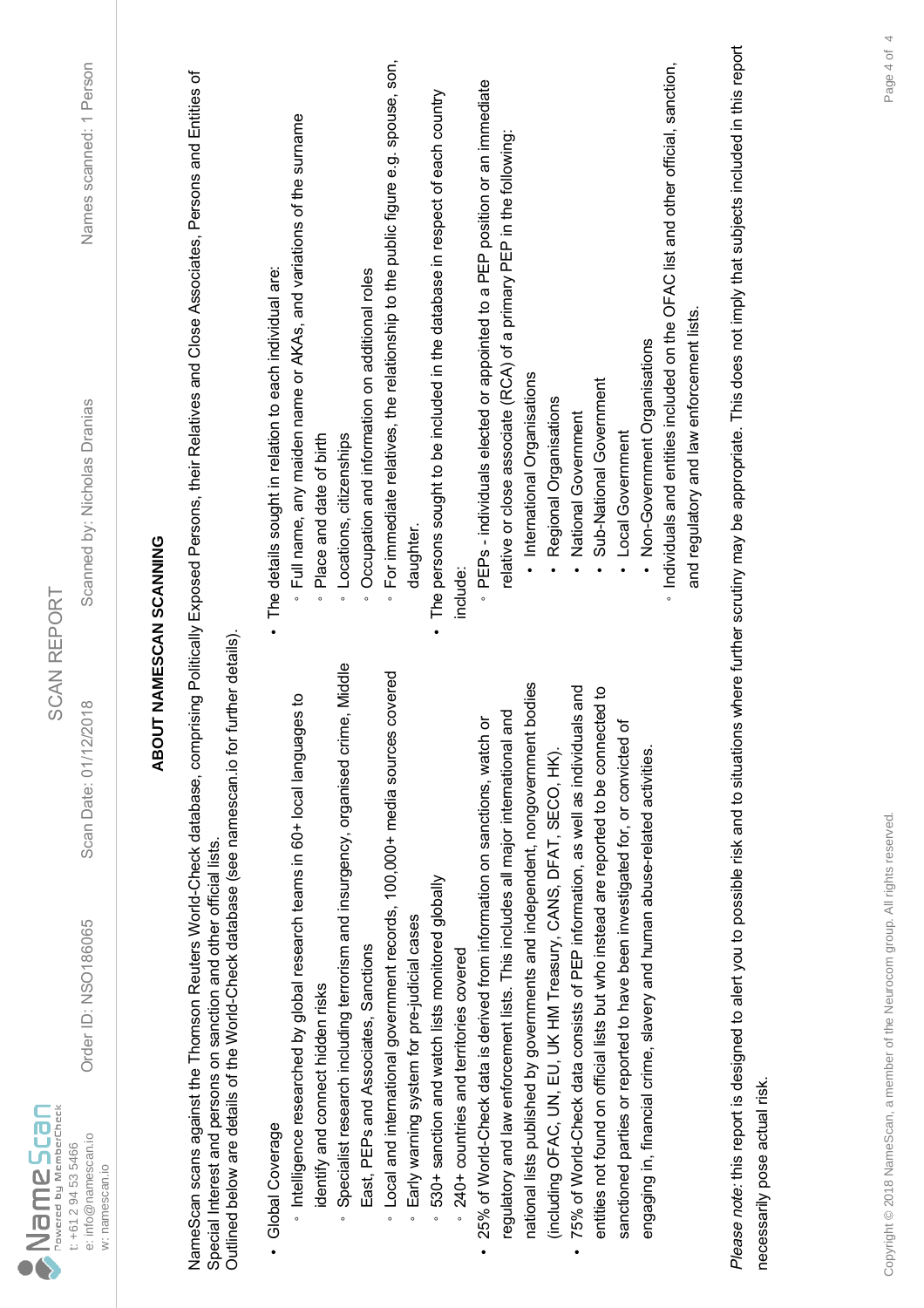## ABOUT NAMESCAN SCANNING

NameScan scans against the Thomson Reuters World-Check database, comprising Politically Exposed Persons, their Relatives and Close Associates, Persons and Entities of Special Interest and persons on sanction and other official lists.
Outlined below are details of the World-Check database (see namescan.io for further details).

- Global Coverage
  - Intelligence researched by global research teams in 60+ local languages to identify and connect hidden risks
  - Specialist research including terrorism and insurgency, organised crime, Middle East, PEPs and Associates, Sanctions
  - Local and international government records, 100,000+ media sources covered
  - Early warning system for pre-judicial cases
  - 530+ sanction and watch lists monitored globally
  - 240+ countries and territories covered
- 25% of World-Check data is derived from information on sanctions, watch or regulatory and law enforcement lists. This includes all major international and national lists published by governments and independent, nongovernment bodies (including OFAC, UN, EU, UK HM Treasury, CANS, DFAT, SECO, HK).
- 75% of World-Check data consists of PEP information, as well as individuals and entities not found on official lists but who instead are reported to be connected to sanctioned parties or reported to have been investigated for, or convicted of engaging in, financial crime, slavery and human abuse-related activities.

- The details sought in relation to each individual are:
  - Full name, any maiden name or AKAs, and variations of the surname
  - Place and date of birth
  - Locations, citizenships
  - Occupation and information on additional roles
  - For immediate relatives, the relationship to the public figure e.g. spouse, son, daughter.
- The persons sought to be included in the database in respect of each country include:
  - PEPs - individuals elected or appointed to a PEP position or an immediate relative or close associate (RCA) of a primary PEP in the following:
    - International Organisations
    - Regional Organisations
    - National Government
    - Sub-National Government
    - Local Government
    - Non-Government Organisations
  - Individuals and entities included on the OFAC list and other official, sanction, and regulatory and law enforcement lists.

*Please note:* this report is designed to alert you to possible risk and to situations where further scrutiny may be appropriate. This does not imply that subjects included in this report necessarily pose actual risk.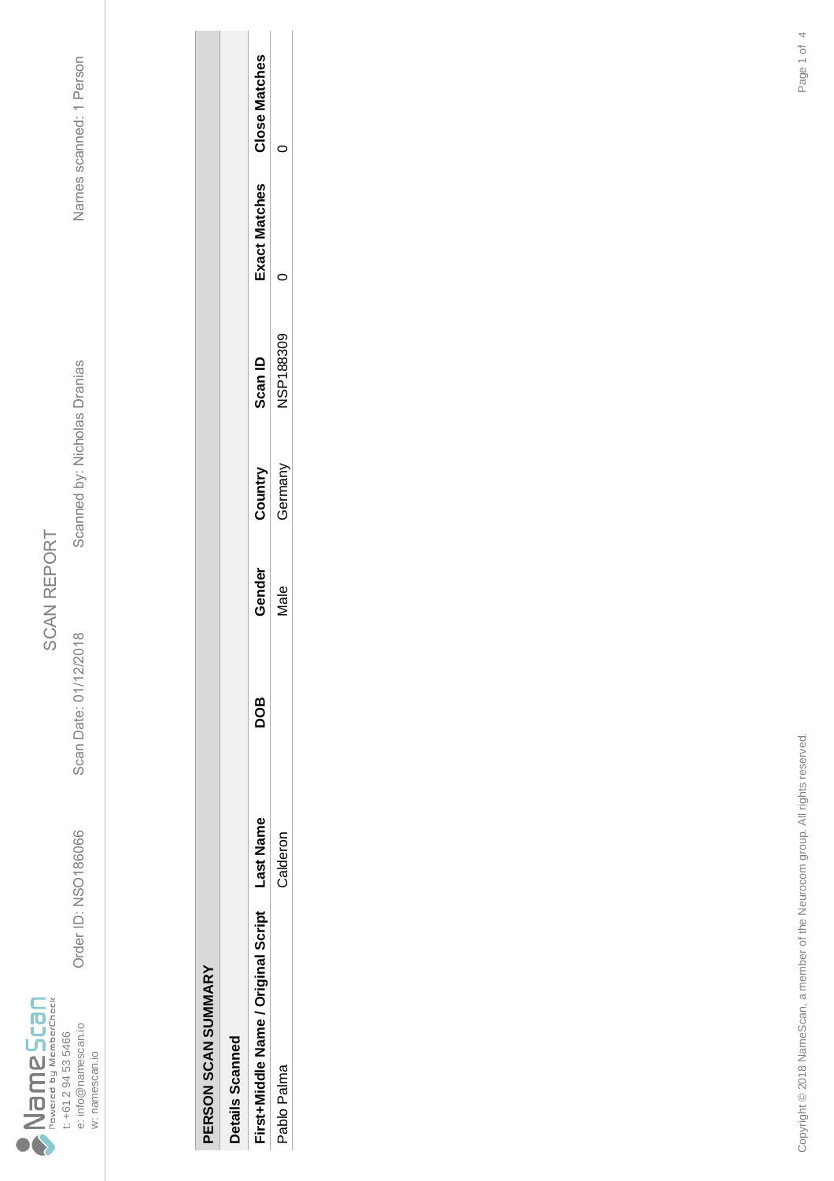NameScan
Powered by MemberCheck
t: +61 2 94 53 5466
e: info@namescan.io
w: namescan.io

# SCAN REPORT

Order ID: NSO186066 | Scan Date: 01/12/2018 | Scanned by: Nicholas Dranias | Names scanned: 1 Person

## PERSON SCAN SUMMARY

### Details Scanned

| First+Middle Name / Original Script | Last Name | DOB | Gender | Country | Scan ID | Exact Matches | Close Matches |
|---|---|---|---|---|---|---|---|
| Pablo Palma | Calderon | | Male | Germany | NSP188309 | 0 | 0 |

Copyright © 2018 NameScan, a member of the Neurocom group. All rights reserved.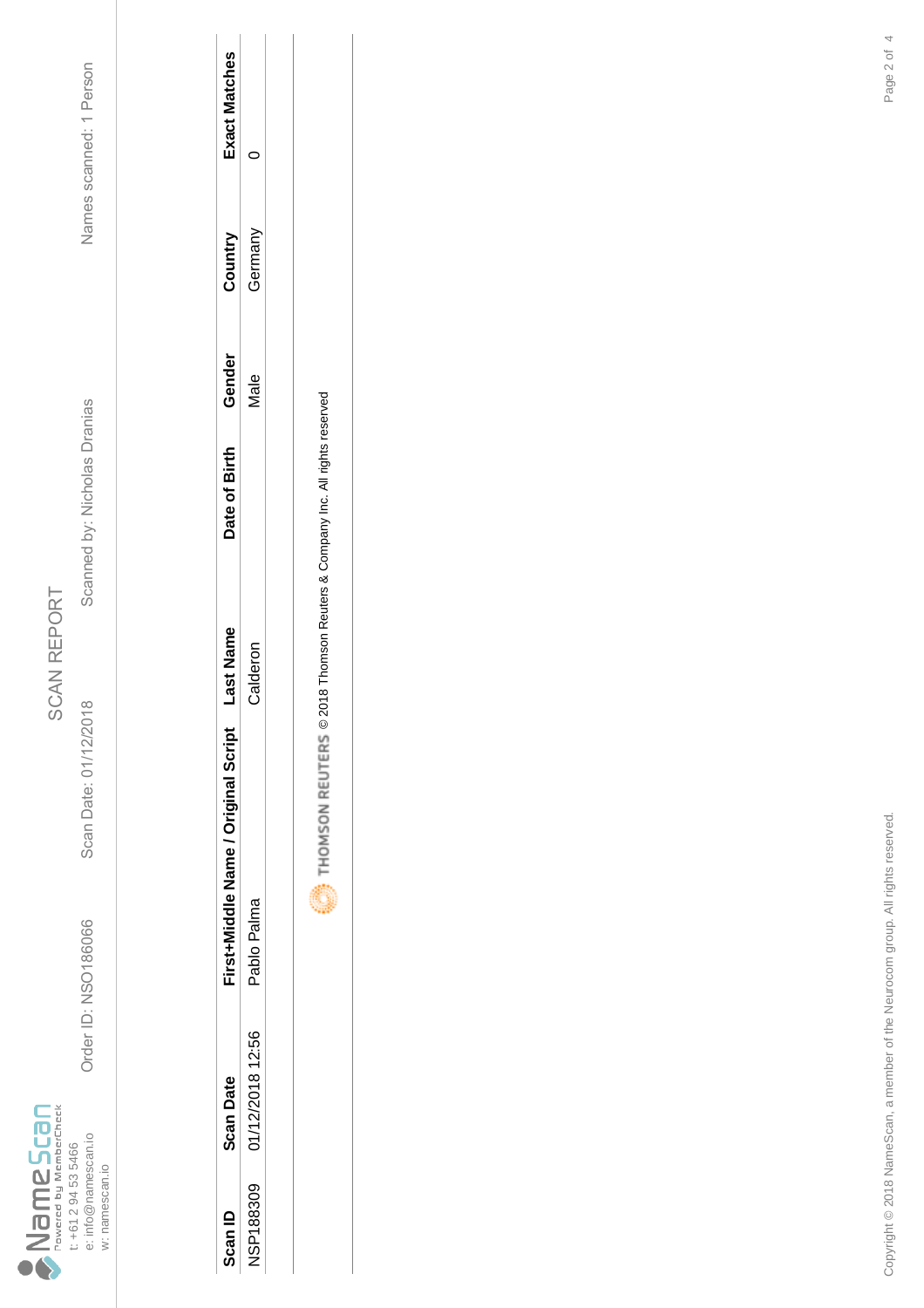# SCAN REPORT

NameScan
Powered by MemberCheck
t: +61 2 94 53 5466
e: info@namescan.io
w: namescan.io

Order ID: NSO186066    Scan Date: 01/12/2018    Scanned by: Nicholas Dranias    Names scanned: 1 Person

| Scan ID | Scan Date | First+Middle Name / Original Script | Last Name | Date of Birth | Gender | Country | Exact Matches |
|---|---|---|---|---|---|---|---|
| NSP188309 | 01/12/2018 12:56 | Pablo Palma | Calderon | | Male | Germany | 0 |

THOMSON REUTERS © 2018 Thomson Reuters & Company Inc. All rights reserved

Copyright © 2018 NameScan, a member of the Neurocom group. All rights reserved.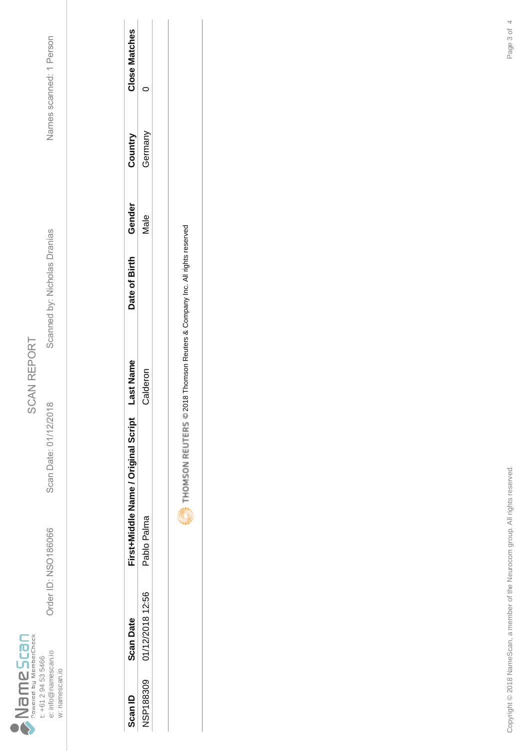NameScan
Powered by MemberCheck
t: +61 2 94 53 5466
e: info@namescan.io
w: namescan.io

# SCAN REPORT

Order ID: NSO186066 | Scan Date: 01/12/2018 | Scanned by: Nicholas Dranias | Names scanned: 1 Person

| Scan ID | Scan Date | First+Middle Name / Original Script | Last Name | Date of Birth | Gender | Country | Close Matches |
|---|---|---|---|---|---|---|---|
| NSP188309 | 01/12/2018 12:56 | Pablo Palma | Calderon | | Male | Germany | 0 |

THOMSON REUTERS © 2018 Thomson Reuters & Company Inc. All rights reserved

Copyright © 2018 NameScan, a member of the Neurocom group. All rights reserved.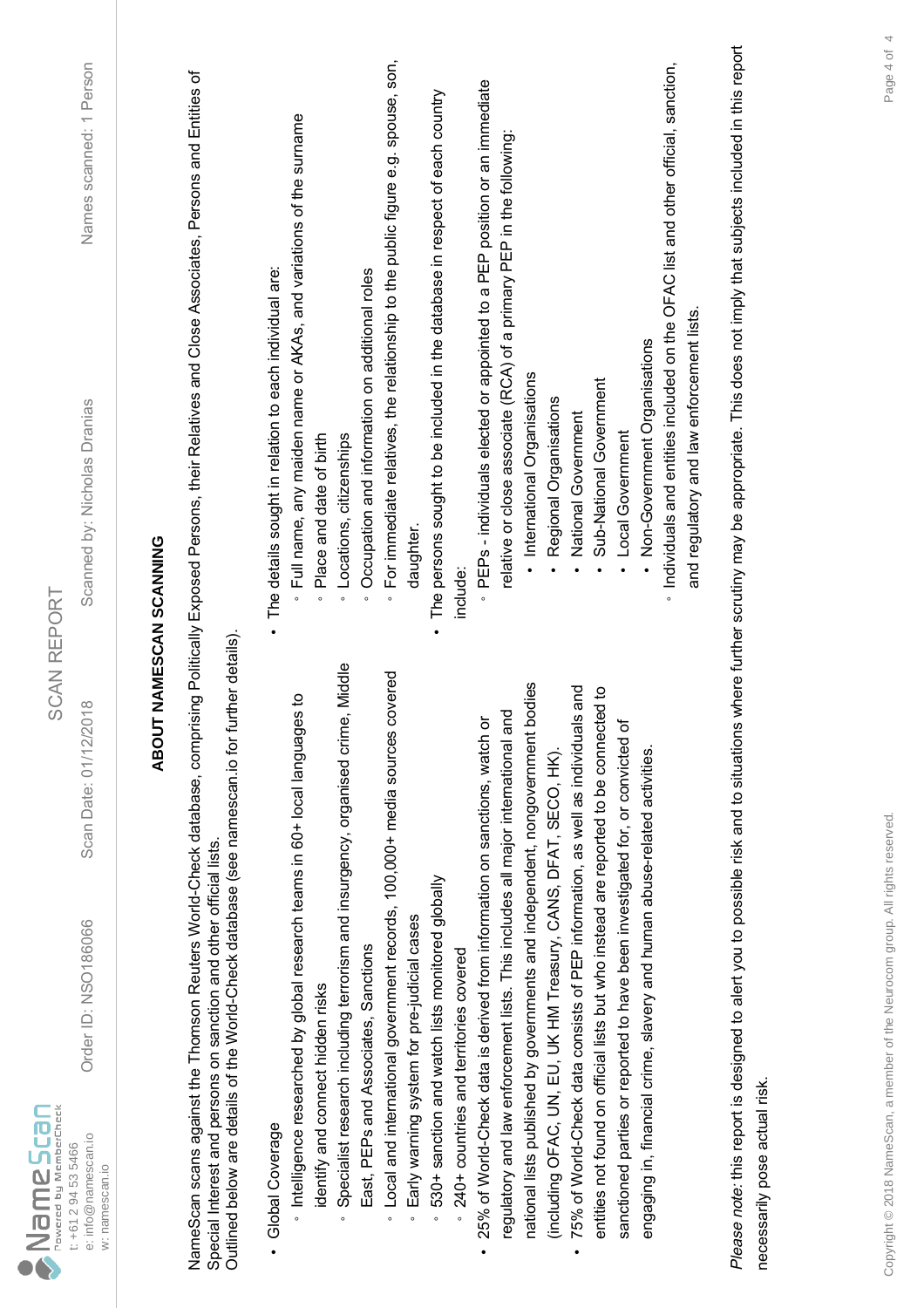## ABOUT NAMESCAN SCANNING

NameScan scans against the Thomson Reuters World-Check database, comprising Politically Exposed Persons, their Relatives and Close Associates, Persons and Entities of Special Interest and persons on sanction and other official lists.
Outlined below are details of the World-Check database (see namescan.io for further details).

- Global Coverage
  - Intelligence researched by global research teams in 60+ local languages to identify and connect hidden risks
  - Specialist research including terrorism and insurgency, organised crime, Middle East, PEPs and Associates, Sanctions
  - Local and international government records, 100,000+ media sources covered
  - Early warning system for pre-judicial cases
  - 530+ sanction and watch lists monitored globally
  - 240+ countries and territories covered
- 25% of World-Check data is derived from information on sanctions, watch or regulatory and law enforcement lists. This includes all major international and national lists published by governments and independent, nongovernment bodies (including OFAC, UN, EU, UK HM Treasury, CANS, DFAT, SECO, HK).
- 75% of World-Check data consists of PEP information, as well as individuals and entities not found on official lists but who instead are reported to be connected to sanctioned parties or reported to have been investigated for, or convicted of engaging in, financial crime, slavery and human abuse-related activities.

- The details sought in relation to each individual are:
  - Full name, any maiden name or AKAs, and variations of the surname
  - Place and date of birth
  - Locations, citizenships
  - Occupation and information on additional roles
  - For immediate relatives, the relationship to the public figure e.g. spouse, son, daughter.
- The persons sought to be included in the database in respect of each country include:
  - PEPs - individuals elected or appointed to a PEP position or an immediate relative or close associate (RCA) of a primary PEP in the following:
    - International Organisations
    - Regional Organisations
    - National Government
    - Sub-National Government
    - Local Government
    - Non-Government Organisations
  - Individuals and entities included on the OFAC list and other official, sanction, and regulatory and law enforcement lists.

*Please note:* this report is designed to alert you to possible risk and to situations where further scrutiny may be appropriate. This does not imply that subjects included in this report necessarily pose actual risk.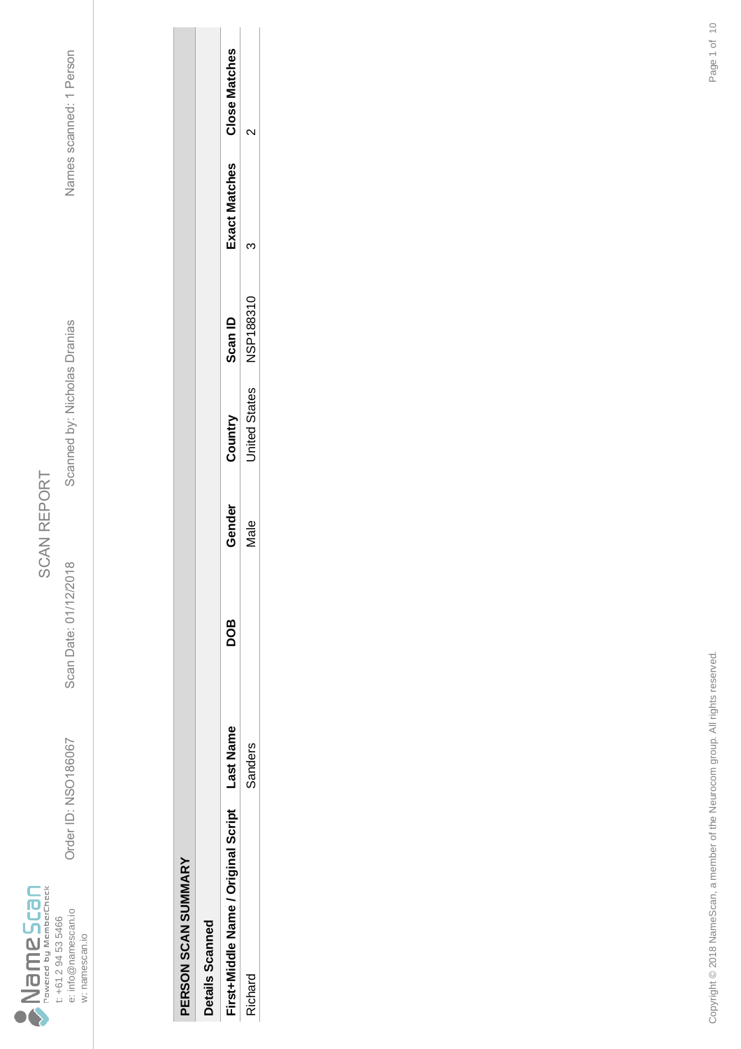NameScan
Powered by MemberCheck
t: +61 2 94 53 5466
e: info@namescan.io
w: namescan.io

# SCAN REPORT

Order ID: NSO186067 Scan Date: 01/12/2018 Scanned by: Nicholas Dranias Names scanned: 1 Person

## PERSON SCAN SUMMARY

### Details Scanned

| First+Middle Name / Original Script | Last Name | DOB | Gender | Country | Scan ID | Exact Matches | Close Matches |
|---|---|---|---|---|---|---|---|
| Richard | Sanders | | Male | United States | NSP188310 | 3 | 2 |

Copyright © 2018 NameScan, a member of the Neurocom group. All rights reserved.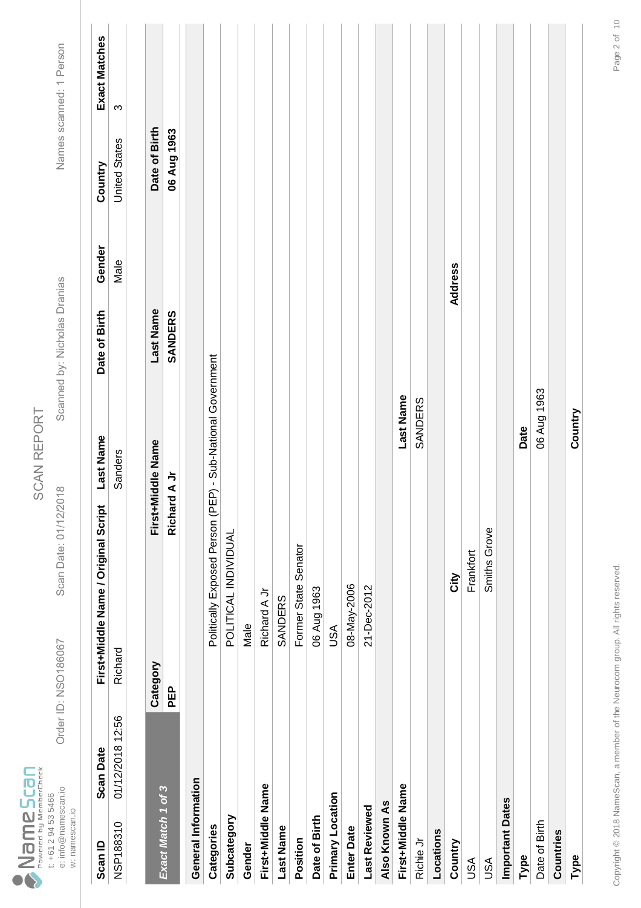NameScan
Powered by MemberCheck
t: +61 2 94 53 5466
e: info@namescan.io
w: namescan.io

# SCAN REPORT

Order ID: NSO186067 | Scan Date: 01/12/2018 | Scanned by: Nicholas Dranias | Names scanned: 1 Person

| Scan ID | Scan Date | First+Middle Name / Original Script | Last Name | Date of Birth | Gender | Country | Exact Matches |
|---|---|---|---|---|---|---|---|
| NSP188310 | 01/12/2018 12:56 | Richard | Sanders | | Male | United States | 3 |

| *Exact Match 1 of 3* | Category | First+Middle Name | Last Name | Date of Birth |
|---|---|---|---|---|
| | **PEP** | **Richard A Jr** | **SANDERS** | **06 Aug 1963** |

**General Information**

| | |
|---|---|
| **Categories** | Politically Exposed Person (PEP) - Sub-National Government |
| **Subcategory** | POLITICAL INDIVIDUAL |
| **Gender** | Male |
| **First+Middle Name** | Richard A Jr |
| **Last Name** | SANDERS |
| **Position** | Former State Senator |
| **Date of Birth** | 06 Aug 1963 |
| **Primary Location** | USA |
| **Enter Date** | 08-May-2006 |
| **Last Reviewed** | 21-Dec-2012 |

**Also Known As**

| First+Middle Name | Last Name |
|---|---|
| Richie Jr | SANDERS |

**Locations**

| Country | City | Address |
|---|---|---|
| USA | Frankfort | |
| USA | Smiths Grove | |

**Important Dates**

| Type | Date |
|---|---|
| Date of Birth | 06 Aug 1963 |

**Countries**

| Type | Country |
|---|---|

Copyright © 2018 NameScan, a member of the Neurocom group. All rights reserved.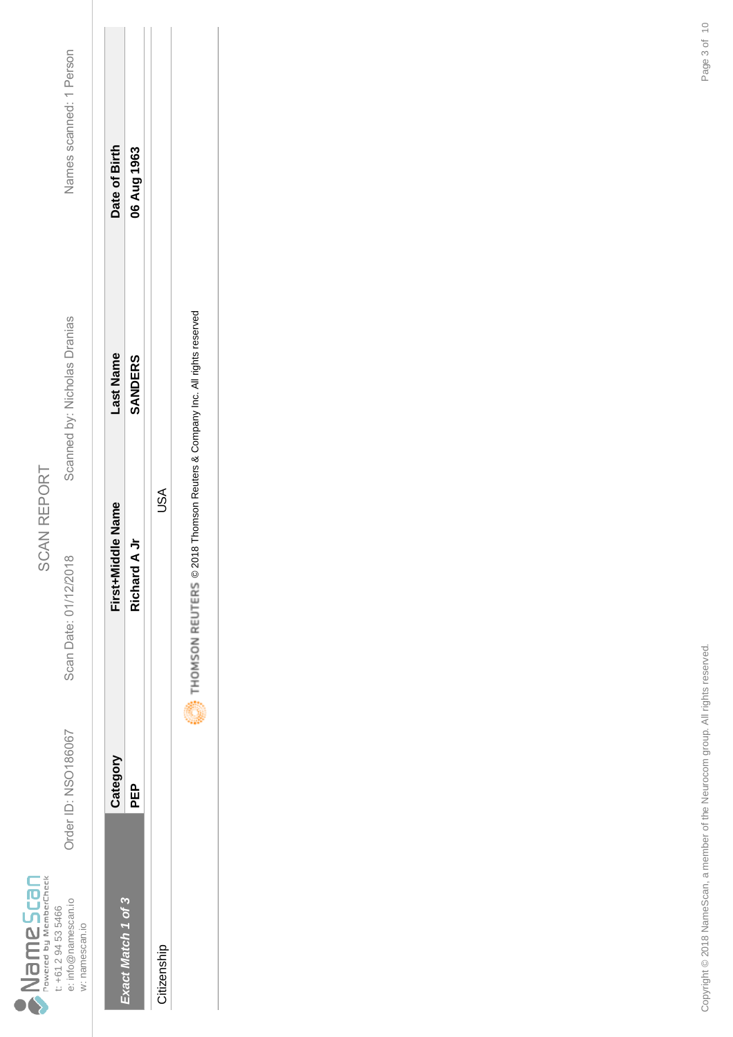NameScan
Powered by MemberCheck
t: +61 2 94 53 5466
e: info@namescan.io
w: namescan.io

# SCAN REPORT

Order ID: NSO186067 | Scan Date: 01/12/2018 | Scanned by: Nicholas Dranias | Names scanned: 1 Person

| *Exact Match 1 of 3* | Category | First+Middle Name | Last Name | Date of Birth |
|---|---|---|---|---|
| | **PEP** | **Richard A Jr** | **SANDERS** | **06 Aug 1963** |
| Citizenship | | USA | | |

THOMSON REUTERS © 2018 Thomson Reuters & Company Inc. All rights reserved

Copyright © 2018 NameScan, a member of the Neurocom group. All rights reserved.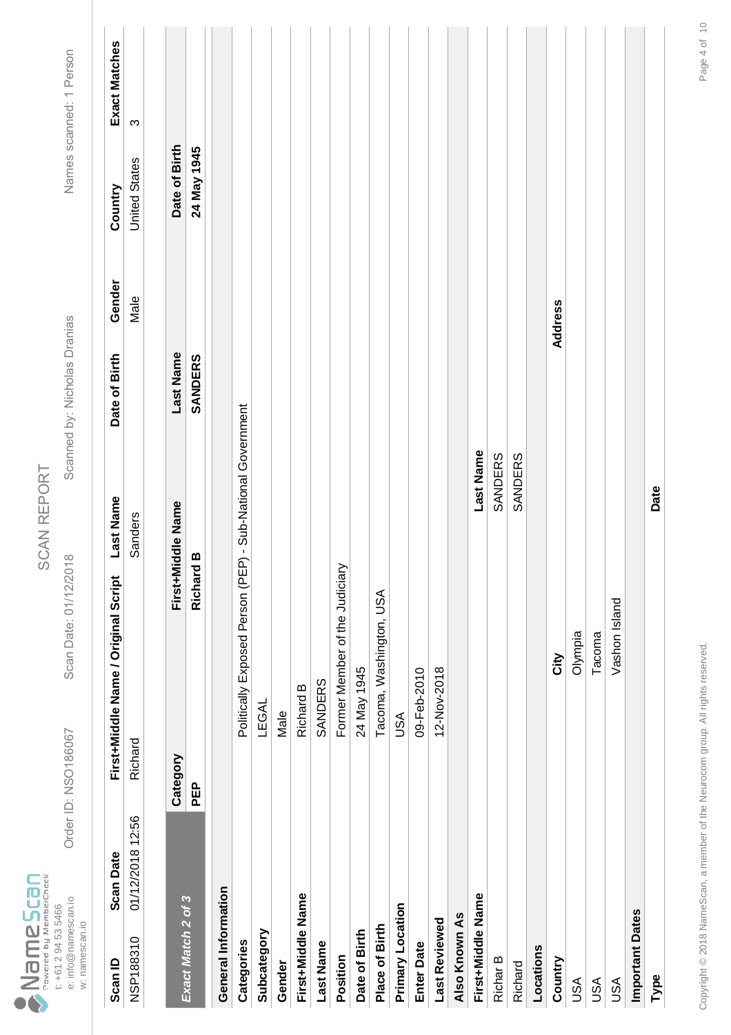NameScan
Powered by MemberCheck
t: +61 2 94 53 5466
e: info@namescan.io
w: namescan.io

SCAN REPORT

Order ID: NSO186067  Scan Date: 01/12/2018  Scanned by: Nicholas Dranias  Names scanned: 1 Person

| Scan ID | Scan Date | First+Middle Name / Original Script | Last Name | Date of Birth | Gender | Country | Exact Matches |
|---|---|---|---|---|---|---|---|
| NSP188310 | 01/12/2018 12:56 | Richard | Sanders | | Male | United States | 3 |

| *Exact Match 2 of 3* | Category | First+Middle Name | Last Name | Date of Birth |
|---|---|---|---|---|
| | **PEP** | **Richard B** | **SANDERS** | **24 May 1945** |

**General Information**

| | |
|---|---|
| **Categories** | Politically Exposed Person (PEP) - Sub-National Government |
| **Subcategory** | LEGAL |
| **Gender** | Male |
| **First+Middle Name** | Richard B |
| **Last Name** | SANDERS |
| **Position** | Former Member of the Judiciary |
| **Date of Birth** | 24 May 1945 |
| **Place of Birth** | Tacoma, Washington, USA |
| **Primary Location** | USA |
| **Enter Date** | 09-Feb-2010 |
| **Last Reviewed** | 12-Nov-2018 |

**Also Known As**

| First+Middle Name | Last Name |
|---|---|
| Richar B | SANDERS |
| Richard | SANDERS |

**Locations**

| Country | City | Address |
|---|---|---|
| USA | Olympia | |
| USA | Tacoma | |
| USA | Vashon Island | |

**Important Dates**

| Type | Date |
|---|---|

Copyright © 2018 NameScan, a member of the Neurocom group. All rights reserved.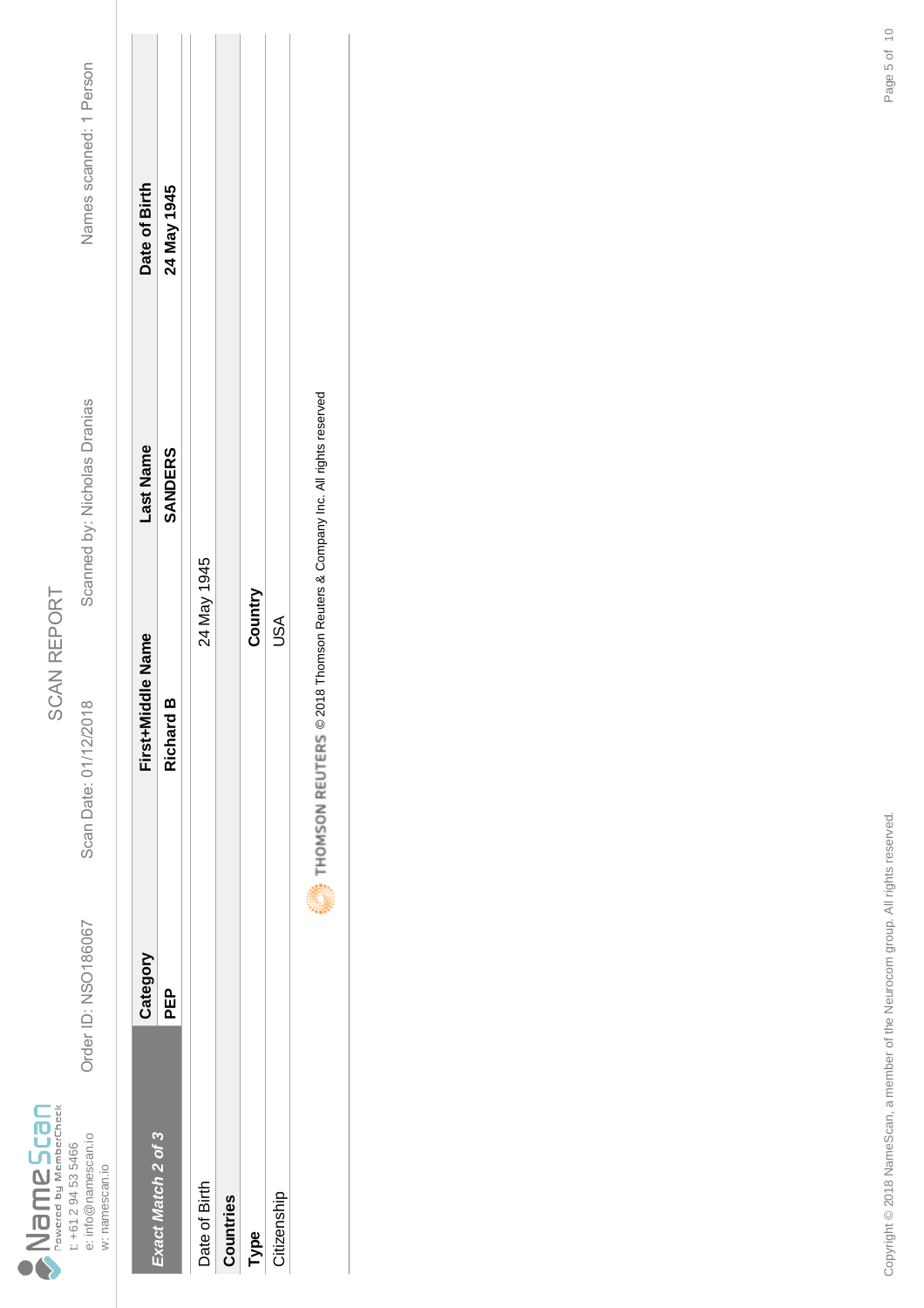NameScan
Powered by MemberCheck
t: +61 2 94 53 5466
e: info@namescan.io
w: namescan.io

# SCAN REPORT

Order ID: NSO186067 | Scan Date: 01/12/2018 | Scanned by: Nicholas Dranias | Names scanned: 1 Person

| *Exact Match 2 of 3* | Category | First+Middle Name | Last Name | Date of Birth |
|---|---|---|---|---|
| | **PEP** | **Richard B** | **SANDERS** | **24 May 1945** |

| | |
|---|---|
| Date of Birth | 24 May 1945 |
| **Countries** | |
| **Type** | **Country** |
| Citizenship | USA |

THOMSON REUTERS © 2018 Thomson Reuters & Company Inc. All rights reserved

Copyright © 2018 NameScan, a member of the Neurocom group. All rights reserved.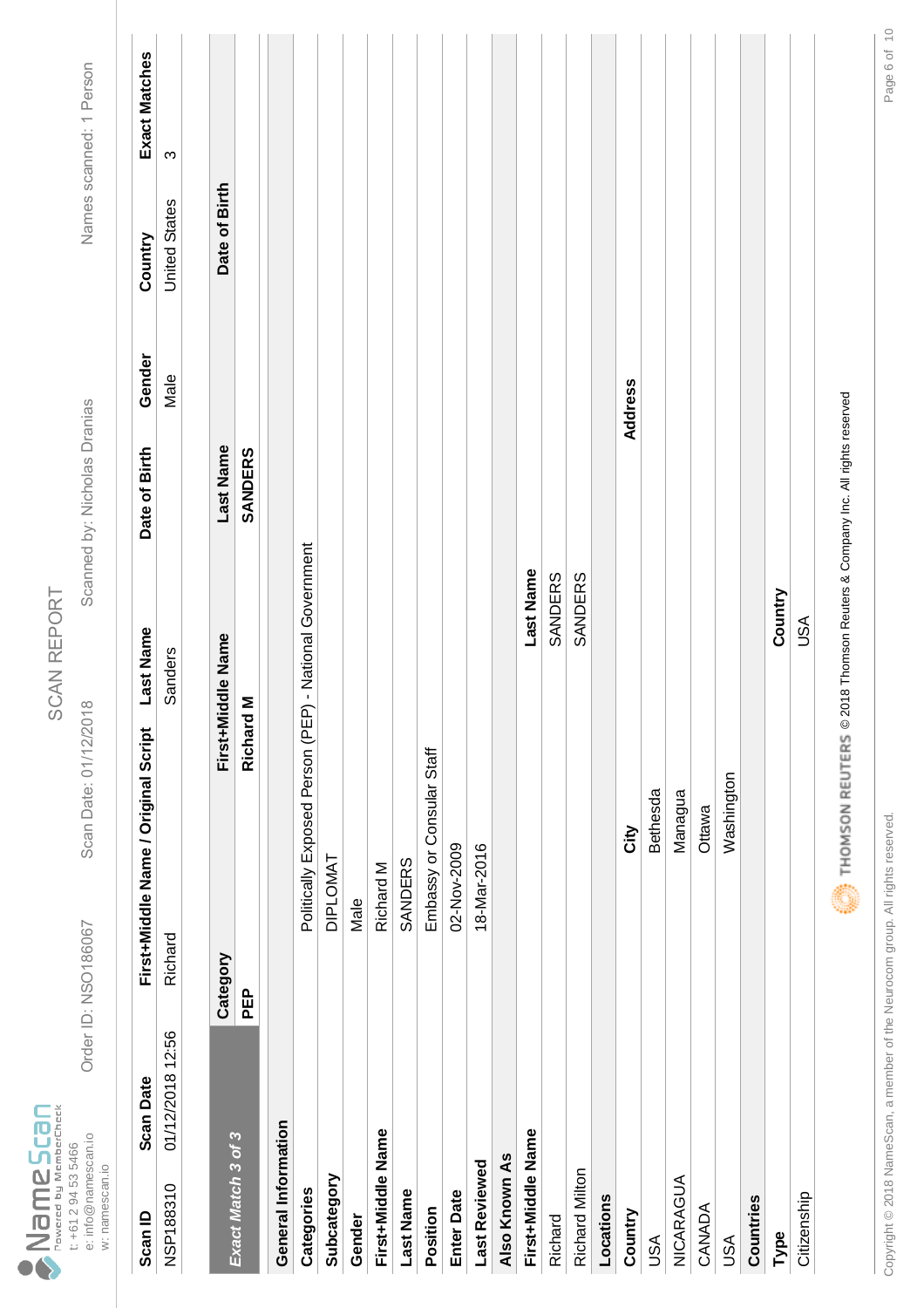# SCAN REPORT

NameScan
Powered by MemberCheck
t: +61 2 94 53 5466
e: info@namescan.io
w: namescan.io

Order ID: NSO186067 | Scan Date: 01/12/2018 | Scanned by: Nicholas Dranias | Names scanned: 1 Person

| Scan ID | Scan Date | First+Middle Name / Original Script | Last Name | Date of Birth | Gender | Country | Exact Matches |
|---|---|---|---|---|---|---|---|
| NSP188310 | 01/12/2018 12:56 | Richard | Sanders | | Male | United States | 3 |

| *Exact Match 3 of 3* | Category | First+Middle Name | Last Name | Date of Birth |
|---|---|---|---|---|
| | PEP | Richard M | SANDERS | |

**General Information**

| | |
|---|---|
| **Categories** | Politically Exposed Person (PEP) - National Government |
| **Subcategory** | DIPLOMAT |
| **Gender** | Male |
| **First+Middle Name** | Richard M |
| **Last Name** | SANDERS |
| **Position** | Embassy or Consular Staff |
| **Enter Date** | 02-Nov-2009 |
| **Last Reviewed** | 18-Mar-2016 |

**Also Known As**

| First+Middle Name | Last Name |
|---|---|
| Richard | SANDERS |
| Richard Milton | SANDERS |

**Locations**

| Country | City | Address |
|---|---|---|
| USA | Bethesda | |
| NICARAGUA | Managua | |
| CANADA | Ottawa | |
| USA | Washington | |

**Countries**

| Type | Country |
|---|---|
| Citizenship | USA |

THOMSON REUTERS © 2018 Thomson Reuters & Company Inc. All rights reserved

Copyright © 2018 NameScan, a member of the Neurocom group. All rights reserved.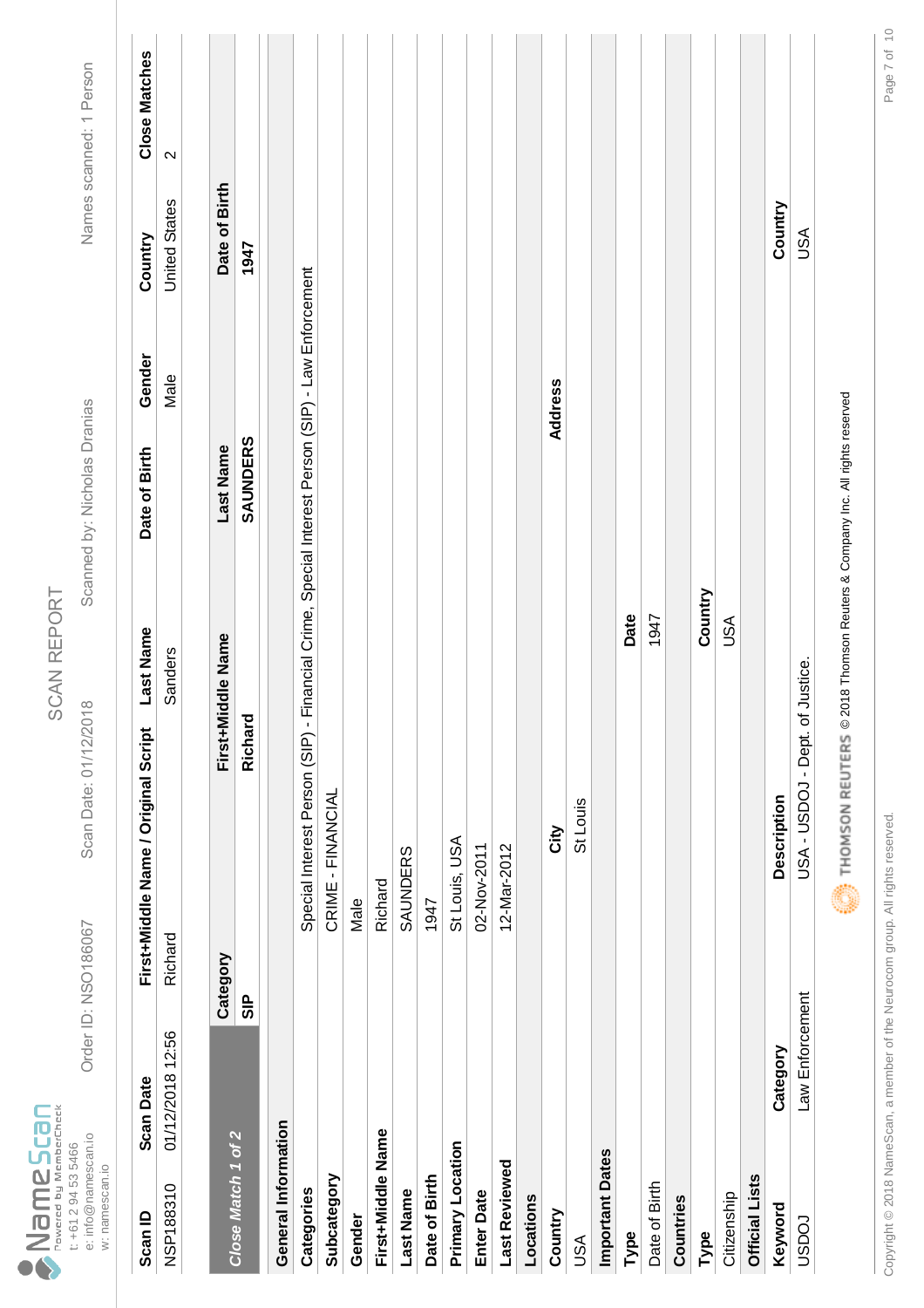NameScan
Powered by MemberCheck
t: +61 2 94 53 5466
e: info@namescan.io
w: namescan.io

# SCAN REPORT

Order ID: NSO186067 | Scan Date: 01/12/2018 | Scanned by: Nicholas Dranias | Names scanned: 1 Person

| Scan ID | Scan Date | First+Middle Name / Original Script | Last Name | Date of Birth | Gender | Country | Close Matches |
|---|---|---|---|---|---|---|---|
| NSP188310 | 01/12/2018 12:56 | Richard | Sanders | | Male | United States | 2 |

| *Close Match 1 of 2* | Category | First+Middle Name | Last Name | Date of Birth |
|---|---|---|---|---|
| | **SIP** | **Richard** | **SAUNDERS** | **1947** |

**General Information**

| | |
|---|---|
| **Categories** | Special Interest Person (SIP) - Financial Crime, Special Interest Person (SIP) - Law Enforcement |
| **Subcategory** | CRIME - FINANCIAL |
| **Gender** | Male |
| **First+Middle Name** | Richard |
| **Last Name** | SAUNDERS |
| **Date of Birth** | 1947 |
| **Primary Location** | St Louis, USA |
| **Enter Date** | 02-Nov-2011 |
| **Last Reviewed** | 12-Mar-2012 |

**Locations**

| Country | City | Address |
|---|---|---|
| USA | St Louis | |

**Important Dates**

| Type | Date |
|---|---|
| Date of Birth | 1947 |

**Countries**

| Type | Country |
|---|---|
| Citizenship | USA |

**Official Lists**

| Keyword | Category | Description | Country |
|---|---|---|---|
| USDOJ | Law Enforcement | USA - USDOJ - Dept. of Justice. | USA |

THOMSON REUTERS © 2018 Thomson Reuters & Company Inc. All rights reserved

Copyright © 2018 NameScan, a member of the Neurocom group. All rights reserved.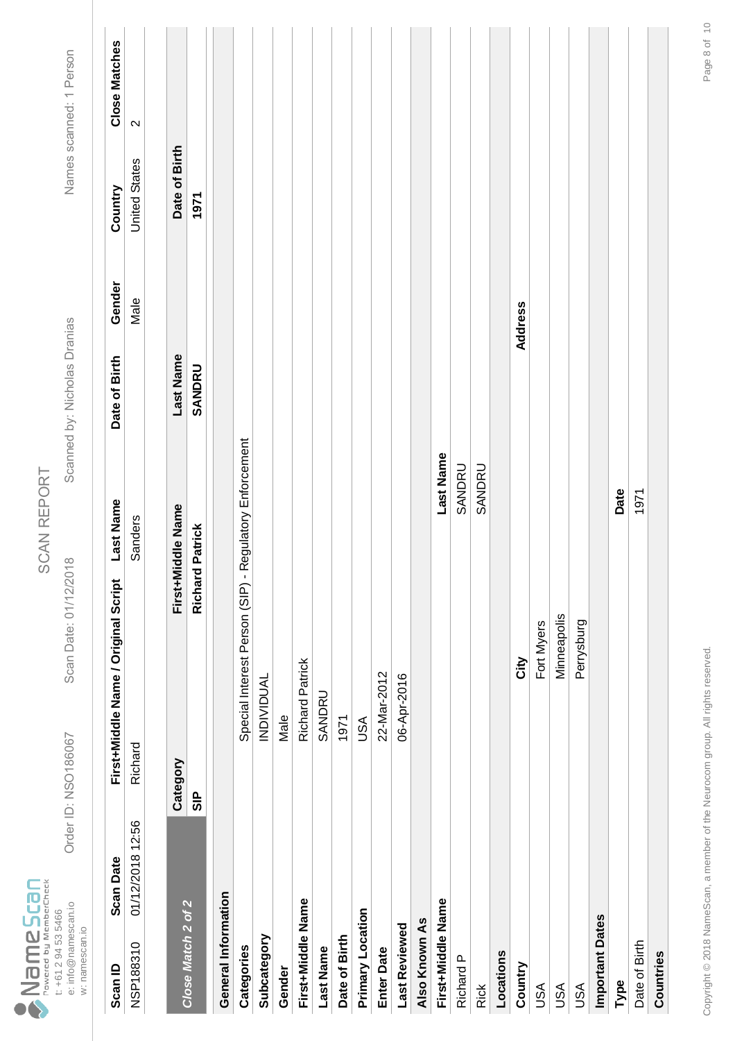NameScan
Powered by MemberCheck
t: +61 2 94 53 5466
e: info@namescan.io
w: namescan.io

# SCAN REPORT

Order ID: NSO186067 Scan Date: 01/12/2018 Scanned by: Nicholas Dranias Names scanned: 1 Person

| Scan ID | Scan Date | First+Middle Name / Original Script | Last Name | Date of Birth | Gender | Country | Close Matches |
|---|---|---|---|---|---|---|---|
| NSP188310 | 01/12/2018 12:56 | Richard | Sanders | | Male | United States | 2 |

| *Close Match 2 of 2* | Category | First+Middle Name | Last Name | Date of Birth |
|---|---|---|---|---|
| | SIP | Richard Patrick | SANDRU | 1971 |

**General Information**

| | |
|---|---|
| **Categories** | Special Interest Person (SIP) - Regulatory Enforcement |
| **Subcategory** | INDIVIDUAL |
| **Gender** | Male |
| **First+Middle Name** | Richard Patrick |
| **Last Name** | SANDRU |
| **Date of Birth** | 1971 |
| **Primary Location** | USA |
| **Enter Date** | 22-Mar-2012 |
| **Last Reviewed** | 06-Apr-2016 |

**Also Known As**

| First+Middle Name | Last Name |
|---|---|
| Richard P | SANDRU |
| Rick | SANDRU |

**Locations**

| Country | City | Address |
|---|---|---|
| USA | Fort Myers | |
| USA | Minneapolis | |
| USA | Perrysburg | |

**Important Dates**

| Type | Date |
|---|---|
| Date of Birth | 1971 |

**Countries**

Copyright © 2018 NameScan, a member of the Neurocom group. All rights reserved.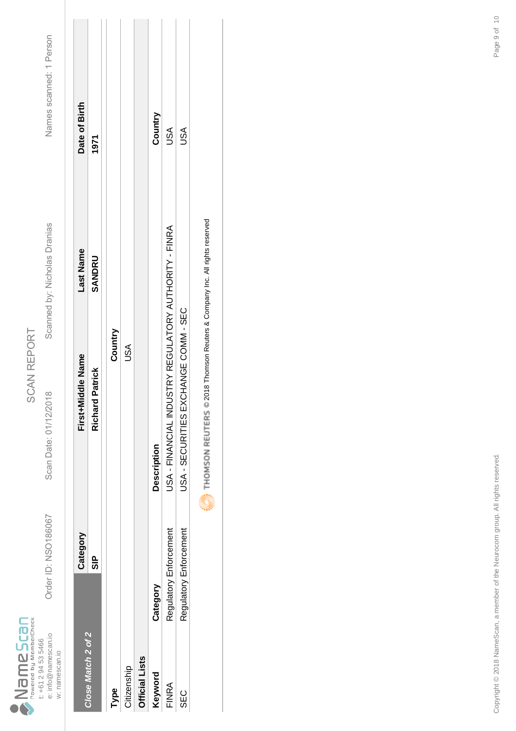NameScan
Powered by MemberCheck
t: +61 2 94 53 5466
e: info@namescan.io
w: namescan.io

# SCAN REPORT

Order ID: NSO186067 | Scan Date: 01/12/2018 | Scanned by: Nicholas Dranias | Names scanned: 1 Person

| *Close Match 2 of 2* | Category | First+Middle Name | Last Name | Date of Birth |
|---|---|---|---|---|
| | **SIP** | **Richard Patrick** | **SANDRU** | **1971** |

| **Type** | | **Country** |
|---|---|---|
| Citizenship | | USA |

**Official Lists**

| Keyword | Category | Description | Country |
|---|---|---|---|
| FINRA | Regulatory Enforcement | USA - FINANCIAL INDUSTRY REGULATORY AUTHORITY - FINRA | USA |
| SEC | Regulatory Enforcement | USA - SECURITIES EXCHANGE COMM - SEC | USA |

THOMSON REUTERS © 2018 Thomson Reuters & Company Inc. All rights reserved

Copyright © 2018 NameScan, a member of the Neurocom group. All rights reserved.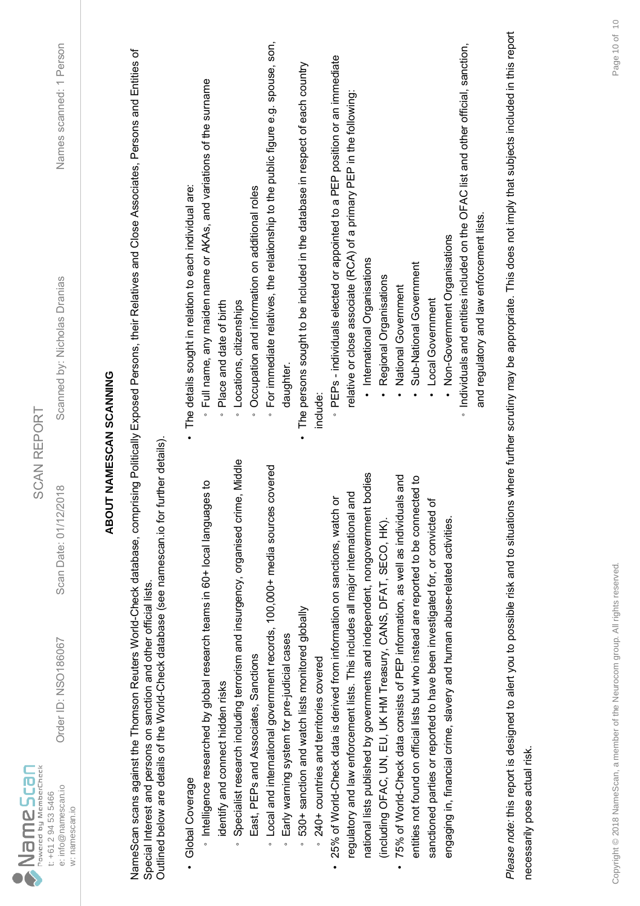## ABOUT NAMESCAN SCANNING

NameScan scans against the Thomson Reuters World-Check database, comprising Politically Exposed Persons, their Relatives and Close Associates, Persons and Entities of Special Interest and persons on sanction and other official lists.
Outlined below are details of the World-Check database (see namescan.io for further details).

- Global Coverage
  - Intelligence researched by global research teams in 60+ local languages to identify and connect hidden risks
  - Specialist research including terrorism and insurgency, organised crime, Middle East, PEPs and Associates, Sanctions
  - Local and international government records, 100,000+ media sources covered
  - Early warning system for pre-judicial cases
  - 530+ sanction and watch lists monitored globally
  - 240+ countries and territories covered
- 25% of World-Check data is derived from information on sanctions, watch or regulatory and law enforcement lists. This includes all major international and national lists published by governments and independent, nongovernment bodies (including OFAC, UN, EU, UK HM Treasury, CANS, DFAT, SECO, HK).
- 75% of World-Check data consists of PEP information, as well as individuals and entities not found on official lists but who instead are reported to be connected to sanctioned parties or reported to have been investigated for, or convicted of engaging in, financial crime, slavery and human abuse-related activities.

- The details sought in relation to each individual are:
  - Full name, any maiden name or AKAs, and variations of the surname
  - Place and date of birth
  - Locations, citizenships
  - Occupation and information on additional roles
  - For immediate relatives, the relationship to the public figure e.g. spouse, son, daughter.
- The persons sought to be included in the database in respect of each country include:
  - PEPs - individuals elected or appointed to a PEP position or an immediate relative or close associate (RCA) of a primary PEP in the following:
    - International Organisations
    - Regional Organisations
    - National Government
    - Sub-National Government
    - Local Government
    - Non-Government Organisations
  - Individuals and entities included on the OFAC list and other official, sanction, and regulatory and law enforcement lists.

*Please note:* this report is designed to alert you to possible risk and to situations where further scrutiny may be appropriate. This does not imply that subjects included in this report necessarily pose actual risk.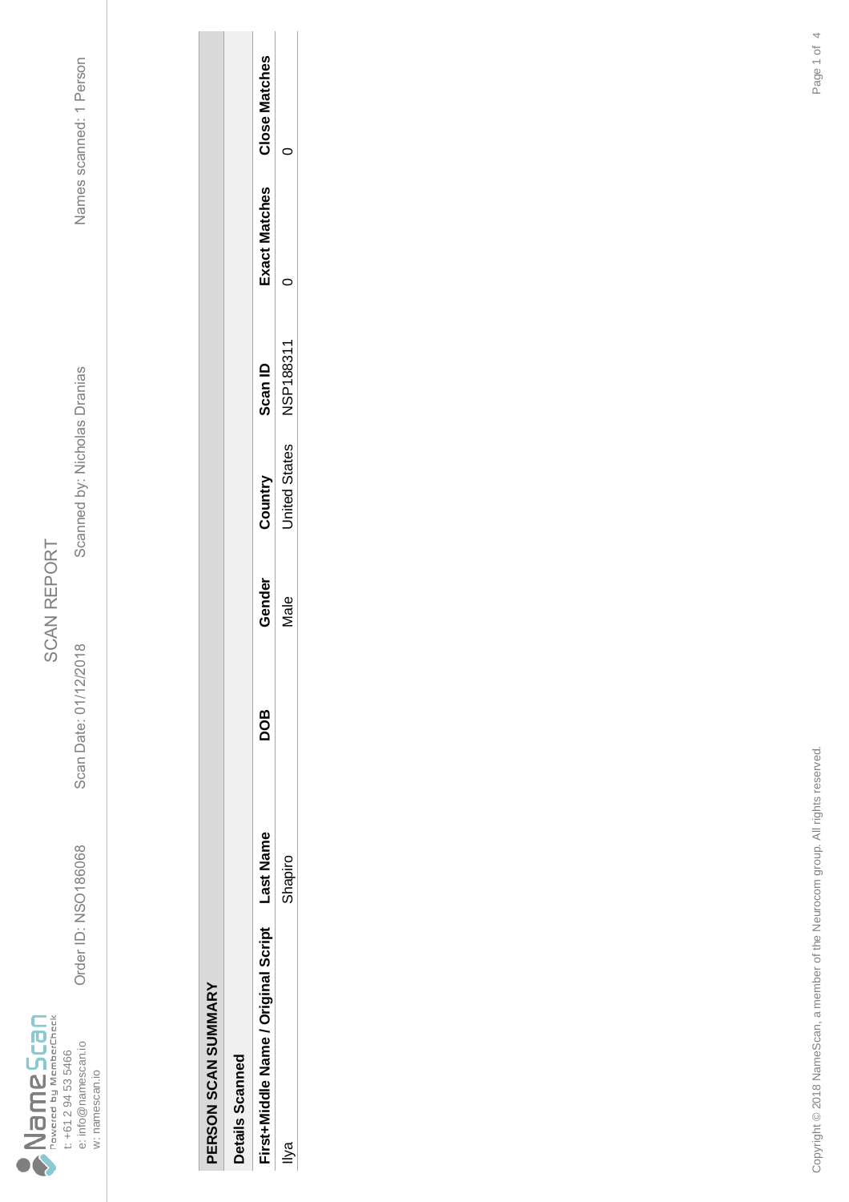NameScan
Powered by MemberCheck

t: +61 2 94 53 5466
e: info@namescan.io
w: namescan.io

# SCAN REPORT

Order ID: NSO186068 | Scan Date: 01/12/2018 | Scanned by: Nicholas Dranias | Names scanned: 1 Person

## PERSON SCAN SUMMARY

### Details Scanned

| First+Middle Name / Original Script | Last Name | DOB | Gender | Country | Scan ID | Exact Matches | Close Matches |
|---|---|---|---|---|---|---|---|
| Ilya | Shapiro | | Male | United States | NSP188311 | 0 | 0 |

Copyright © 2018 NameScan, a member of the Neurocom group. All rights reserved.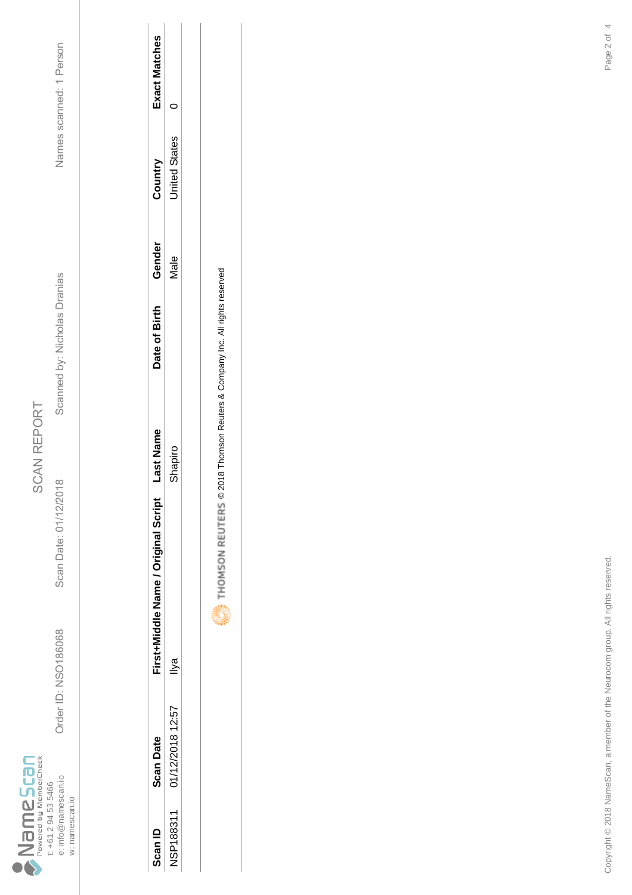NameScan
Powered by MemberCheck
t: +61 2 94 53 5466
e: info@namescan.io
w: namescan.io

# SCAN REPORT

Order ID: NSO186068 &nbsp;&nbsp; Scan Date: 01/12/2018 &nbsp;&nbsp; Scanned by: Nicholas Dranias &nbsp;&nbsp; Names scanned: 1 Person

| Scan ID | Scan Date | First+Middle Name / Original Script | Last Name | Date of Birth | Gender | Country | Exact Matches |
|---|---|---|---|---|---|---|---|
| NSP188311 | 01/12/2018 12:57 | Ilya | Shapiro | | Male | United States | 0 |

THOMSON REUTERS © 2018 Thomson Reuters & Company Inc. All rights reserved

Copyright © 2018 NameScan, a member of the Neurocom group. All rights reserved.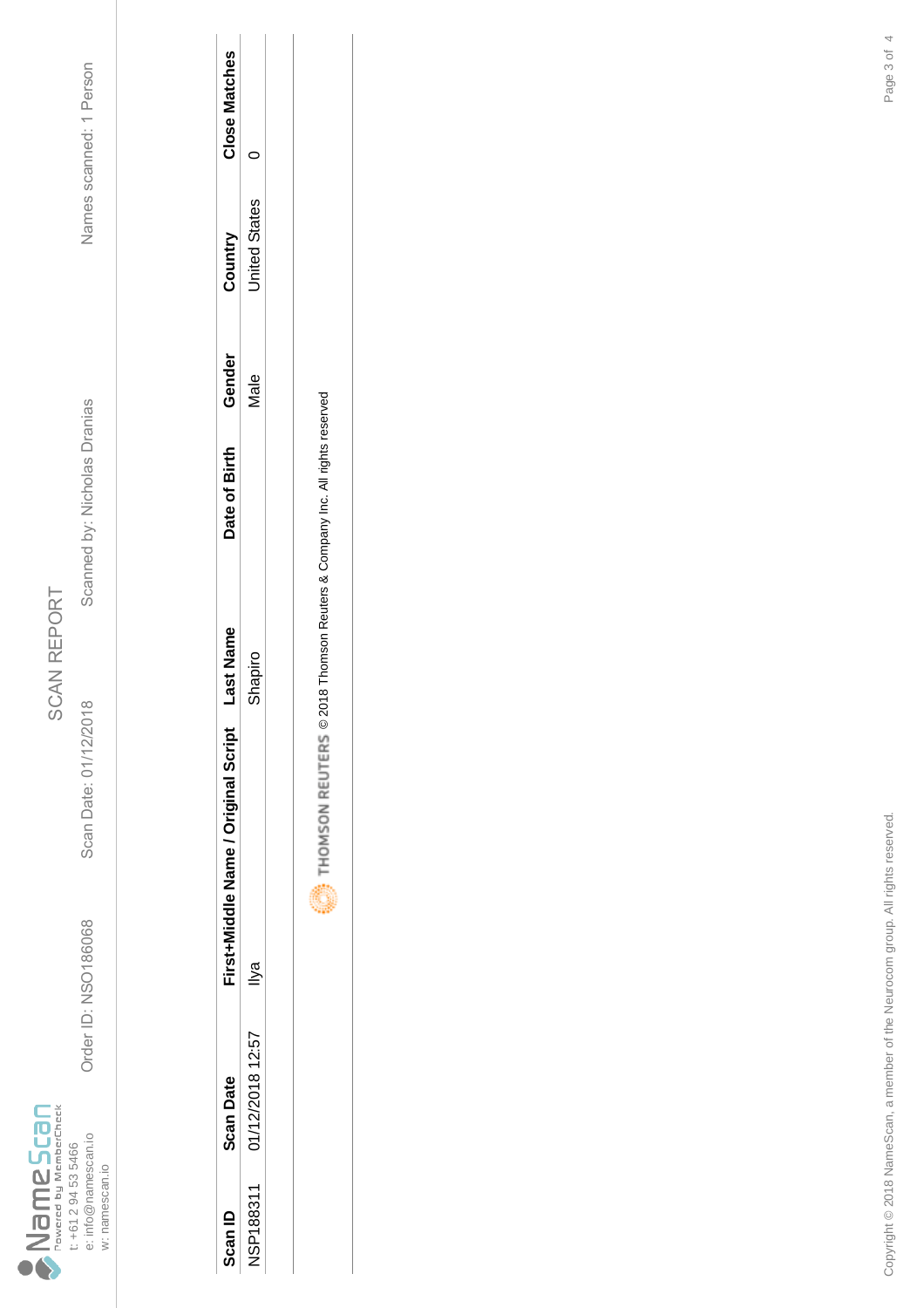NameScan
Powered by MemberCheck
t: +61 2 94 53 5466
e: info@namescan.io
w: namescan.io

# SCAN REPORT

Order ID: NSO186068 Scan Date: 01/12/2018 Scanned by: Nicholas Dranias Names scanned: 1 Person

| Scan ID | Scan Date | First+Middle Name / Original Script | Last Name | Date of Birth | Gender | Country | Close Matches |
|---|---|---|---|---|---|---|---|
| NSP188311 | 01/12/2018 12:57 | Ilya | Shapiro | | Male | United States | 0 |

THOMSON REUTERS © 2018 Thomson Reuters & Company Inc. All rights reserved

Copyright © 2018 NameScan, a member of the Neurocom group. All rights reserved.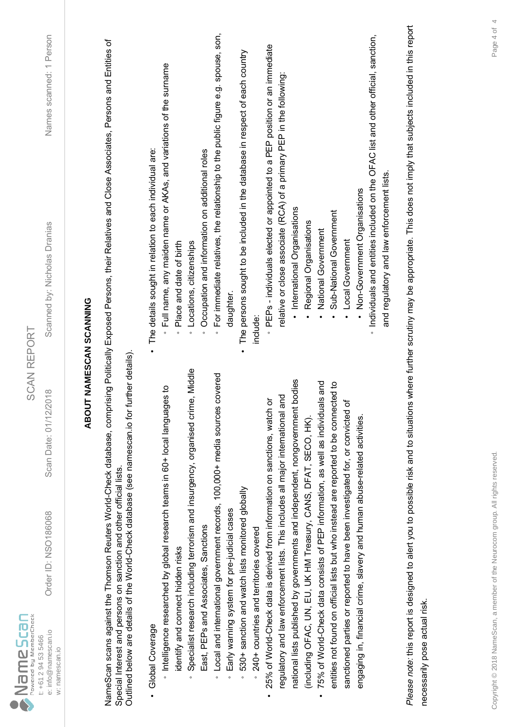NameScan
Powered by MemberCheck
t: +61 2 94 53 5466
e: info@namescan.io
w: namescan.io

Order ID: NSO186068 | Scan Date: 01/12/2018 | SCAN REPORT | Scanned by: Nicholas Dranias | Names scanned: 1 Person

## ABOUT NAMESCAN SCANNING

NameScan scans against the Thomson Reuters World-Check database, comprising Politically Exposed Persons, their Relatives and Close Associates, Persons and Entities of Special Interest and persons on sanction and other official lists.
Outlined below are details of the World-Check database (see namescan.io for further details).

- Global Coverage
  - Intelligence researched by global research teams in 60+ local languages to identify and connect hidden risks
  - Specialist research including terrorism and insurgency, organised crime, Middle East, PEPs and Associates, Sanctions
  - Local and international government records, 100,000+ media sources covered
  - Early warning system for pre-judicial cases
  - 530+ sanction and watch lists monitored globally
  - 240+ countries and territories covered
- 25% of World-Check data is derived from information on sanctions, watch or regulatory and law enforcement lists. This includes all major international and national lists published by governments and independent, nongovernment bodies (including OFAC, UN, EU, UK HM Treasury, CANS, DFAT, SECO, HK).
- 75% of World-Check data consists of PEP information, as well as individuals and entities not found on official lists but who instead are reported to be connected to sanctioned parties or reported to have been investigated for, or convicted of engaging in, financial crime, slavery and human abuse-related activities.

- The details sought in relation to each individual are:
  - Full name, any maiden name or AKAs, and variations of the surname
  - Place and date of birth
  - Locations, citizenships
  - Occupation and information on additional roles
  - For immediate relatives, the relationship to the public figure e.g. spouse, son, daughter.
- The persons sought to be included in the database in respect of each country include:
  - PEPs - individuals elected or appointed to a PEP position or an immediate relative or close associate (RCA) of a primary PEP in the following:
    - International Organisations
    - Regional Organisations
    - National Government
    - Sub-National Government
    - Local Government
    - Non-Government Organisations
  - Individuals and entities included on the OFAC list and other official, sanction, and regulatory and law enforcement lists.

*Please note:* this report is designed to alert you to possible risk and to situations where further scrutiny may be appropriate. This does not imply that subjects included in this report necessarily pose actual risk.

Copyright © 2018 NameScan, a member of the Neurocom group. All rights reserved.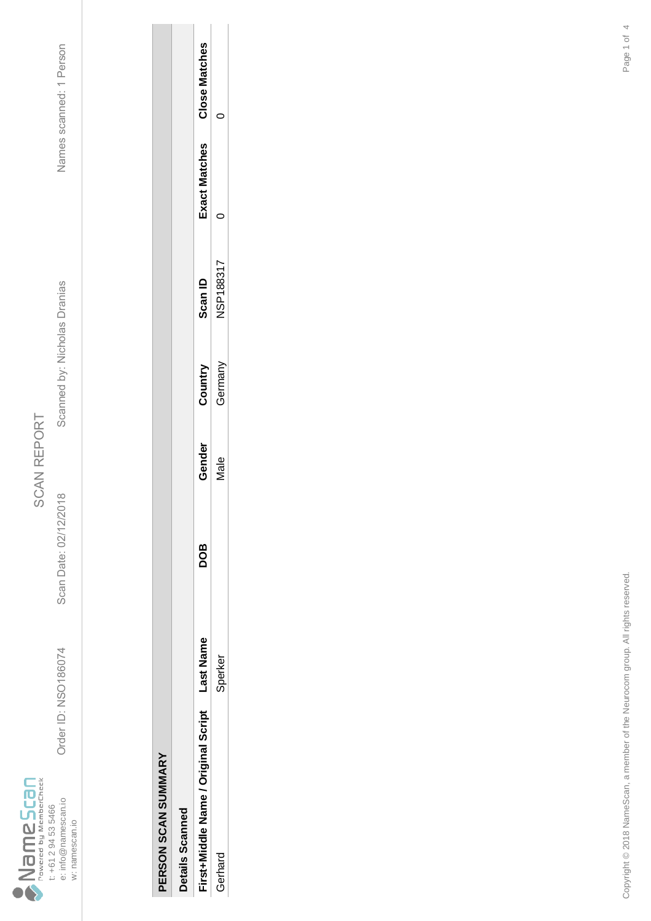NameScan
Powered by MemberCheck
t: +61 2 94 53 5466
e: info@namescan.io
w: namescan.io

# SCAN REPORT

Order ID: NSO186074 | Scan Date: 02/12/2018 | Scanned by: Nicholas Dranias | Names scanned: 1 Person

## PERSON SCAN SUMMARY

### Details Scanned

| First+Middle Name / Original Script | Last Name | DOB | Gender | Country | Scan ID | Exact Matches | Close Matches |
|---|---|---|---|---|---|---|---|
| Gerhard | Sperker | | Male | Germany | NSP188317 | 0 | 0 |

Copyright © 2018 NameScan, a member of the Neurocom group. All rights reserved.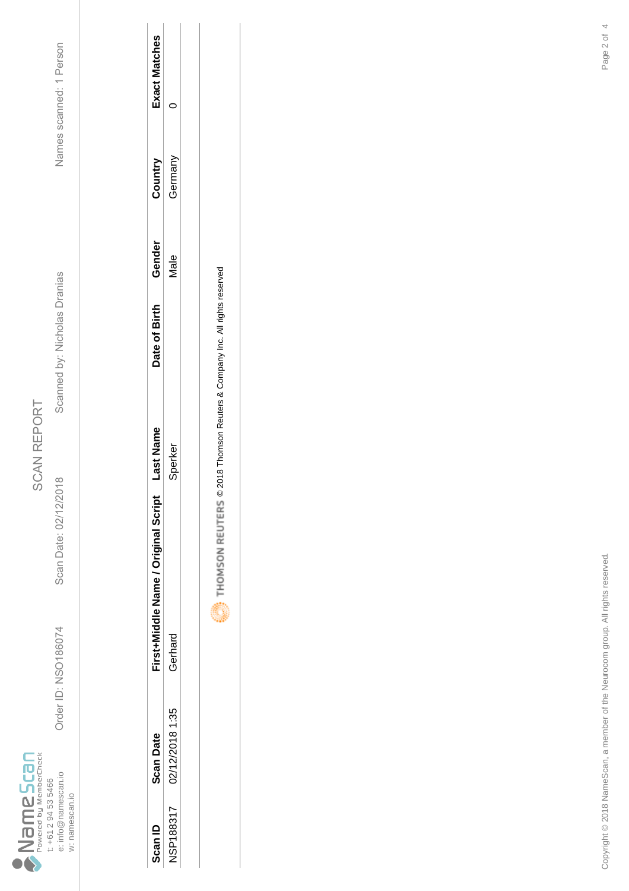NameScan
Powered by MemberCheck
t: +61 2 94 53 5466
e: info@namescan.io
w: namescan.io

# SCAN REPORT

Order ID: NSO186074 Scan Date: 02/12/2018 Scanned by: Nicholas Dranias Names scanned: 1 Person

| Scan ID | Scan Date | First+Middle Name / Original Script | Last Name | Date of Birth | Gender | Country | Exact Matches |
|---|---|---|---|---|---|---|---|
| NSP188317 | 02/12/2018 1:35 | Gerhard | Sperker | | Male | Germany | 0 |

THOMSON REUTERS © 2018 Thomson Reuters & Company Inc. All rights reserved

Copyright © 2018 NameScan, a member of the Neurocom group. All rights reserved.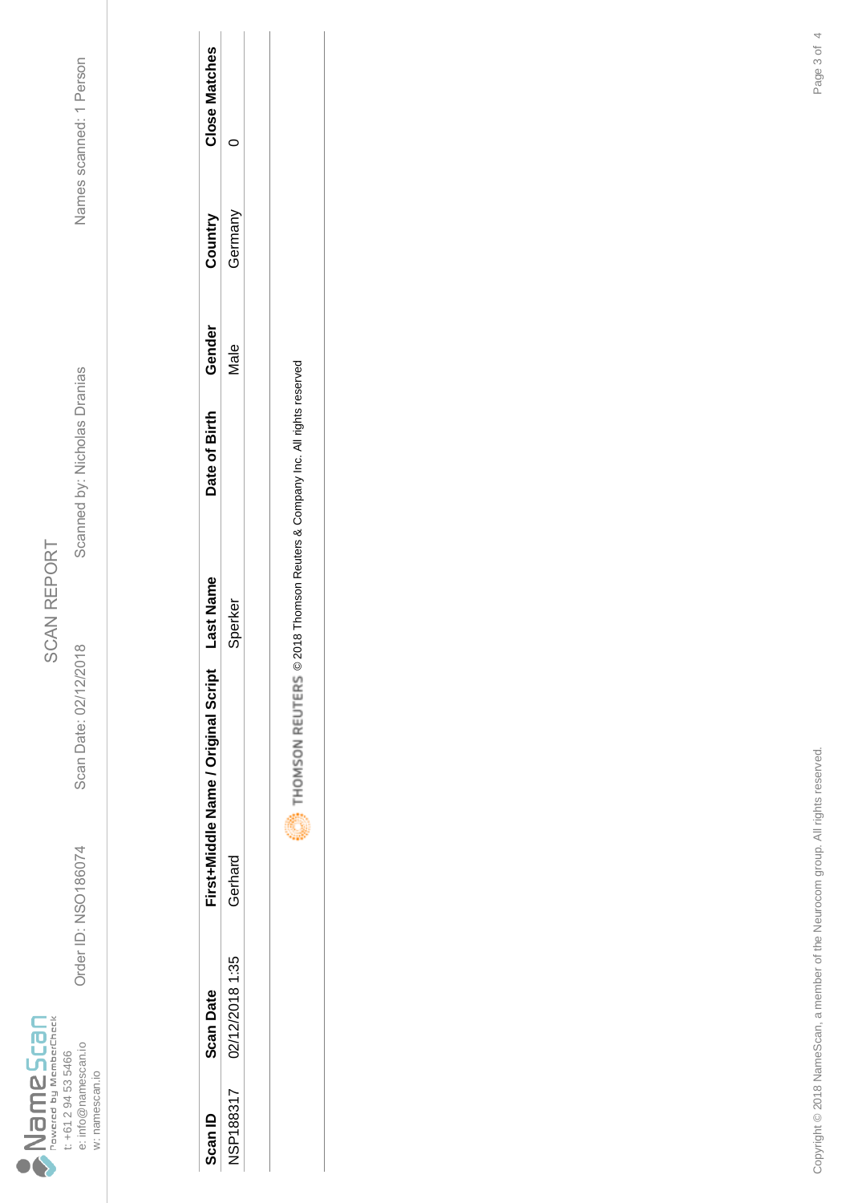NameScan
Powered by MemberCheck
t: +61 2 94 53 5466
e: info@namescan.io
w: namescan.io

# SCAN REPORT

Order ID: NSO186074 Scan Date: 02/12/2018 Scanned by: Nicholas Dranias Names scanned: 1 Person

| Scan ID | Scan Date | First+Middle Name / Original Script | Last Name | Date of Birth | Gender | Country | Close Matches |
|---|---|---|---|---|---|---|---|
| NSP188317 | 02/12/2018 1:35 | Gerhard | Sperker | | Male | Germany | 0 |

THOMSON REUTERS © 2018 Thomson Reuters & Company Inc. All rights reserved

Copyright © 2018 NameScan, a member of the Neurocom group. All rights reserved.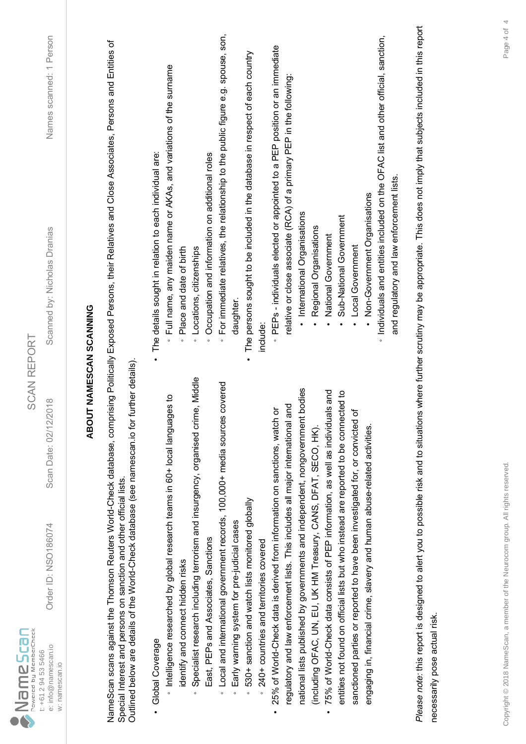# ABOUT NAMESCAN SCANNING

NameScan scans against the Thomson Reuters World-Check database, comprising Politically Exposed Persons, their Relatives and Close Associates, Persons and Entities of Special Interest and persons on sanction and other official lists.
Outlined below are details of the World-Check database (see namescan.io for further details).

- Global Coverage
    - Intelligence researched by global research teams in 60+ local languages to identify and connect hidden risks
    - Specialist research including terrorism and insurgency, organised crime, Middle East, PEPs and Associates, Sanctions
    - Local and international government records, 100,000+ media sources covered
    - Early warning system for pre-judicial cases
    - 530+ sanction and watch lists monitored globally
    - 240+ countries and territories covered
- 25% of World-Check data is derived from information on sanctions, watch or regulatory and law enforcement lists. This includes all major international and national lists published by governments and independent, nongovernment bodies (including OFAC, UN, EU, UK HM Treasury, CANS, DFAT, SECO, HK).
- 75% of World-Check data consists of PEP information, as well as individuals and entities not found on official lists but who instead are reported to be connected to sanctioned parties or reported to have been investigated for, or convicted of engaging in, financial crime, slavery and human abuse-related activities.
- The details sought in relation to each individual are:
    - Full name, any maiden name or AKAs, and variations of the surname
    - Place and date of birth
    - Locations, citizenships
    - Occupation and information on additional roles
    - For immediate relatives, the relationship to the public figure e.g. spouse, son, daughter.
- The persons sought to be included in the database in respect of each country include:
    - PEPs - individuals elected or appointed to a PEP position or an immediate relative or close associate (RCA) of a primary PEP in the following:
        - International Organisations
        - Regional Organisations
        - National Government
        - Sub-National Government
        - Local Government
        - Non-Government Organisations
    - Individuals and entities included on the OFAC list and other official, sanction, and regulatory and law enforcement lists.

*Please note:* this report is designed to alert you to possible risk and to situations where further scrutiny may be appropriate. This does not imply that subjects included in this report necessarily pose actual risk.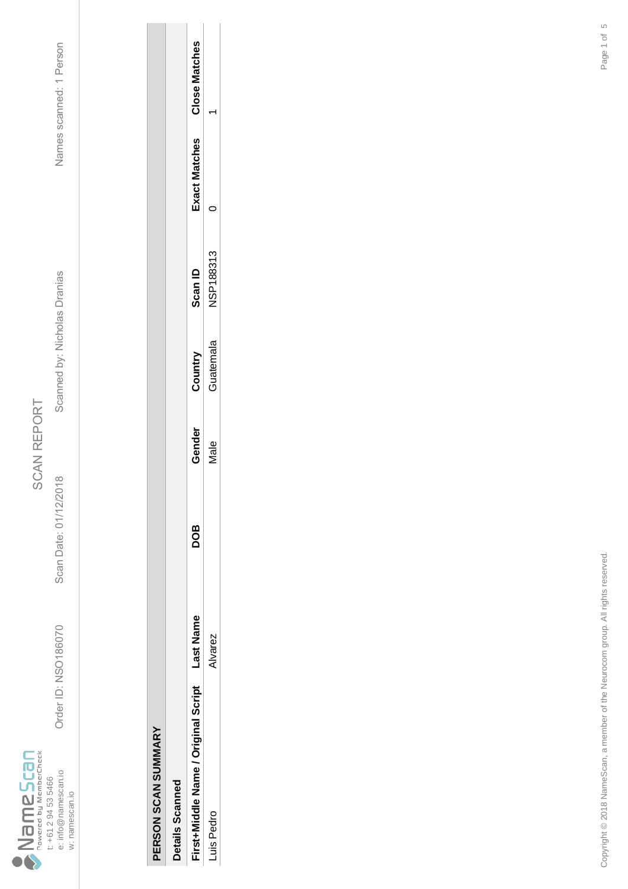NameScan
Powered by MemberCheck
t: +61 2 94 53 5466
e: info@namescan.io
w: namescan.io

# SCAN REPORT

Order ID: NSO186070 | Scan Date: 01/12/2018 | Scanned by: Nicholas Dranias | Names scanned: 1 Person

## PERSON SCAN SUMMARY

### Details Scanned

| First+Middle Name / Original Script | Last Name | DOB | Gender | Country | Scan ID | Exact Matches | Close Matches |
|---|---|---|---|---|---|---|---|
| Luis Pedro | Alvarez | | Male | Guatemala | NSP188313 | 0 | 1 |

Copyright © 2018 NameScan, a member of the Neurocom group. All rights reserved.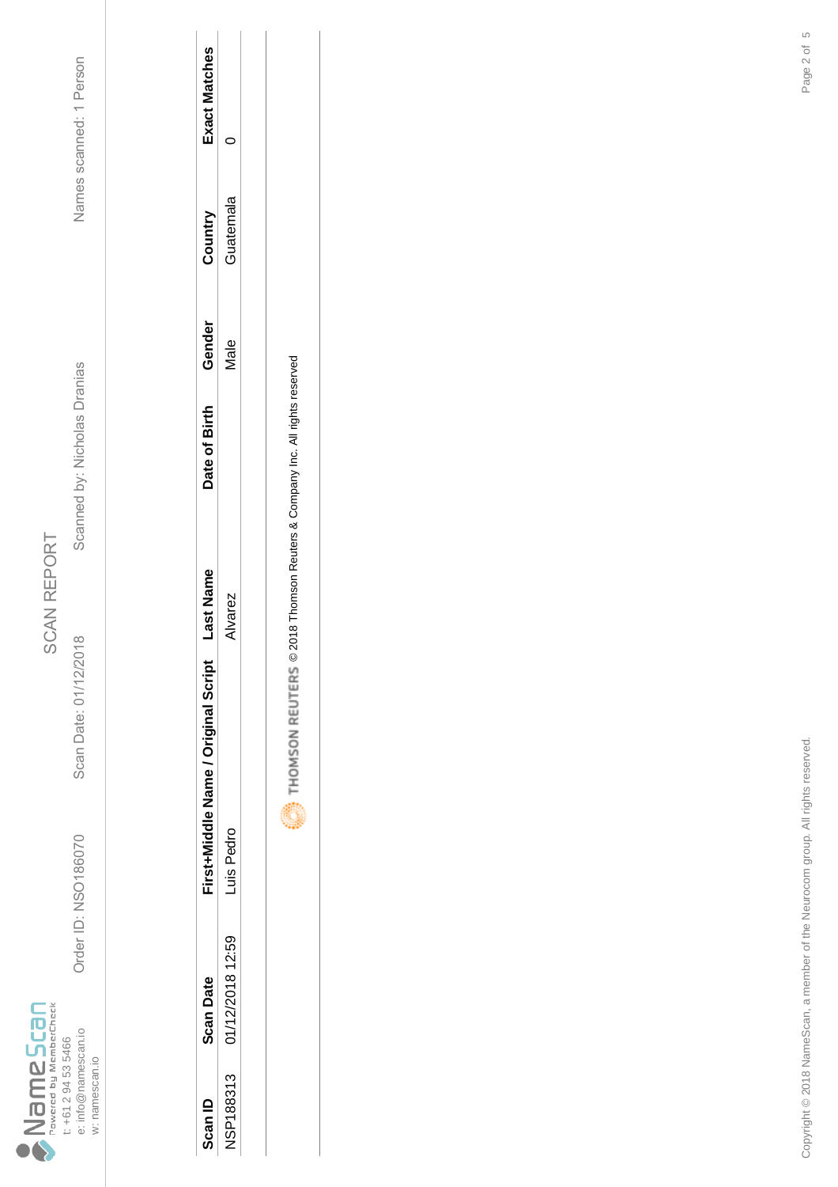NameScan
Powered by MemberCheck
t: +61 2 94 53 5466
e: info@namescan.io
w: namescan.io

# SCAN REPORT

Order ID: NSO186070 | Scan Date: 01/12/2018 | Scanned by: Nicholas Dranias | Names scanned: 1 Person

| Scan ID | Scan Date | First+Middle Name / Original Script | Last Name | Date of Birth | Gender | Country | Exact Matches |
|---|---|---|---|---|---|---|---|
| NSP188313 | 01/12/2018 12:59 | Luis Pedro | Alvarez | | Male | Guatemala | 0 |

THOMSON REUTERS © 2018 Thomson Reuters & Company Inc. All rights reserved

Copyright © 2018 NameScan, a member of the Neurocom group. All rights reserved.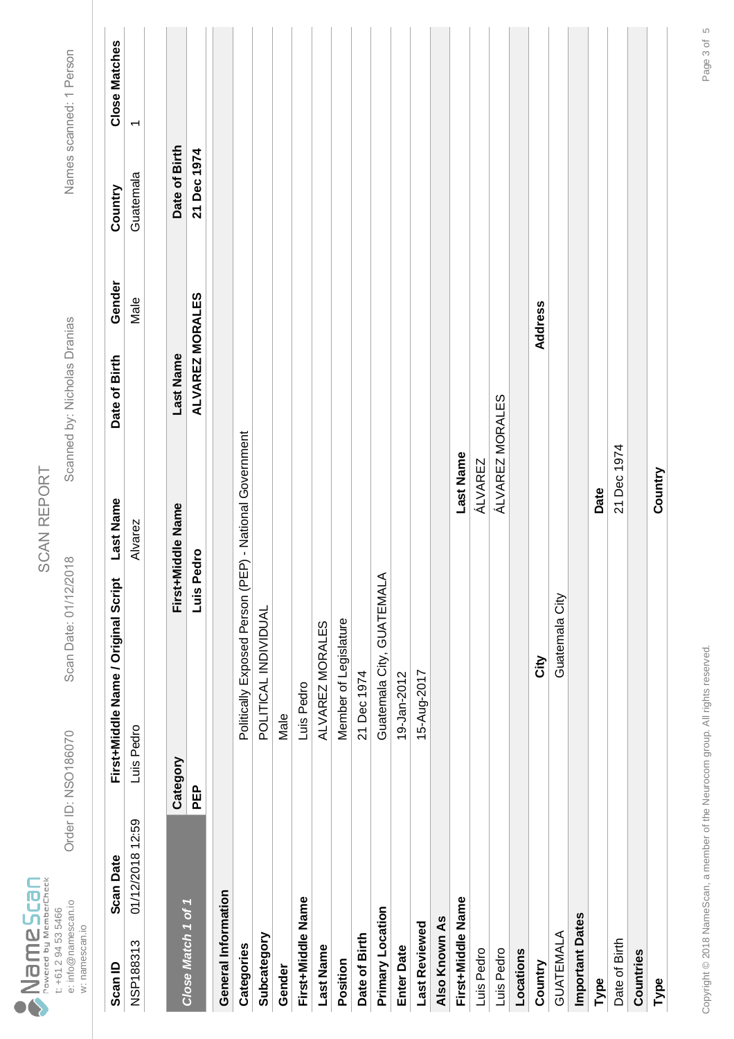NameScan
Powered by MemberCheck
t: +61 2 94 53 5466
e: info@namescan.io
w: namescan.io

# SCAN REPORT

Order ID: NSO186070 | Scan Date: 01/12/2018 | Scanned by: Nicholas Dranias | Names scanned: 1 Person

| Scan ID | Scan Date | First+Middle Name / Original Script | Last Name | Date of Birth | Gender | Country | Close Matches |
|---|---|---|---|---|---|---|---|
| NSP188313 | 01/12/2018 12:59 | Luis Pedro | Alvarez | | Male | Guatemala | 1 |

| *Close Match 1 of 1* | Category | First+Middle Name | Last Name | Date of Birth |
|---|---|---|---|---|
| | **PEP** | **Luis Pedro** | **ALVAREZ MORALES** | **21 Dec 1974** |

**General Information**

| | |
|---|---|
| **Categories** | Politically Exposed Person (PEP) - National Government |
| **Subcategory** | POLITICAL INDIVIDUAL |
| **Gender** | Male |
| **First+Middle Name** | Luis Pedro |
| **Last Name** | ALVAREZ MORALES |
| **Position** | Member of Legislature |
| **Date of Birth** | 21 Dec 1974 |
| **Primary Location** | Guatemala City, GUATEMALA |
| **Enter Date** | 19-Jan-2012 |
| **Last Reviewed** | 15-Aug-2017 |

**Also Known As**

| First+Middle Name | Last Name |
|---|---|
| Luis Pedro | ÁLVAREZ |
| Luis Pedro | ÁLVAREZ MORALES |

**Locations**

| Country | City | Address |
|---|---|---|
| GUATEMALA | Guatemala City | |

**Important Dates**

| Type | Date |
|---|---|
| Date of Birth | 21 Dec 1974 |

**Countries**

| Type | Country |
|---|---|

Copyright © 2018 NameScan, a member of the Neurocom group. All rights reserved.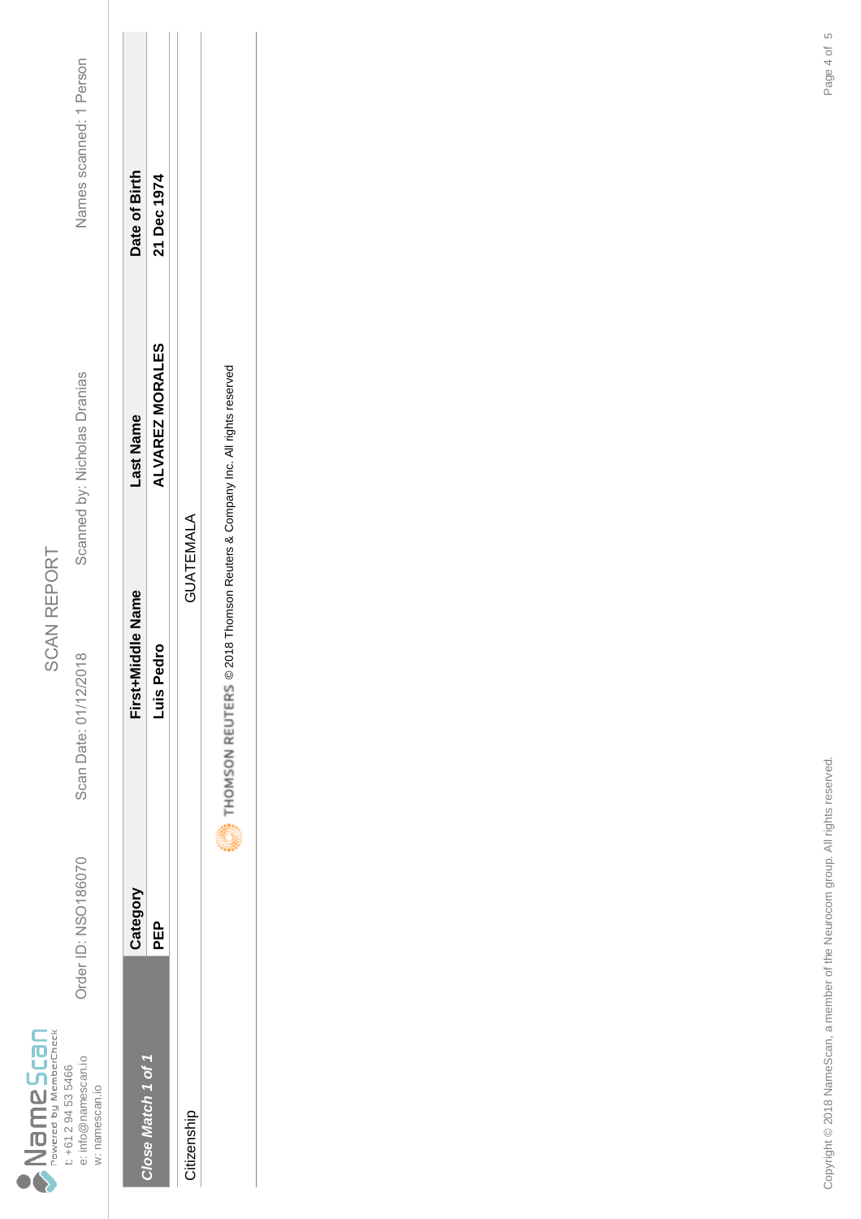NameScan
Powered by MemberCheck
t: +61 2 94 53 5466
e: info@namescan.io
w: namescan.io

# SCAN REPORT

Order ID: NSO186070 | Scan Date: 01/12/2018 | Scanned by: Nicholas Dranias | Names scanned: 1 Person

| *Close Match 1 of 1* | Category | First+Middle Name | Last Name | Date of Birth |
|---|---|---|---|---|
| | **PEP** | **Luis Pedro** | **ALVAREZ MORALES** | **21 Dec 1974** |
| Citizenship | | GUATEMALA | | |

THOMSON REUTERS © 2018 Thomson Reuters & Company Inc. All rights reserved

Copyright © 2018 NameScan, a member of the Neurocom group. All rights reserved.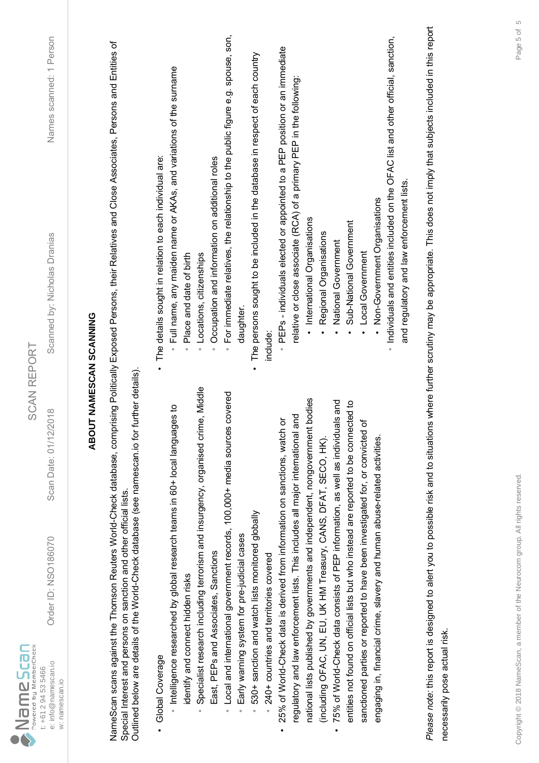## ABOUT NAMESCAN SCANNING

NameScan scans against the Thomson Reuters World-Check database, comprising Politically Exposed Persons, their Relatives and Close Associates, Persons and Entities of Special Interest and persons on sanction and other official lists.
Outlined below are details of the World-Check database (see namescan.io for further details).

- Global Coverage
  - Intelligence researched by global research teams in 60+ local languages to identify and connect hidden risks
  - Specialist research including terrorism and insurgency, organised crime, Middle East, PEPs and Associates, Sanctions
  - Local and international government records, 100,000+ media sources covered
  - Early warning system for pre-judicial cases
  - 530+ sanction and watch lists monitored globally
  - 240+ countries and territories covered
- 25% of World-Check data is derived from information on sanctions, watch or regulatory and law enforcement lists. This includes all major international and national lists published by governments and independent, nongovernment bodies (including OFAC, UN, EU, UK HM Treasury, CANS, DFAT, SECO, HK).
- 75% of World-Check data consists of PEP information, as well as individuals and entities not found on official lists but who instead are reported to be connected to sanctioned parties or reported to have been investigated for, or convicted of engaging in, financial crime, slavery and human abuse-related activities.

- The details sought in relation to each individual are:
  - Full name, any maiden name or AKAs, and variations of the surname
  - Place and date of birth
  - Locations, citizenships
  - Occupation and information on additional roles
  - For immediate relatives, the relationship to the public figure e.g. spouse, son, daughter.
- The persons sought to be included in the database in respect of each country include:
  - PEPs - individuals elected or appointed to a PEP position or an immediate relative or close associate (RCA) of a primary PEP in the following:
    - International Organisations
    - Regional Organisations
    - National Government
    - Sub-National Government
    - Local Government
    - Non-Government Organisations
  - Individuals and entities included on the OFAC list and other official, sanction, and regulatory and law enforcement lists.

*Please note:* this report is designed to alert you to possible risk and to situations where further scrutiny may be appropriate. This does not imply that subjects included in this report necessarily pose actual risk.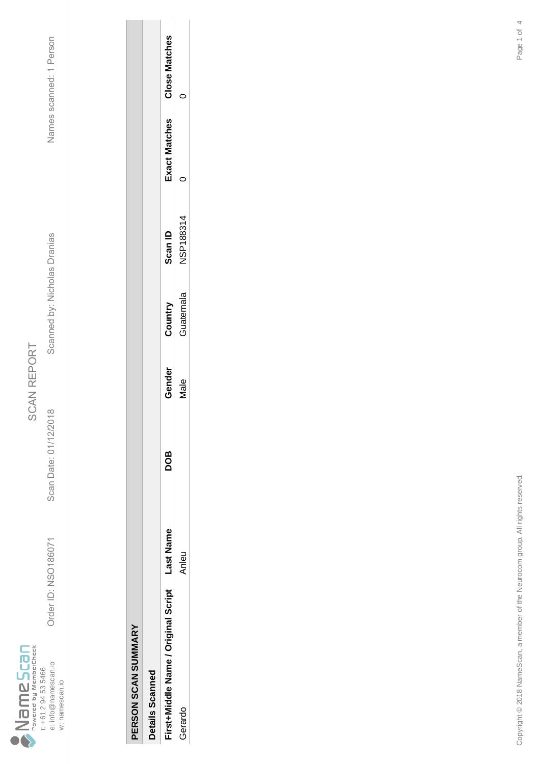**NameScan** Powered by MemberCheck

t: +61 2 94 53 5466
e: info@namescan.io
w: namescan.io

# SCAN REPORT

Order ID: NSO186071 | Scan Date: 01/12/2018 | Scanned by: Nicholas Dranias | Names scanned: 1 Person

## PERSON SCAN SUMMARY

### Details Scanned

| First+Middle Name / Original Script | Last Name | DOB | Gender | Country | Scan ID | Exact Matches | Close Matches |
|---|---|---|---|---|---|---|---|
| Gerardo | Anleu | | Male | Guatemala | NSP188314 | 0 | 0 |

Copyright © 2018 NameScan, a member of the Neurocom group. All rights reserved.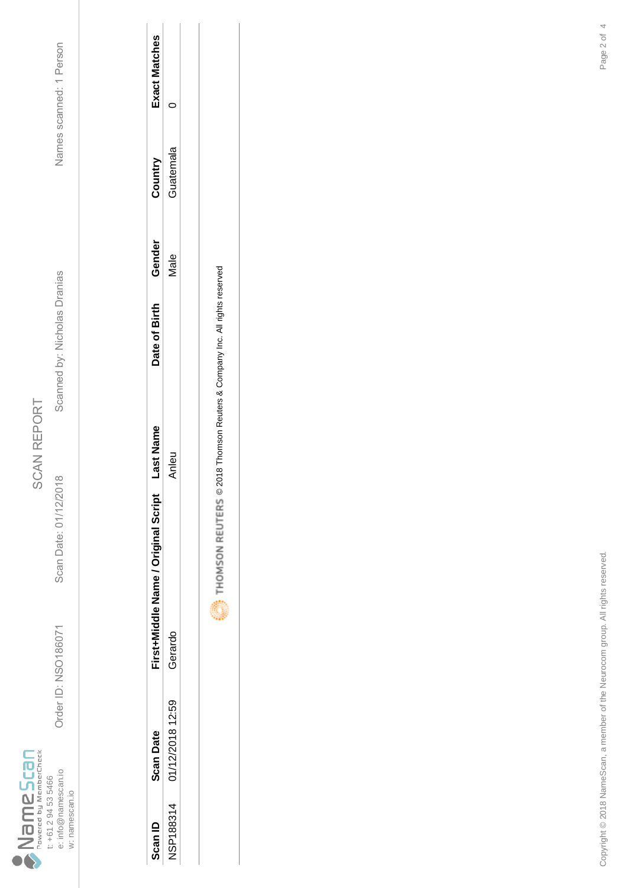NameScan
Powered by MemberCheck
t: +61 2 94 53 5466
e: info@namescan.io
w: namescan.io

# SCAN REPORT

Order ID: NSO186071 Scan Date: 01/12/2018 Scanned by: Nicholas Dranias Names scanned: 1 Person

| Scan ID | Scan Date | First+Middle Name / Original Script | Last Name | Date of Birth | Gender | Country | Exact Matches |
|---|---|---|---|---|---|---|---|
| NSP188314 | 01/12/2018 12:59 | Gerardo | Anleu | | Male | Guatemala | 0 |

THOMSON REUTERS © 2018 Thomson Reuters & Company Inc. All rights reserved

Copyright © 2018 NameScan, a member of the Neurocom group. All rights reserved.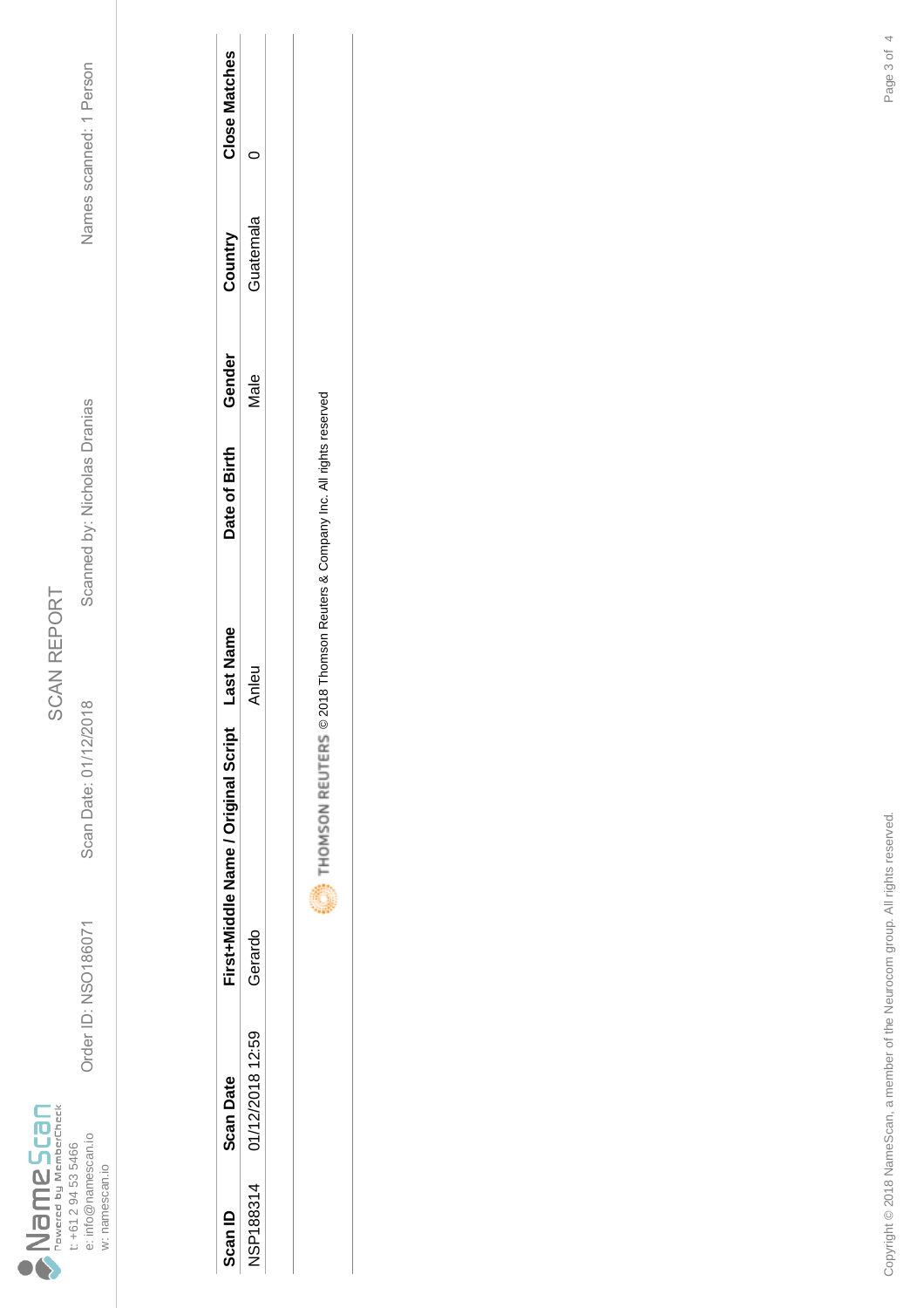NameScan
Powered by MemberCheck
t: +61 2 94 53 5466
e: info@namescan.io
w: namescan.io

# SCAN REPORT

Order ID: NSO186071 Scan Date: 01/12/2018 Scanned by: Nicholas Dranias Names scanned: 1 Person

| Scan ID | Scan Date | First+Middle Name / Original Script | Last Name | Date of Birth | Gender | Country | Close Matches |
|---|---|---|---|---|---|---|---|
| NSP188314 | 01/12/2018 12:59 | Gerardo | Anleu | | Male | Guatemala | 0 |

THOMSON REUTERS © 2018 Thomson Reuters & Company Inc. All rights reserved

Copyright © 2018 NameScan, a member of the Neurocom group. All rights reserved.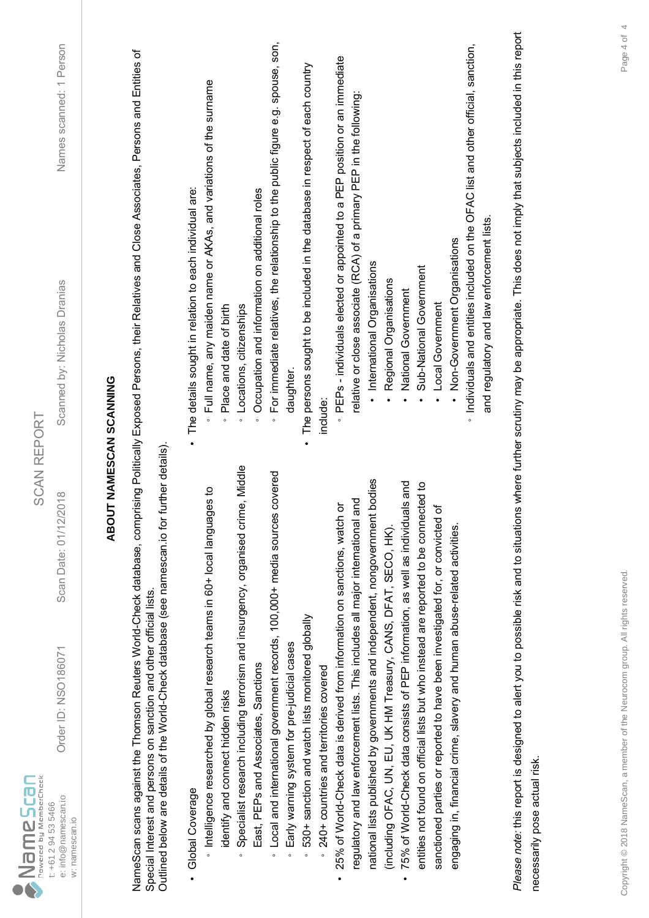## ABOUT NAMESCAN SCANNING

NameScan scans against the Thomson Reuters World-Check database, comprising Politically Exposed Persons, their Relatives and Close Associates, Persons and Entities of Special Interest and persons on sanction and other official lists.
Outlined below are details of the World-Check database (see namescan.io for further details).

- Global Coverage
  - Intelligence researched by global research teams in 60+ local languages to identify and connect hidden risks
  - Specialist research including terrorism and insurgency, organised crime, Middle East, PEPs and Associates, Sanctions
  - Local and international government records, 100,000+ media sources covered
  - Early warning system for pre-judicial cases
  - 530+ sanction and watch lists monitored globally
  - 240+ countries and territories covered
- 25% of World-Check data is derived from information on sanctions, watch or regulatory and law enforcement lists. This includes all major international and national lists published by governments and independent, nongovernment bodies (including OFAC, UN, EU, UK HM Treasury, CANS, DFAT, SECO, HK).
- 75% of World-Check data consists of PEP information, as well as individuals and entities not found on official lists but who instead are reported to be connected to sanctioned parties or reported to have been investigated for, or convicted of engaging in, financial crime, slavery and human abuse-related activities.
- The details sought in relation to each individual are:
  - Full name, any maiden name or AKAs, and variations of the surname
  - Place and date of birth
  - Locations, citizenships
  - Occupation and information on additional roles
  - For immediate relatives, the relationship to the public figure e.g. spouse, son, daughter.
- The persons sought to be included in the database in respect of each country include:
  - PEPs - individuals elected or appointed to a PEP position or an immediate relative or close associate (RCA) of a primary PEP in the following:
    - International Organisations
    - Regional Organisations
    - National Government
    - Sub-National Government
    - Local Government
    - Non-Government Organisations
  - Individuals and entities included on the OFAC list and other official, sanction, and regulatory and law enforcement lists.

*Please note:* this report is designed to alert you to possible risk and to situations where further scrutiny may be appropriate. This does not imply that subjects included in this report necessarily pose actual risk.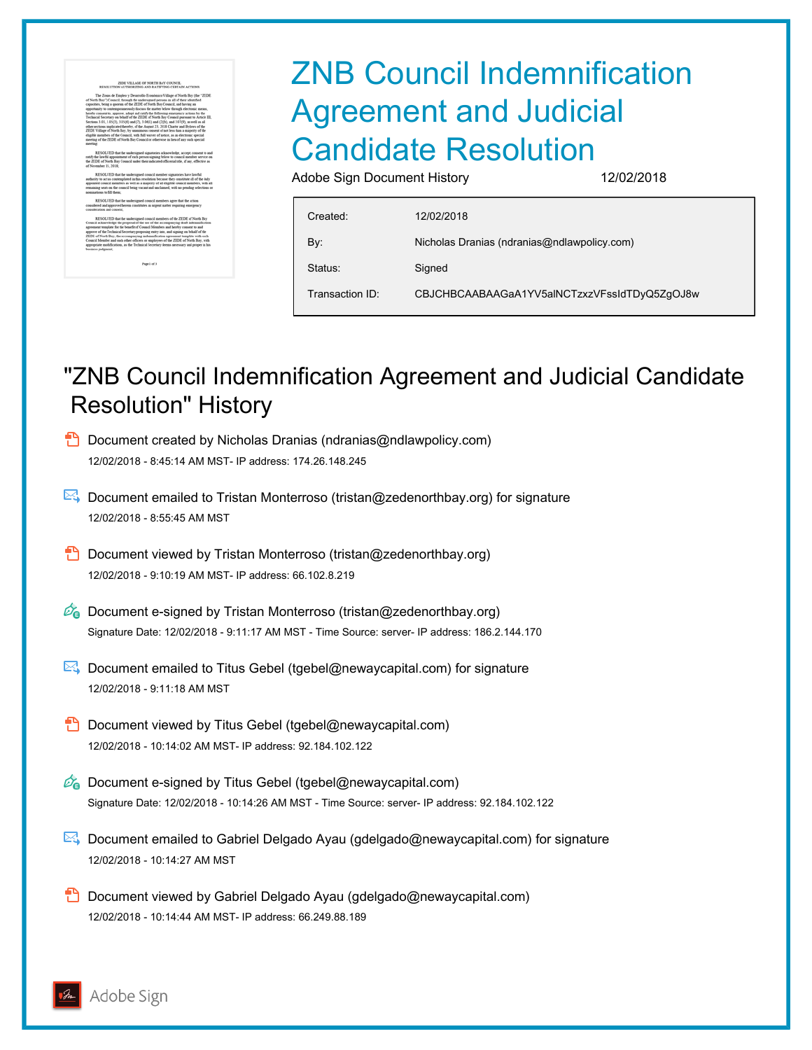# ZNB Council Indemnification Agreement and Judicial Candidate Resolution

Adobe Sign Document History 12/02/2018

| | |
|---|---|
| Created: | 12/02/2018 |
| By: | Nicholas Dranias (ndranias@ndlawpolicy.com) |
| Status: | Signed |
| Transaction ID: | CBJCHBCAABAAGaA1YV5alNCTzxzVFssIdTDyQ5ZgOJ8w |

## "ZNB Council Indemnification Agreement and Judicial Candidate Resolution" History

Document created by Nicholas Dranias (ndranias@ndlawpolicy.com)
12/02/2018 - 8:45:14 AM MST- IP address: 174.26.148.245

Document emailed to Tristan Monterroso (tristan@zedenorthbay.org) for signature
12/02/2018 - 8:55:45 AM MST

Document viewed by Tristan Monterroso (tristan@zedenorthbay.org)
12/02/2018 - 9:10:19 AM MST- IP address: 66.102.8.219

Document e-signed by Tristan Monterroso (tristan@zedenorthbay.org)
Signature Date: 12/02/2018 - 9:11:17 AM MST - Time Source: server- IP address: 186.2.144.170

Document emailed to Titus Gebel (tgebel@newaycapital.com) for signature
12/02/2018 - 9:11:18 AM MST

Document viewed by Titus Gebel (tgebel@newaycapital.com)
12/02/2018 - 10:14:02 AM MST- IP address: 92.184.102.122

Document e-signed by Titus Gebel (tgebel@newaycapital.com)
Signature Date: 12/02/2018 - 10:14:26 AM MST - Time Source: server- IP address: 92.184.102.122

Document emailed to Gabriel Delgado Ayau (gdelgado@newaycapital.com) for signature
12/02/2018 - 10:14:27 AM MST

Document viewed by Gabriel Delgado Ayau (gdelgado@newaycapital.com)
12/02/2018 - 10:14:44 AM MST- IP address: 66.249.88.189

Adobe Sign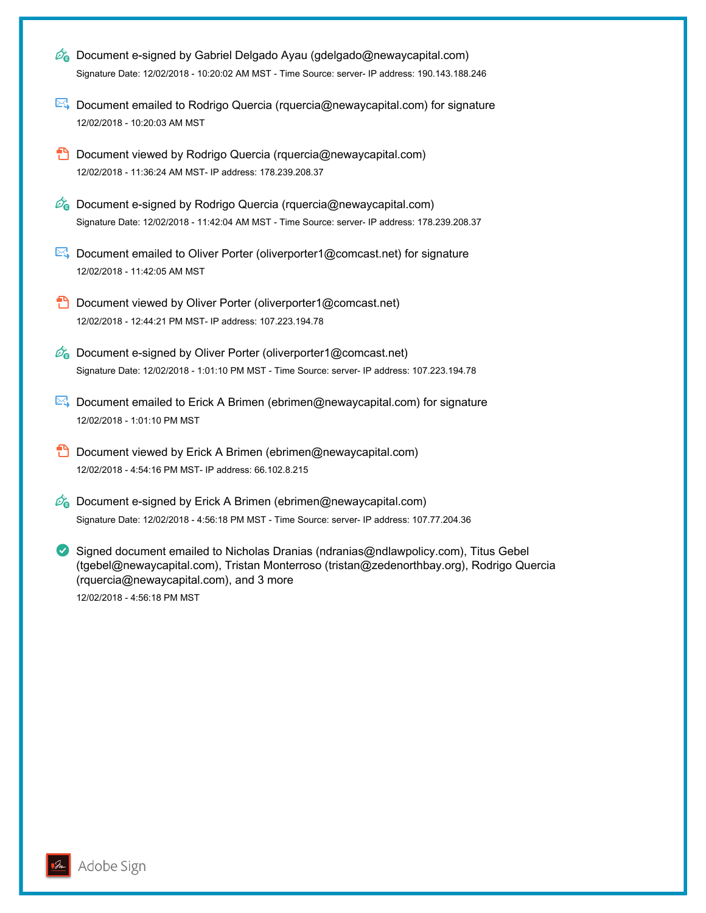Document e-signed by Gabriel Delgado Ayau (gdelgado@newaycapital.com)
Signature Date: 12/02/2018 - 10:20:02 AM MST - Time Source: server- IP address: 190.143.188.246

Document emailed to Rodrigo Quercia (rquercia@newaycapital.com) for signature
12/02/2018 - 10:20:03 AM MST

Document viewed by Rodrigo Quercia (rquercia@newaycapital.com)
12/02/2018 - 11:36:24 AM MST- IP address: 178.239.208.37

Document e-signed by Rodrigo Quercia (rquercia@newaycapital.com)
Signature Date: 12/02/2018 - 11:42:04 AM MST - Time Source: server- IP address: 178.239.208.37

Document emailed to Oliver Porter (oliverporter1@comcast.net) for signature
12/02/2018 - 11:42:05 AM MST

Document viewed by Oliver Porter (oliverporter1@comcast.net)
12/02/2018 - 12:44:21 PM MST- IP address: 107.223.194.78

Document e-signed by Oliver Porter (oliverporter1@comcast.net)
Signature Date: 12/02/2018 - 1:01:10 PM MST - Time Source: server- IP address: 107.223.194.78

Document emailed to Erick A Brimen (ebrimen@newaycapital.com) for signature
12/02/2018 - 1:01:10 PM MST

Document viewed by Erick A Brimen (ebrimen@newaycapital.com)
12/02/2018 - 4:54:16 PM MST- IP address: 66.102.8.215

Document e-signed by Erick A Brimen (ebrimen@newaycapital.com)
Signature Date: 12/02/2018 - 4:56:18 PM MST - Time Source: server- IP address: 107.77.204.36

Signed document emailed to Nicholas Dranias (ndranias@ndlawpolicy.com), Titus Gebel (tgebel@newaycapital.com), Tristan Monterroso (tristan@zedenorthbay.org), Rodrigo Quercia (rquercia@newaycapital.com), and 3 more
12/02/2018 - 4:56:18 PM MST

Adobe Sign